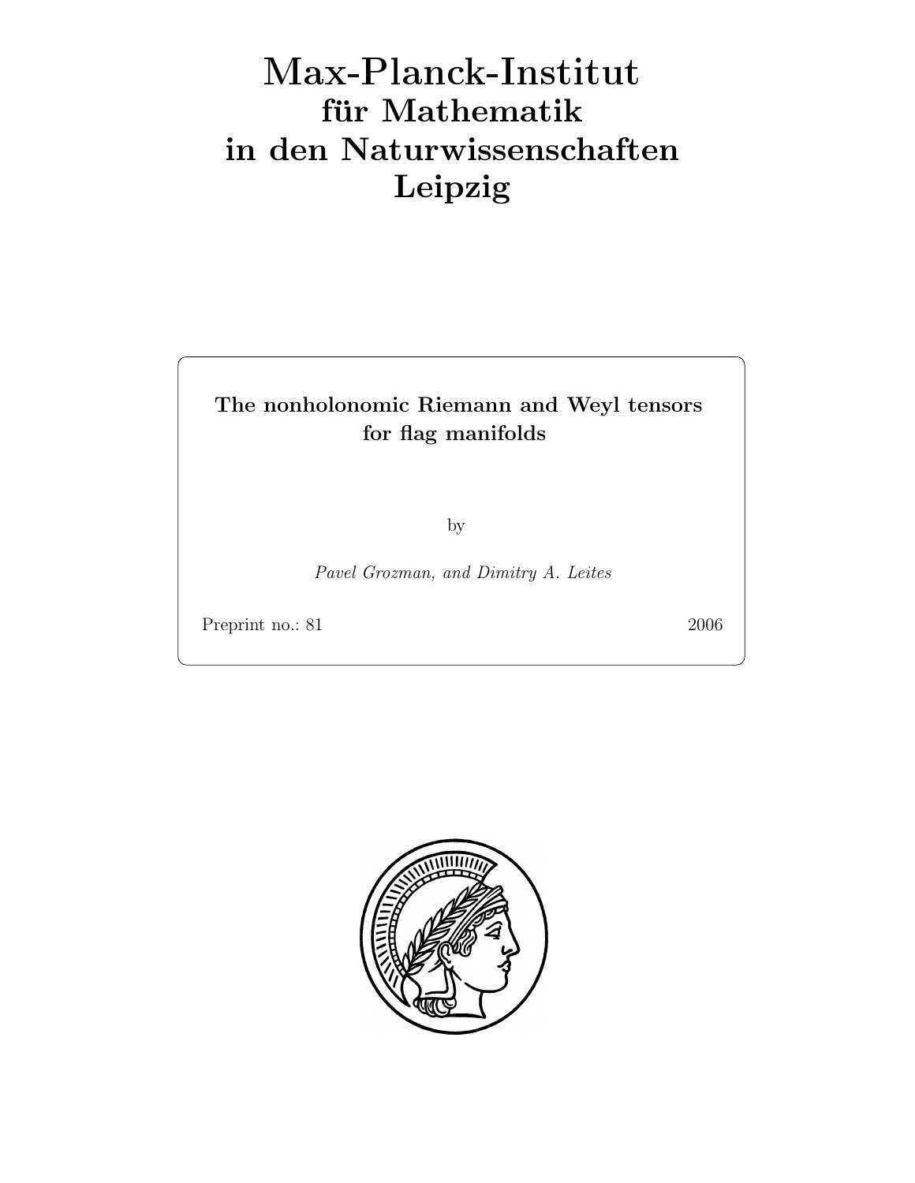# Max-Planck-Institut für Mathematik in den Naturwissenschaften Leipzig

**The nonholonomic Riemann and Weyl tensors for flag manifolds**

by

*Pavel Grozman, and Dimitry A. Leites*

Preprint no.: 81 2006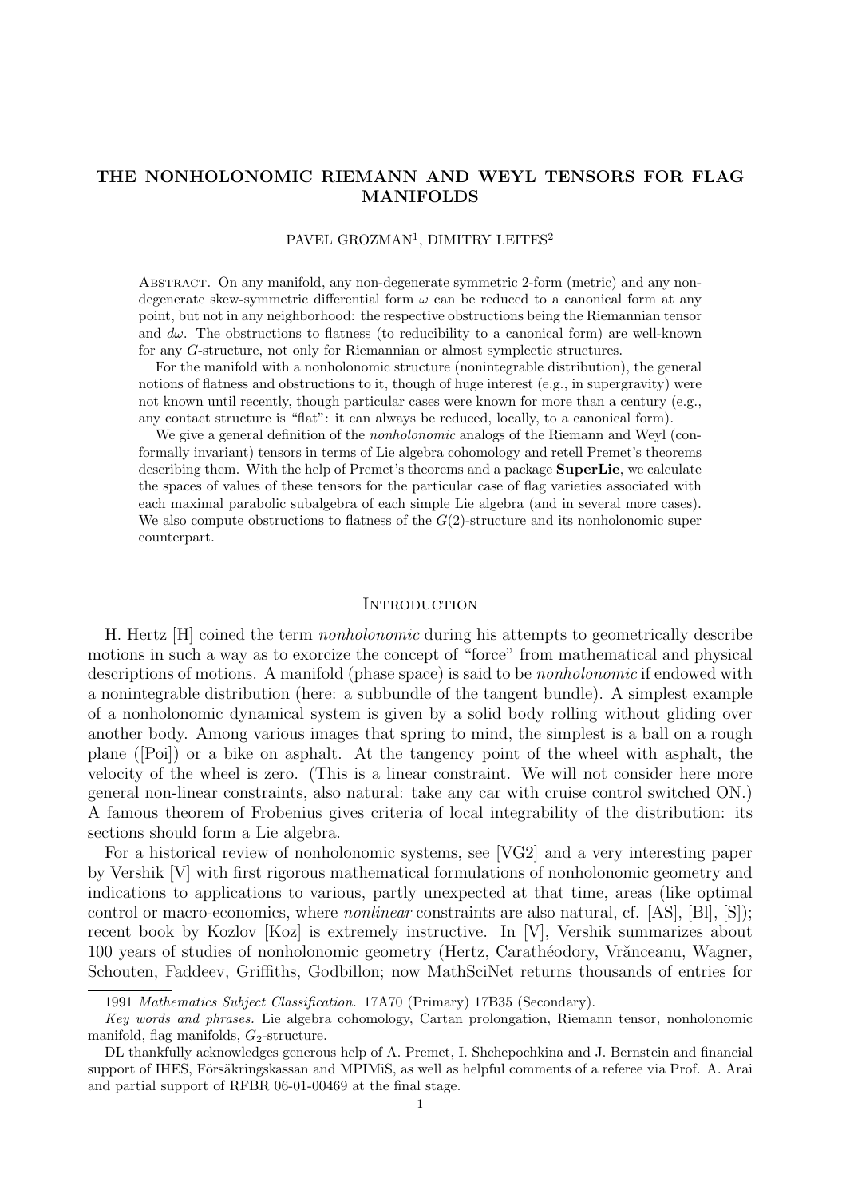# THE NONHOLONOMIC RIEMANN AND WEYL TENSORS FOR FLAG MANIFOLDS

PAVEL GROZMAN[1], DIMITRY LEITES[2]

Abstract. On any manifold, any non-degenerate symmetric 2-form (metric) and any non-degenerate skew-symmetric differential form $\omega$ can be reduced to a canonical form at any point, but not in any neighborhood: the respective obstructions being the Riemannian tensor and $d\omega$. The obstructions to flatness (to reducibility to a canonical form) are well-known for any $G$-structure, not only for Riemannian or almost symplectic structures.

For the manifold with a nonholonomic structure (nonintegrable distribution), the general notions of flatness and obstructions to it, though of huge interest (e.g., in supergravity) were not known until recently, though particular cases were known for more than a century (e.g., any contact structure is "flat": it can always be reduced, locally, to a canonical form).

We give a general definition of the *nonholonomic* analogs of the Riemann and Weyl (conformally invariant) tensors in terms of Lie algebra cohomology and retell Premet's theorems describing them. With the help of Premet's theorems and a package **SuperLie**, we calculate the spaces of values of these tensors for the particular case of flag varieties associated with each maximal parabolic subalgebra of each simple Lie algebra (and in several more cases). We also compute obstructions to flatness of the $G(2)$-structure and its nonholonomic super counterpart.

## Introduction

H. Hertz [H] coined the term *nonholonomic* during his attempts to geometrically describe motions in such a way as to exorcize the concept of "force" from mathematical and physical descriptions of motions. A manifold (phase space) is said to be *nonholonomic* if endowed with a nonintegrable distribution (here: a subbundle of the tangent bundle). A simplest example of a nonholonomic dynamical system is given by a solid body rolling without gliding over another body. Among various images that spring to mind, the simplest is a ball on a rough plane ([Poi]) or a bike on asphalt. At the tangency point of the wheel with asphalt, the velocity of the wheel is zero. (This is a linear constraint. We will not consider here more general non-linear constraints, also natural: take any car with cruise control switched ON.) A famous theorem of Frobenius gives criteria of local integrability of the distribution: its sections should form a Lie algebra.

For a historical review of nonholonomic systems, see [VG2] and a very interesting paper by Vershik [V] with first rigorous mathematical formulations of nonholonomic geometry and indications to applications to various, partly unexpected at that time, areas (like optimal control or macro-economics, where *nonlinear* constraints are also natural, cf. [AS], [Bl], [S]); recent book by Kozlov [Koz] is extremely instructive. In [V], Vershik summarizes about 100 years of studies of nonholonomic geometry (Hertz, Carathéodory, Vrănceanu, Wagner, Schouten, Faddeev, Griffiths, Godbillon; now MathSciNet returns thousands of entries for

---

1991 *Mathematics Subject Classification.* 17A70 (Primary) 17B35 (Secondary).

*Key words and phrases.* Lie algebra cohomology, Cartan prolongation, Riemann tensor, nonholonomic manifold, flag manifolds, $G_2$-structure.

DL thankfully acknowledges generous help of A. Premet, I. Shchepochkina and J. Bernstein and financial support of IHES, Försäkringskassan and MPIMiS, as well as helpful comments of a referee via Prof. A. Arai and partial support of RFBR 06-01-00469 at the final stage.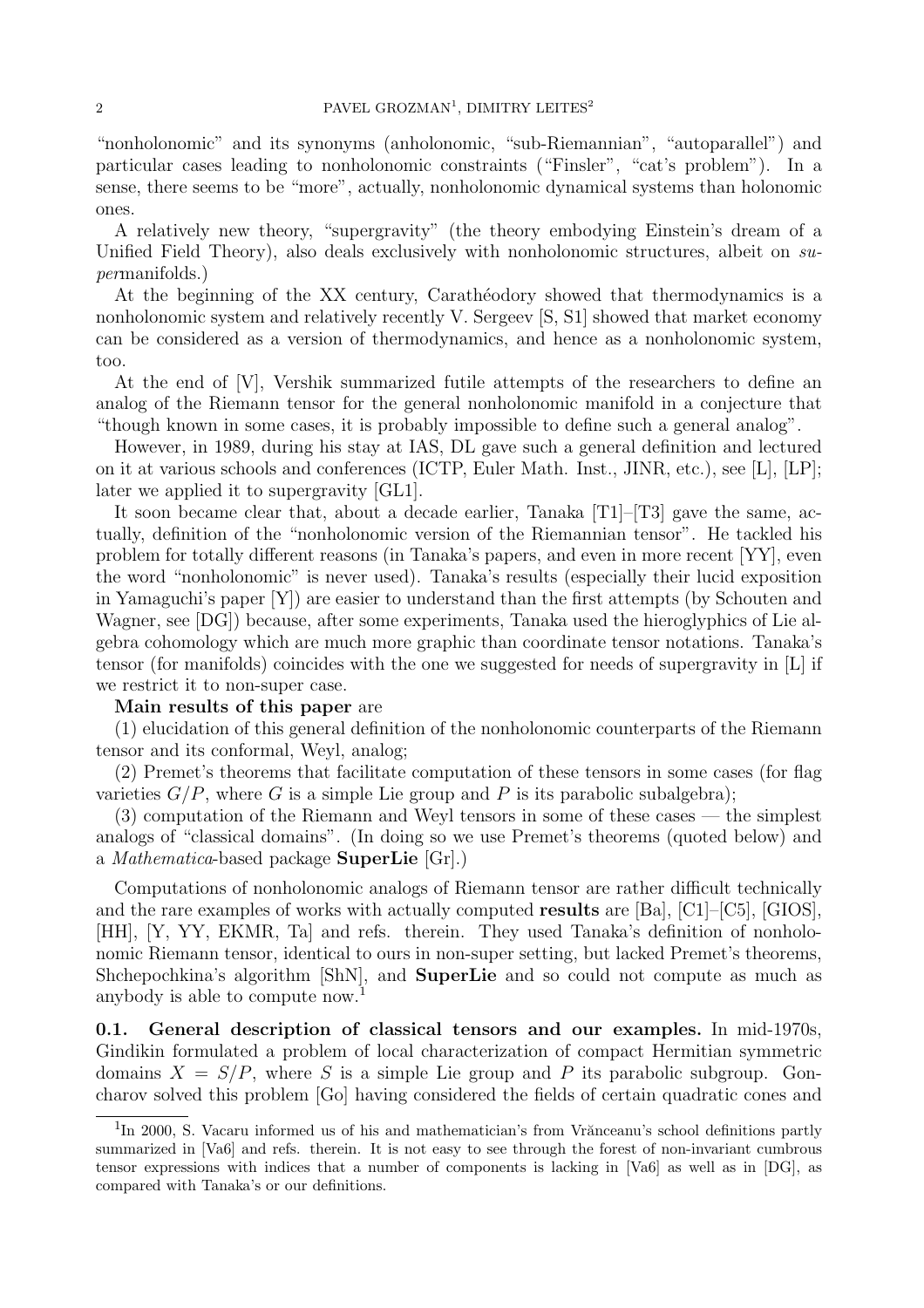"nonholonomic" and its synonyms (anholonomic, "sub-Riemannian", "autoparallel") and particular cases leading to nonholonomic constraints ("Finsler", "cat's problem"). In a sense, there seems to be "more", actually, nonholonomic dynamical systems than holonomic ones.

A relatively new theory, "supergravity" (the theory embodying Einstein's dream of a Unified Field Theory), also deals exclusively with nonholonomic structures, albeit on *super*manifolds.)

At the beginning of the XX century, Carathéodory showed that thermodynamics is a nonholonomic system and relatively recently V. Sergeev [S, S1] showed that market economy can be considered as a version of thermodynamics, and hence as a nonholonomic system, too.

At the end of [V], Vershik summarized futile attempts of the researchers to define an analog of the Riemann tensor for the general nonholonomic manifold in a conjecture that "though known in some cases, it is probably impossible to define such a general analog".

However, in 1989, during his stay at IAS, DL gave such a general definition and lectured on it at various schools and conferences (ICTP, Euler Math. Inst., JINR, etc.), see [L], [LP]; later we applied it to supergravity [GL1].

It soon became clear that, about a decade earlier, Tanaka [T1]–[T3] gave the same, actually, definition of the "nonholonomic version of the Riemannian tensor". He tackled his problem for totally different reasons (in Tanaka's papers, and even in more recent [YY], even the word "nonholonomic" is never used). Tanaka's results (especially their lucid exposition in Yamaguchi's paper [Y]) are easier to understand than the first attempts (by Schouten and Wagner, see [DG]) because, after some experiments, Tanaka used the hieroglyphics of Lie algebra cohomology which are much more graphic than coordinate tensor notations. Tanaka's tensor (for manifolds) coincides with the one we suggested for needs of supergravity in [L] if we restrict it to non-super case.

**Main results of this paper** are

(1) elucidation of this general definition of the nonholonomic counterparts of the Riemann tensor and its conformal, Weyl, analog;

(2) Premet's theorems that facilitate computation of these tensors in some cases (for flag varieties $G/P$, where $G$ is a simple Lie group and $P$ is its parabolic subalgebra);

(3) computation of the Riemann and Weyl tensors in some of these cases — the simplest analogs of "classical domains". (In doing so we use Premet's theorems (quoted below) and a *Mathematica*-based package **SuperLie** [Gr].)

Computations of nonholonomic analogs of Riemann tensor are rather difficult technically and the rare examples of works with actually computed **results** are [Ba], [C1]–[C5], [GIOS], [HH], [Y, YY, EKMR, Ta] and refs. therein. They used Tanaka's definition of nonholonomic Riemann tensor, identical to ours in non-super setting, but lacked Premet's theorems, Shchepochkina's algorithm [ShN], and **SuperLie** and so could not compute as much as anybody is able to compute now.[1]

**0.1. General description of classical tensors and our examples.** In mid-1970s, Gindikin formulated a problem of local characterization of compact Hermitian symmetric domains $X = S/P$, where $S$ is a simple Lie group and $P$ its parabolic subgroup. Goncharov solved this problem [Go] having considered the fields of certain quadratic cones and

[1] In 2000, S. Vacaru informed us of his and mathematician's from Vrănceanu's school definitions partly summarized in [Va6] and refs. therein. It is not easy to see through the forest of non-invariant cumbrous tensor expressions with indices that a number of components is lacking in [Va6] as well as in [DG], as compared with Tanaka's or our definitions.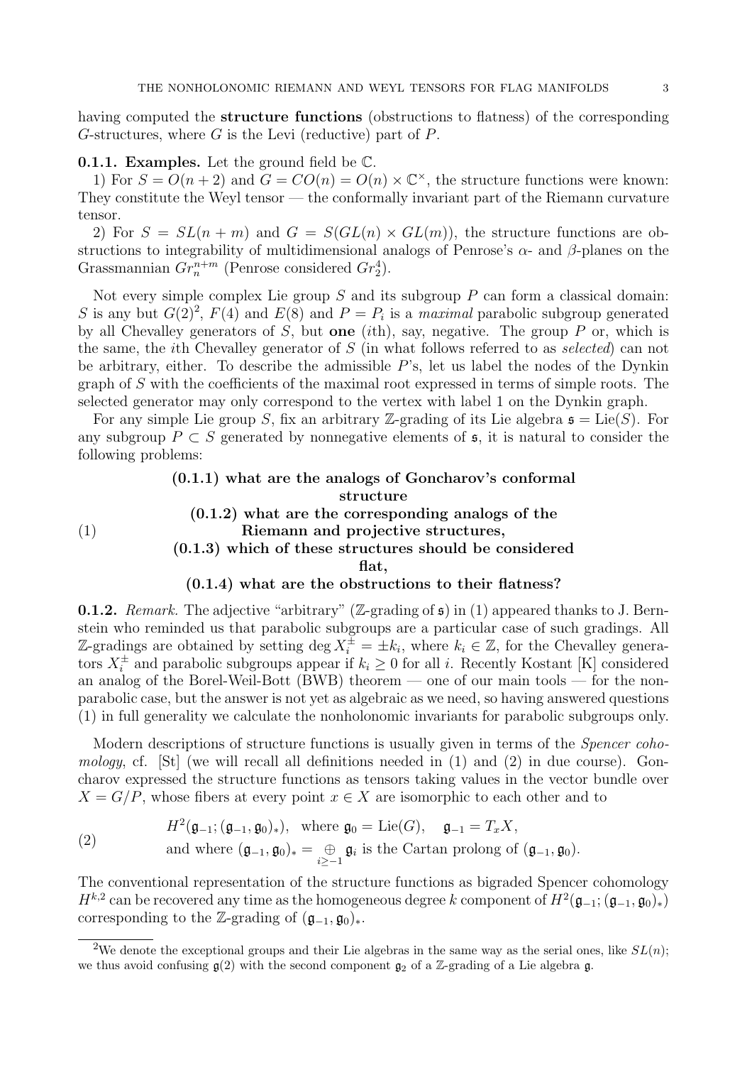having computed the **structure functions** (obstructions to flatness) of the corresponding $G$-structures, where $G$ is the Levi (reductive) part of $P$.

**0.1.1. Examples.** Let the ground field be $\mathbb{C}$.

1) For $S = O(n+2)$ and $G = CO(n) = O(n) \times \mathbb{C}^\times$, the structure functions were known: They constitute the Weyl tensor — the conformally invariant part of the Riemann curvature tensor.

2) For $S = SL(n+m)$ and $G = S(GL(n) \times GL(m))$, the structure functions are obstructions to integrability of multidimensional analogs of Penrose's $\alpha$- and $\beta$-planes on the Grassmannian $Gr_n^{n+m}$ (Penrose considered $Gr_2^4$).

Not every simple complex Lie group $S$ and its subgroup $P$ can form a classical domain: $S$ is any but $G(2)$[2], $F(4)$ and $E(8)$ and $P = P_i$ is a *maximal* parabolic subgroup generated by all Chevalley generators of $S$, but **one** ($i$th), say, negative. The group $P$ or, which is the same, the $i$th Chevalley generator of $S$ (in what follows referred to as *selected*) can not be arbitrary, either. To describe the admissible $P$'s, let us label the nodes of the Dynkin graph of $S$ with the coefficients of the maximal root expressed in terms of simple roots. The selected generator may only correspond to the vertex with label 1 on the Dynkin graph.

For any simple Lie group $S$, fix an arbitrary $\mathbb{Z}$-grading of its Lie algebra $\mathfrak{s} = \mathrm{Lie}(S)$. For any subgroup $P \subset S$ generated by nonnegative elements of $\mathfrak{s}$, it is natural to consider the following problems:

(1)

**(0.1.1) what are the analogs of Goncharov's conformal structure**

**(0.1.2) what are the corresponding analogs of the Riemann and projective structures,**

**(0.1.3) which of these structures should be considered flat,**

**(0.1.4) what are the obstructions to their flatness?**

**0.1.2.** *Remark.* The adjective "arbitrary" ($\mathbb{Z}$-grading of $\mathfrak{s}$) in (1) appeared thanks to J. Bernstein who reminded us that parabolic subgroups are a particular case of such gradings. All $\mathbb{Z}$-gradings are obtained by setting $\deg X_i^\pm = \pm k_i$, where $k_i \in \mathbb{Z}$, for the Chevalley generators $X_i^\pm$ and parabolic subgroups appear if $k_i \geq 0$ for all $i$. Recently Kostant [K] considered an analog of the Borel-Weil-Bott (BWB) theorem — one of our main tools — for the non-parabolic case, but the answer is not yet as algebraic as we need, so having answered questions (1) in full generality we calculate the nonholonomic invariants for parabolic subgroups only.

Modern descriptions of structure functions is usually given in terms of the *Spencer cohomology*, cf. [St] (we will recall all definitions needed in (1) and (2) in due course). Goncharov expressed the structure functions as tensors taking values in the vector bundle over $X = G/P$, whose fibers at every point $x \in X$ are isomorphic to each other and to

$$
\begin{aligned}
&H^2(\mathfrak{g}_{-1}; (\mathfrak{g}_{-1}, \mathfrak{g}_0)_*), \quad \text{where } \mathfrak{g}_0 = \mathrm{Lie}(G), \quad \mathfrak{g}_{-1} = T_x X, \\
&\text{and where } (\mathfrak{g}_{-1}, \mathfrak{g}_0)_* = \mathop{\oplus}_{i \geq -1} \mathfrak{g}_i \text{ is the Cartan prolong of } (\mathfrak{g}_{-1}, \mathfrak{g}_0).
\end{aligned} \tag{2}
$$

The conventional representation of the structure functions as bigraded Spencer cohomology $H^{k,2}$ can be recovered any time as the homogeneous degree $k$ component of $H^2(\mathfrak{g}_{-1}; (\mathfrak{g}_{-1}, \mathfrak{g}_0)_*)$ corresponding to the $\mathbb{Z}$-grading of $(\mathfrak{g}_{-1}, \mathfrak{g}_0)_*$.

[2] We denote the exceptional groups and their Lie algebras in the same way as the serial ones, like $SL(n)$; we thus avoid confusing $\mathfrak{g}(2)$ with the second component $\mathfrak{g}_2$ of a $\mathbb{Z}$-grading of a Lie algebra $\mathfrak{g}$.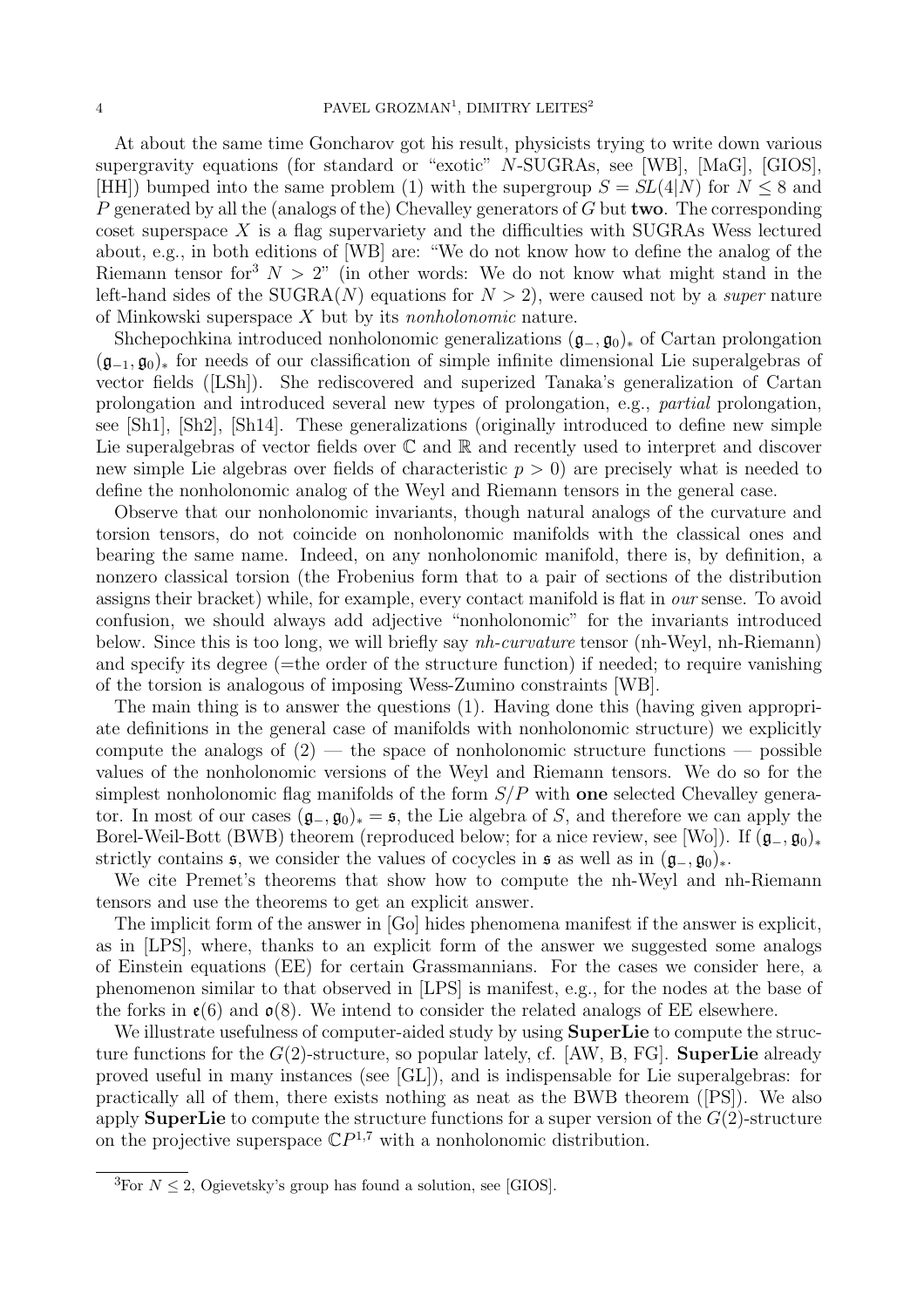At about the same time Goncharov got his result, physicists trying to write down various supergravity equations (for standard or "exotic" $N$-SUGRAs, see [WB], [MaG], [GIOS], [HH]) bumped into the same problem (1) with the supergroup $S = SL(4|N)$ for $N \leq 8$ and $P$ generated by all the (analogs of the) Chevalley generators of $G$ but **two**. The corresponding coset superspace $X$ is a flag supervariety and the difficulties with SUGRAs Wess lectured about, e.g., in both editions of [WB] are: "We do not know how to define the analog of the Riemann tensor for[3] $N > 2$" (in other words: We do not know what might stand in the left-hand sides of the SUGRA($N$) equations for $N > 2$), were caused not by a *super* nature of Minkowski superspace $X$ but by its *nonholonomic* nature.

Shchepochkina introduced nonholonomic generalizations $(\mathfrak{g}_-, \mathfrak{g}_0)_*$ of Cartan prolongation $(\mathfrak{g}_{-1}, \mathfrak{g}_0)_*$ for needs of our classification of simple infinite dimensional Lie superalgebras of vector fields ([LSh]). She rediscovered and superized Tanaka's generalization of Cartan prolongation and introduced several new types of prolongation, e.g., *partial* prolongation, see [Sh1], [Sh2], [Sh14]. These generalizations (originally introduced to define new simple Lie superalgebras of vector fields over $\mathbb{C}$ and $\mathbb{R}$ and recently used to interpret and discover new simple Lie algebras over fields of characteristic $p > 0$) are precisely what is needed to define the nonholonomic analog of the Weyl and Riemann tensors in the general case.

Observe that our nonholonomic invariants, though natural analogs of the curvature and torsion tensors, do not coincide on nonholonomic manifolds with the classical ones and bearing the same name. Indeed, on any nonholonomic manifold, there is, by definition, a nonzero classical torsion (the Frobenius form that to a pair of sections of the distribution assigns their bracket) while, for example, every contact manifold is flat in *our* sense. To avoid confusion, we should always add adjective "nonholonomic" for the invariants introduced below. Since this is too long, we will briefly say *nh-curvature* tensor (nh-Weyl, nh-Riemann) and specify its degree (=the order of the structure function) if needed; to require vanishing of the torsion is analogous of imposing Wess-Zumino constraints [WB].

The main thing is to answer the questions (1). Having done this (having given appropriate definitions in the general case of manifolds with nonholonomic structure) we explicitly compute the analogs of (2) — the space of nonholonomic structure functions — possible values of the nonholonomic versions of the Weyl and Riemann tensors. We do so for the simplest nonholonomic flag manifolds of the form $S/P$ with **one** selected Chevalley generator. In most of our cases $(\mathfrak{g}_-, \mathfrak{g}_0)_* = \mathfrak{s}$, the Lie algebra of $S$, and therefore we can apply the Borel-Weil-Bott (BWB) theorem (reproduced below; for a nice review, see [Wo]). If $(\mathfrak{g}_-, \mathfrak{g}_0)_*$ strictly contains $\mathfrak{s}$, we consider the values of cocycles in $\mathfrak{s}$ as well as in $(\mathfrak{g}_-, \mathfrak{g}_0)_*$.

We cite Premet's theorems that show how to compute the nh-Weyl and nh-Riemann tensors and use the theorems to get an explicit answer.

The implicit form of the answer in [Go] hides phenomena manifest if the answer is explicit, as in [LPS], where, thanks to an explicit form of the answer we suggested some analogs of Einstein equations (EE) for certain Grassmannians. For the cases we consider here, a phenomenon similar to that observed in [LPS] is manifest, e.g., for the nodes at the base of the forks in $\mathfrak{e}(6)$ and $\mathfrak{o}(8)$. We intend to consider the related analogs of EE elsewhere.

We illustrate usefulness of computer-aided study by using **SuperLie** to compute the structure functions for the $G(2)$-structure, so popular lately, cf. [AW, B, FG]. **SuperLie** already proved useful in many instances (see [GL]), and is indispensable for Lie superalgebras: for practically all of them, there exists nothing as neat as the BWB theorem ([PS]). We also apply **SuperLie** to compute the structure functions for a super version of the $G(2)$-structure on the projective superspace $\mathbb{C}P^{1,7}$ with a nonholonomic distribution.

[3] For $N \leq 2$, Ogievetsky's group has found a solution, see [GIOS].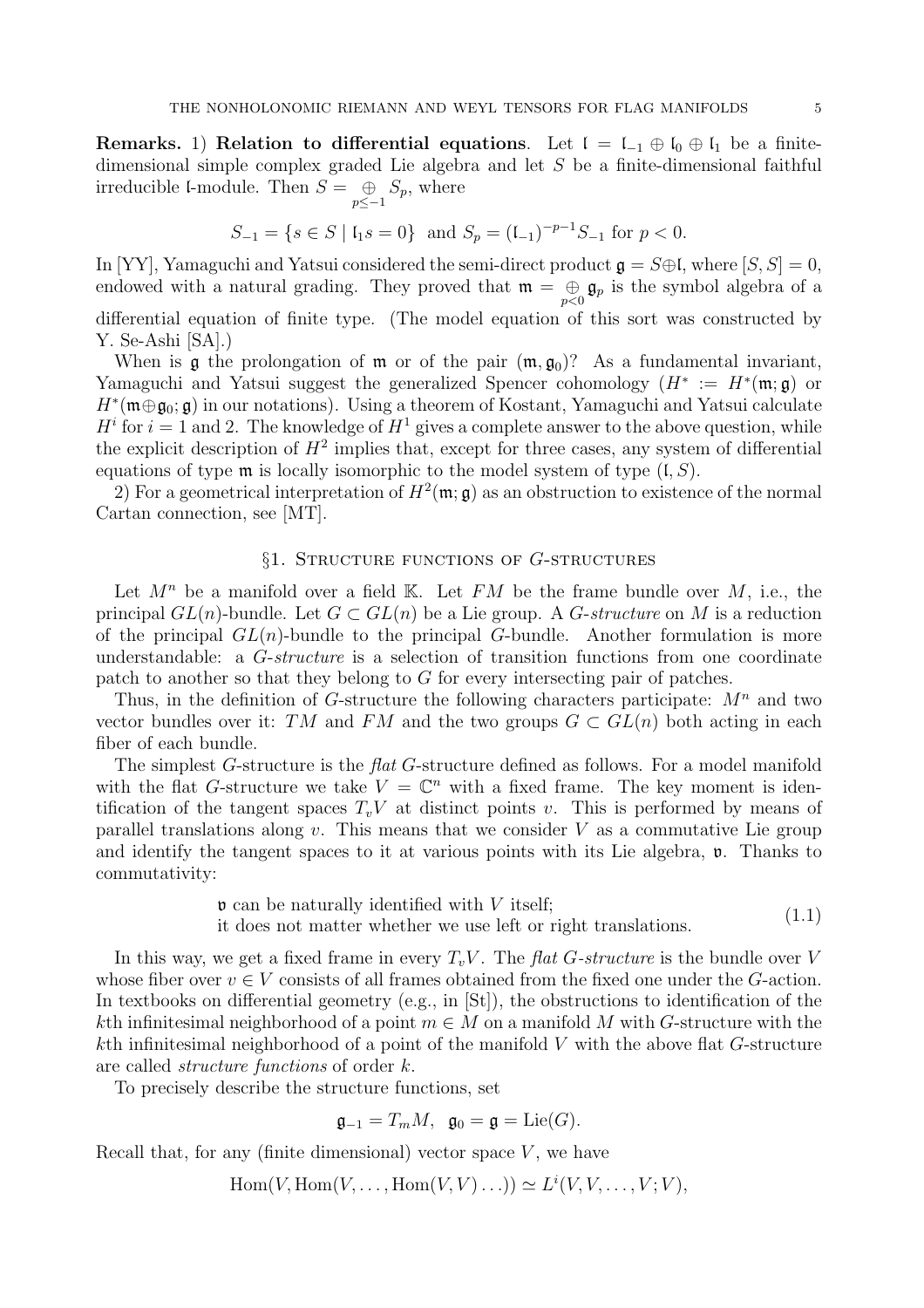**Remarks.** 1) **Relation to differential equations**. Let $\mathfrak{l} = \mathfrak{l}_{-1} \oplus \mathfrak{l}_0 \oplus \mathfrak{l}_1$ be a finite-dimensional simple complex graded Lie algebra and let $S$ be a finite-dimensional faithful irreducible $\mathfrak{l}$-module. Then $S = \mathop{\oplus}\limits_{p \leq -1} S_p$, where

$$S_{-1} = \{s \in S \mid \mathfrak{l}_1 s = 0\} \text{ and } S_p = (\mathfrak{l}_{-1})^{-p-1} S_{-1} \text{ for } p < 0.$$

In [YY], Yamaguchi and Yatsui considered the semi-direct product $\mathfrak{g} = S \oplus \mathfrak{l}$, where $[S, S] = 0$, endowed with a natural grading. They proved that $\mathfrak{m} = \mathop{\oplus}\limits_{p<0} \mathfrak{g}_p$ is the symbol algebra of a differential equation of finite type. (The model equation of this sort was constructed by Y. Se-Ashi [SA].)

When is $\mathfrak{g}$ the prolongation of $\mathfrak{m}$ or of the pair $(\mathfrak{m}, \mathfrak{g}_0)$? As a fundamental invariant, Yamaguchi and Yatsui suggest the generalized Spencer cohomology ($H^* := H^*(\mathfrak{m}; \mathfrak{g})$ or $H^*(\mathfrak{m} \oplus \mathfrak{g}_0; \mathfrak{g})$ in our notations). Using a theorem of Kostant, Yamaguchi and Yatsui calculate $H^i$ for $i = 1$ and 2. The knowledge of $H^1$ gives a complete answer to the above question, while the explicit description of $H^2$ implies that, except for three cases, any system of differential equations of type $\mathfrak{m}$ is locally isomorphic to the model system of type $(\mathfrak{l}, S)$.

2) For a geometrical interpretation of $H^2(\mathfrak{m}; \mathfrak{g})$ as an obstruction to existence of the normal Cartan connection, see [MT].

## §1. Structure functions of $G$-structures

Let $M^n$ be a manifold over a field $\mathbb{K}$. Let $FM$ be the frame bundle over $M$, i.e., the principal $GL(n)$-bundle. Let $G \subset GL(n)$ be a Lie group. A *$G$-structure* on $M$ is a reduction of the principal $GL(n)$-bundle to the principal $G$-bundle. Another formulation is more understandable: a *$G$-structure* is a selection of transition functions from one coordinate patch to another so that they belong to $G$ for every intersecting pair of patches.

Thus, in the definition of $G$-structure the following characters participate: $M^n$ and two vector bundles over it: $TM$ and $FM$ and the two groups $G \subset GL(n)$ both acting in each fiber of each bundle.

The simplest $G$-structure is the *flat* $G$-structure defined as follows. For a model manifold with the flat $G$-structure we take $V = \mathbb{C}^n$ with a fixed frame. The key moment is identification of the tangent spaces $T_v V$ at distinct points $v$. This is performed by means of parallel translations along $v$. This means that we consider $V$ as a commutative Lie group and identify the tangent spaces to it at various points with its Lie algebra, $\mathfrak{v}$. Thanks to commutativity:

$$\begin{array}{l} \mathfrak{v} \text{ can be naturally identified with } V \text{ itself;} \\ \text{it does not matter whether we use left or right translations.} \end{array} \tag{1.1}$$

In this way, we get a fixed frame in every $T_v V$. The *flat $G$-structure* is the bundle over $V$ whose fiber over $v \in V$ consists of all frames obtained from the fixed one under the $G$-action. In textbooks on differential geometry (e.g., in [St]), the obstructions to identification of the $k$th infinitesimal neighborhood of a point $m \in M$ on a manifold $M$ with $G$-structure with the $k$th infinitesimal neighborhood of a point of the manifold $V$ with the above flat $G$-structure are called *structure functions* of order $k$.

To precisely describe the structure functions, set

$$\mathfrak{g}_{-1} = T_m M, \quad \mathfrak{g}_0 = \mathfrak{g} = \mathrm{Lie}(G).$$

Recall that, for any (finite dimensional) vector space $V$, we have

$$\mathrm{Hom}(V, \mathrm{Hom}(V, \ldots, \mathrm{Hom}(V, V) \ldots)) \simeq L^i(V, V, \ldots, V; V),$$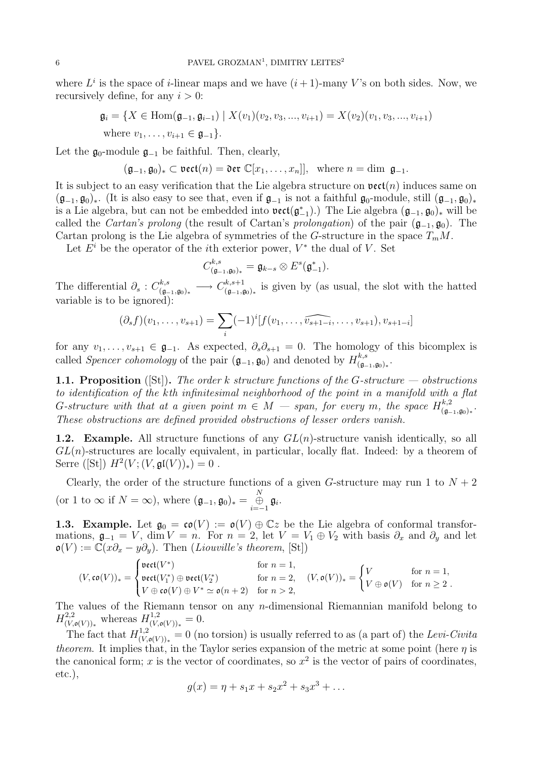where $L^i$ is the space of $i$-linear maps and we have $(i+1)$-many $V$'s on both sides. Now, we recursively define, for any $i > 0$:

$$\mathfrak{g}_i = \{X \in \mathrm{Hom}(\mathfrak{g}_{-1}, \mathfrak{g}_{i-1}) \mid X(v_1)(v_2, v_3, ..., v_{i+1}) = X(v_2)(v_1, v_3, ..., v_{i+1})$$
$$\text{where } v_1, \dots, v_{i+1} \in \mathfrak{g}_{-1}\}.$$

Let the $\mathfrak{g}_0$-module $\mathfrak{g}_{-1}$ be faithful. Then, clearly,

$$(\mathfrak{g}_{-1}, \mathfrak{g}_0)_* \subset \mathfrak{vect}(n) = \mathfrak{der}\, \mathbb{C}[x_1, \dots, x_n]], \quad \text{where } n = \dim\ \mathfrak{g}_{-1}.$$

It is subject to an easy verification that the Lie algebra structure on $\mathfrak{vect}(n)$ induces same on $(\mathfrak{g}_{-1}, \mathfrak{g}_0)_*$. (It is also easy to see that, even if $\mathfrak{g}_{-1}$ is not a faithful $\mathfrak{g}_0$-module, still $(\mathfrak{g}_{-1}, \mathfrak{g}_0)_*$ is a Lie algebra, but can not be embedded into $\mathfrak{vect}(\mathfrak{g}_{-1}^*)$.) The Lie algebra $(\mathfrak{g}_{-1}, \mathfrak{g}_0)_*$ will be called the *Cartan's prolong* (the result of Cartan's *prolongation*) of the pair $(\mathfrak{g}_{-1}, \mathfrak{g}_0)$. The Cartan prolong is the Lie algebra of symmetries of the $G$-structure in the space $T_mM$.

Let $E^i$ be the operator of the $i$th exterior power, $V^*$ the dual of $V$. Set

$$C^{k,s}_{(\mathfrak{g}_{-1}, \mathfrak{g}_0)_*} = \mathfrak{g}_{k-s} \otimes E^s(\mathfrak{g}_{-1}^*).$$

The differential $\partial_s : C^{k,s}_{(\mathfrak{g}_{-1}, \mathfrak{g}_0)_*} \longrightarrow C^{k,s+1}_{(\mathfrak{g}_{-1}, \mathfrak{g}_0)_*}$ is given by (as usual, the slot with the hatted variable is to be ignored):

$$(\partial_s f)(v_1, \dots, v_{s+1}) = \sum_i (-1)^i [f(v_1, \dots, \widehat{v_{s+1-i}}, \dots, v_{s+1}), v_{s+1-i}]$$

for any $v_1, \dots, v_{s+1} \in \mathfrak{g}_{-1}$. As expected, $\partial_s \partial_{s+1} = 0$. The homology of this bicomplex is called *Spencer cohomology* of the pair $(\mathfrak{g}_{-1}, \mathfrak{g}_0)$ and denoted by $H^{k,s}_{(\mathfrak{g}_{-1}, \mathfrak{g}_0)_*}$.

**1.1. Proposition** ([St]). *The order $k$ structure functions of the $G$-structure — obstructions to identification of the $k$th infinitesimal neighborhood of the point in a manifold with a flat $G$-structure with that at a given point $m \in M$ — span, for every $m$, the space $H^{k,2}_{(\mathfrak{g}_{-1}, \mathfrak{g}_0)_*}$. These obstructions are defined provided obstructions of lesser orders vanish.*

**1.2. Example.** All structure functions of any $GL(n)$-structure vanish identically, so all $GL(n)$-structures are locally equivalent, in particular, locally flat. Indeed: by a theorem of Serre ([St]) $H^2(V; (V, \mathfrak{gl}(V))_*) = 0$ .

Clearly, the order of the structure functions of a given $G$-structure may run 1 to $N+2$ (or 1 to $\infty$ if $N = \infty$), where $(\mathfrak{g}_{-1}, \mathfrak{g}_0)_* = \mathop{\oplus}\limits_{i=-1}^{N} \mathfrak{g}_i$.

**1.3. Example.** Let $\mathfrak{g}_0 = \mathfrak{co}(V) := \mathfrak{o}(V) \oplus \mathbb{C}z$ be the Lie algebra of conformal transformations, $\mathfrak{g}_{-1} = V$, $\dim V = n$. For $n = 2$, let $V = V_1 \oplus V_2$ with basis $\partial_x$ and $\partial_y$ and let $\mathfrak{o}(V) := \mathbb{C}(x\partial_x - y\partial_y)$. Then (*Liouville's theorem*, [St])

$$(V, \mathfrak{co}(V))_* = \begin{cases} \mathfrak{vect}(V^*) & \text{for } n = 1, \\ \mathfrak{vect}(V_1^*) \oplus \mathfrak{vect}(V_2^*) & \text{for } n = 2, \\ V \oplus \mathfrak{co}(V) \oplus V^* \simeq \mathfrak{o}(n+2) & \text{for } n > 2, \end{cases} \quad (V, \mathfrak{o}(V))_* = \begin{cases} V & \text{for } n = 1, \\ V \oplus \mathfrak{o}(V) & \text{for } n \geq 2\ . \end{cases}$$

The values of the Riemann tensor on any $n$-dimensional Riemannian manifold belong to $H^{2,2}_{(V, \mathfrak{o}(V))_*}$ whereas $H^{1,2}_{(V, \mathfrak{o}(V))_*} = 0$.

The fact that $H^{1,2}_{(V, \mathfrak{o}(V))_*} = 0$ (no torsion) is usually referred to as (a part of) the *Levi-Civita theorem*. It implies that, in the Taylor series expansion of the metric at some point (here $\eta$ is the canonical form; $x$ is the vector of coordinates, so $x^2$ is the vector of pairs of coordinates, etc.),

$$g(x) = \eta + s_1 x + s_2 x^2 + s_3 x^3 + \dots$$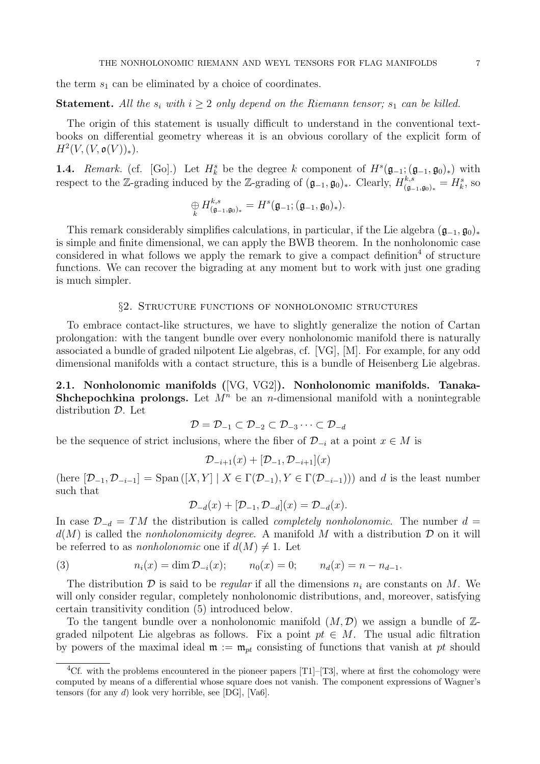the term $s_1$ can be eliminated by a choice of coordinates.

**Statement.** *All the $s_i$ with $i \geq 2$ only depend on the Riemann tensor; $s_1$ can be killed.*

The origin of this statement is usually difficult to understand in the conventional textbooks on differential geometry whereas it is an obvious corollary of the explicit form of $H^2(V, (V, \mathfrak{o}(V))_*)$.

**1.4.** *Remark.* (cf. [Go].) Let $H^s_k$ be the degree $k$ component of $H^s(\mathfrak{g}_{-1}; (\mathfrak{g}_{-1}, \mathfrak{g}_0)_*)$ with respect to the $\mathbb{Z}$-grading induced by the $\mathbb{Z}$-grading of $(\mathfrak{g}_{-1}, \mathfrak{g}_0)_*$. Clearly, $H^{k,s}_{(\mathfrak{g}_{-1}, \mathfrak{g}_0)_*} = H^s_k$, so

$$\bigoplus_k H^{k,s}_{(\mathfrak{g}_{-1}, \mathfrak{g}_0)_*} = H^s(\mathfrak{g}_{-1}; (\mathfrak{g}_{-1}, \mathfrak{g}_0)_*).$$

This remark considerably simplifies calculations, in particular, if the Lie algebra $(\mathfrak{g}_{-1}, \mathfrak{g}_0)_*$ is simple and finite dimensional, we can apply the BWB theorem. In the nonholonomic case considered in what follows we apply the remark to give a compact definition[4] of structure functions. We can recover the bigrading at any moment but to work with just one grading is much simpler.

## §2. Structure functions of nonholonomic structures

To embrace contact-like structures, we have to slightly generalize the notion of Cartan prolongation: with the tangent bundle over every nonholonomic manifold there is naturally associated a bundle of graded nilpotent Lie algebras, cf. [VG], [M]. For example, for any odd dimensional manifolds with a contact structure, this is a bundle of Heisenberg Lie algebras.

**2.1. Nonholonomic manifolds (**[VG, VG2]**). Nonholonomic manifolds. Tanaka-Shchepochkina prolongs.** Let $M^n$ be an $n$-dimensional manifold with a nonintegrable distribution $\mathcal{D}$. Let

$$\mathcal{D} = \mathcal{D}_{-1} \subset \mathcal{D}_{-2} \subset \mathcal{D}_{-3} \cdots \subset \mathcal{D}_{-d}$$

be the sequence of strict inclusions, where the fiber of $\mathcal{D}_{-i}$ at a point $x \in M$ is

$$\mathcal{D}_{-i+1}(x) + [\mathcal{D}_{-1}, \mathcal{D}_{-i+1}](x)$$

(here $[\mathcal{D}_{-1}, \mathcal{D}_{-i-1}] = \operatorname{Span}([X, Y] \mid X \in \Gamma(\mathcal{D}_{-1}), Y \in \Gamma(\mathcal{D}_{-i-1})))$ and $d$ is the least number such that

$$\mathcal{D}_{-d}(x) + [\mathcal{D}_{-1}, \mathcal{D}_{-d}](x) = \mathcal{D}_{-d}(x).$$

In case $\mathcal{D}_{-d} = TM$ the distribution is called *completely nonholonomic*. The number $d = d(M)$ is called the *nonholonomicity degree*. A manifold $M$ with a distribution $\mathcal{D}$ on it will be referred to as *nonholonomic* one if $d(M) \neq 1$. Let

$$n_i(x) = \dim \mathcal{D}_{-i}(x); \qquad n_0(x) = 0; \qquad n_d(x) = n - n_{d-1}. \tag{3}$$

The distribution $\mathcal{D}$ is said to be *regular* if all the dimensions $n_i$ are constants on $M$. We will only consider regular, completely nonholonomic distributions, and, moreover, satisfying certain transitivity condition (5) introduced below.

To the tangent bundle over a nonholonomic manifold $(M, \mathcal{D})$ we assign a bundle of $\mathbb{Z}$-graded nilpotent Lie algebras as follows. Fix a point $pt \in M$. The usual adic filtration by powers of the maximal ideal $\mathfrak{m} := \mathfrak{m}_{pt}$ consisting of functions that vanish at $pt$ should

---

[4] Cf. with the problems encountered in the pioneer papers [T1]–[T3], where at first the cohomology were computed by means of a differential whose square does not vanish. The component expressions of Wagner's tensors (for any $d$) look very horrible, see [DG], [Va6].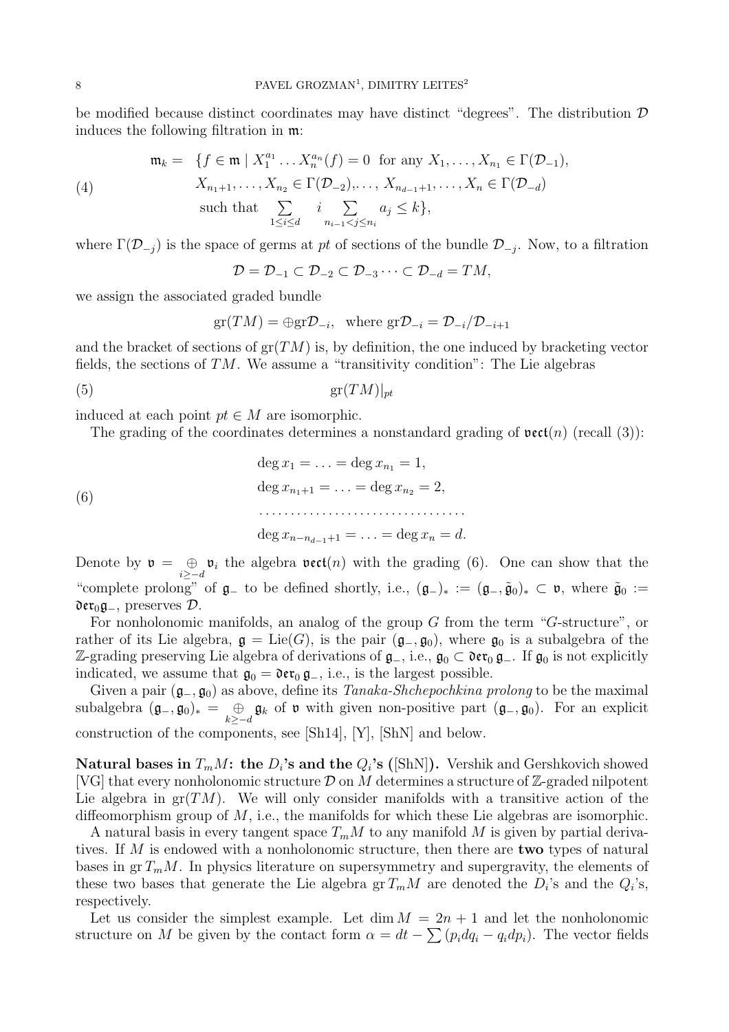be modified because distinct coordinates may have distinct "degrees". The distribution $\mathcal{D}$ induces the following filtration in $\mathfrak{m}$:

$$
\begin{aligned}
\mathfrak{m}_k = \ & \{f \in \mathfrak{m} \mid X_1^{a_1} \dots X_n^{a_n}(f) = 0 \text{ for any } X_1, \dots, X_{n_1} \in \Gamma(\mathcal{D}_{-1}),\\
& X_{n_1+1}, \dots, X_{n_2} \in \Gamma(\mathcal{D}_{-2}), \dots, X_{n_{d-1}+1}, \dots, X_n \in \Gamma(\mathcal{D}_{-d})\\
& \text{such that } \sum_{1\leq i \leq d} i \sum_{n_{i-1}<j\leq n_i} a_j \leq k\},
\end{aligned}
\tag{4}
$$

where $\Gamma(\mathcal{D}_{-j})$ is the space of germs at $pt$ of sections of the bundle $\mathcal{D}_{-j}$. Now, to a filtration

$$
\mathcal{D} = \mathcal{D}_{-1} \subset \mathcal{D}_{-2} \subset \mathcal{D}_{-3} \dots \subset \mathcal{D}_{-d} = TM,
$$

we assign the associated graded bundle

$$
\operatorname{gr}(TM) = \oplus \operatorname{gr}\mathcal{D}_{-i}, \quad \text{where } \operatorname{gr}\mathcal{D}_{-i} = \mathcal{D}_{-i}/\mathcal{D}_{-i+1}
$$

and the bracket of sections of $\operatorname{gr}(TM)$ is, by definition, the one induced by bracketing vector fields, the sections of $TM$. We assume a "transitivity condition": The Lie algebras

$$
\operatorname{gr}(TM)|_{pt} \tag{5}
$$

induced at each point $pt \in M$ are isomorphic.

The grading of the coordinates determines a nonstandard grading of $\mathfrak{vect}(n)$ (recall (3)):

$$
\begin{aligned}
&\deg x_1 = \dots = \deg x_{n_1} = 1,\\
&\deg x_{n_1+1} = \dots = \deg x_{n_2} = 2,\\
&\dots\dots\dots\dots\dots\dots\dots\dots\dots\dots\\
&\deg x_{n-n_{d-1}+1} = \dots = \deg x_n = d.
\end{aligned}
\tag{6}
$$

Denote by $\mathfrak{v} = \mathop{\oplus}\limits_{i\geq -d} \mathfrak{v}_i$ the algebra $\mathfrak{vect}(n)$ with the grading (6). One can show that the "complete prolong" of $\mathfrak{g}_-$ to be defined shortly, i.e., $(\mathfrak{g}_-)_* := (\mathfrak{g}_-, \tilde{\mathfrak{g}}_0)_* \subset \mathfrak{v}$, where $\tilde{\mathfrak{g}}_0 := \mathfrak{der}_0\mathfrak{g}_-$, preserves $\mathcal{D}$.

For nonholonomic manifolds, an analog of the group $G$ from the term "$G$-structure", or rather of its Lie algebra, $\mathfrak{g} = \operatorname{Lie}(G)$, is the pair $(\mathfrak{g}_-, \mathfrak{g}_0)$, where $\mathfrak{g}_0$ is a subalgebra of the $\mathbb{Z}$-grading preserving Lie algebra of derivations of $\mathfrak{g}_-$, i.e., $\mathfrak{g}_0 \subset \mathfrak{der}_0\,\mathfrak{g}_-$. If $\mathfrak{g}_0$ is not explicitly indicated, we assume that $\mathfrak{g}_0 = \mathfrak{der}_0\,\mathfrak{g}_-$, i.e., is the largest possible.

Given a pair $(\mathfrak{g}_-, \mathfrak{g}_0)$ as above, define its *Tanaka-Shchepochkina prolong* to be the maximal subalgebra $(\mathfrak{g}_-, \mathfrak{g}_0)_* = \mathop{\oplus}\limits_{k\geq -d} \mathfrak{g}_k$ of $\mathfrak{v}$ with given non-positive part $(\mathfrak{g}_-, \mathfrak{g}_0)$. For an explicit construction of the components, see [Sh14], [Y], [ShN] and below.

**Natural bases in $T_mM$: the $D_i$'s and the $Q_i$'s ([ShN]).** Vershik and Gershkovich showed [VG] that every nonholonomic structure $\mathcal{D}$ on $M$ determines a structure of $\mathbb{Z}$-graded nilpotent Lie algebra in $\operatorname{gr}(TM)$. We will only consider manifolds with a transitive action of the diffeomorphism group of $M$, i.e., the manifolds for which these Lie algebras are isomorphic.

A natural basis in every tangent space $T_mM$ to any manifold $M$ is given by partial derivatives. If $M$ is endowed with a nonholonomic structure, then there are **two** types of natural bases in $\operatorname{gr} T_mM$. In physics literature on supersymmetry and supergravity, the elements of these two bases that generate the Lie algebra $\operatorname{gr} T_mM$ are denoted the $D_i$'s and the $Q_i$'s, respectively.

Let us consider the simplest example. Let $\dim M = 2n+1$ and let the nonholonomic structure on $M$ be given by the contact form $\alpha = dt - \sum (p_idq_i - q_idp_i)$. The vector fields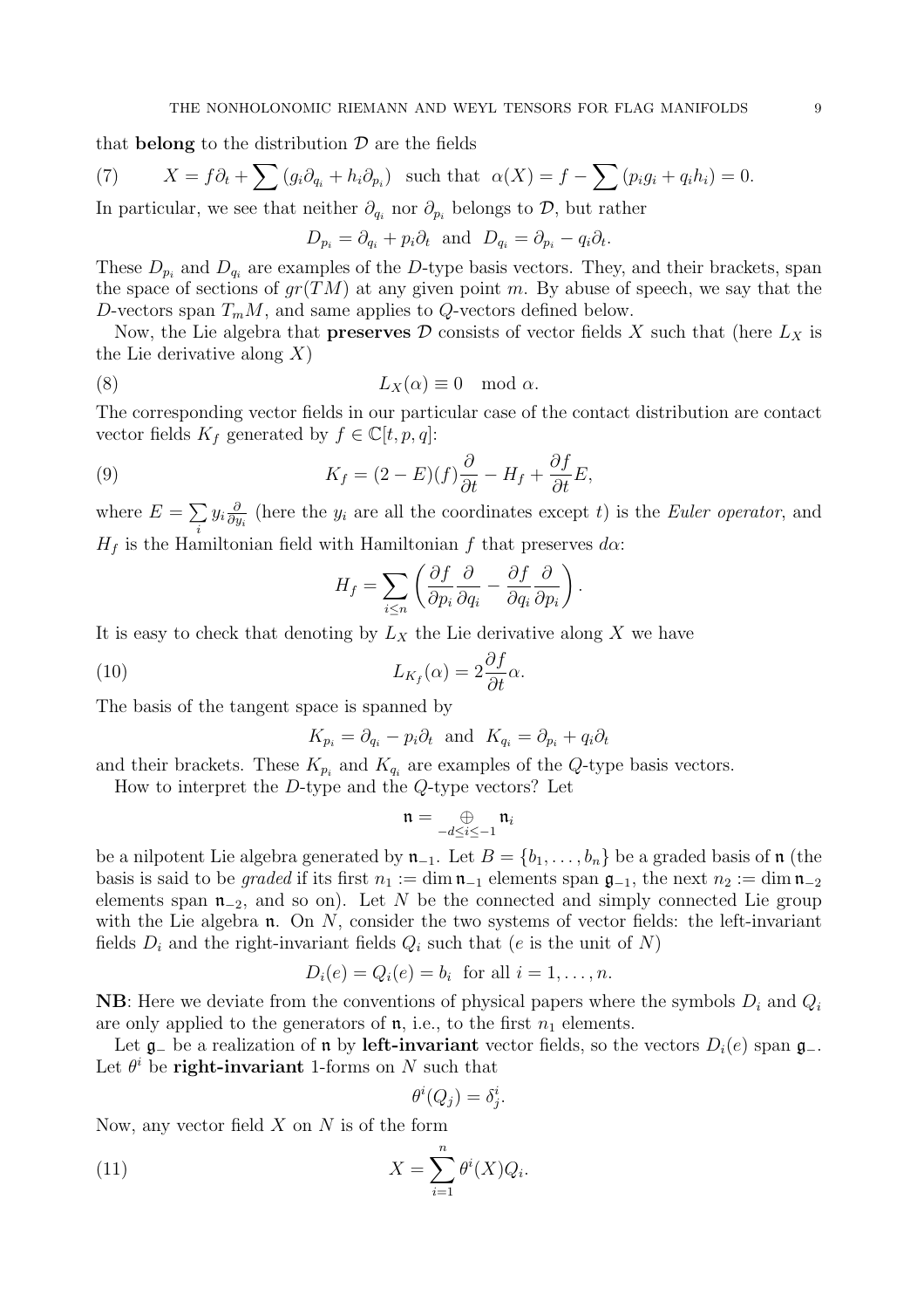that **belong** to the distribution $\mathcal{D}$ are the fields

$$X = f\partial_t + \sum (g_i\partial_{q_i} + h_i\partial_{p_i}) \quad \text{such that} \quad \alpha(X) = f - \sum (p_i g_i + q_i h_i) = 0. \tag{7}$$

In particular, we see that neither $\partial_{q_i}$ nor $\partial_{p_i}$ belongs to $\mathcal{D}$, but rather

$$D_{p_i} = \partial_{q_i} + p_i\partial_t \quad \text{and} \quad D_{q_i} = \partial_{p_i} - q_i\partial_t.$$

These $D_{p_i}$ and $D_{q_i}$ are examples of the $D$-type basis vectors. They, and their brackets, span the space of sections of $gr(TM)$ at any given point $m$. By abuse of speech, we say that the $D$-vectors span $T_mM$, and same applies to $Q$-vectors defined below.

Now, the Lie algebra that **preserves** $\mathcal{D}$ consists of vector fields $X$ such that (here $L_X$ is the Lie derivative along $X$)

$$L_X(\alpha) \equiv 0 \mod \alpha. \tag{8}$$

The corresponding vector fields in our particular case of the contact distribution are contact vector fields $K_f$ generated by $f \in \mathbb{C}[t, p, q]$:

$$K_f = (2 - E)(f)\frac{\partial}{\partial t} - H_f + \frac{\partial f}{\partial t}E, \tag{9}$$

where $E = \sum\limits_i y_i \frac{\partial}{\partial y_i}$ (here the $y_i$ are all the coordinates except $t$) is the *Euler operator*, and $H_f$ is the Hamiltonian field with Hamiltonian $f$ that preserves $d\alpha$:

$$H_f = \sum_{i \leq n} \left( \frac{\partial f}{\partial p_i}\frac{\partial}{\partial q_i} - \frac{\partial f}{\partial q_i}\frac{\partial}{\partial p_i} \right).$$

It is easy to check that denoting by $L_X$ the Lie derivative along $X$ we have

$$L_{K_f}(\alpha) = 2\frac{\partial f}{\partial t}\alpha. \tag{10}$$

The basis of the tangent space is spanned by

$$K_{p_i} = \partial_{q_i} - p_i\partial_t \quad \text{and} \quad K_{q_i} = \partial_{p_i} + q_i\partial_t$$

and their brackets. These $K_{p_i}$ and $K_{q_i}$ are examples of the $Q$-type basis vectors.

How to interpret the $D$-type and the $Q$-type vectors? Let

$$\mathfrak{n} = \mathop{\oplus}_{-d \leq i \leq -1} \mathfrak{n}_i$$

be a nilpotent Lie algebra generated by $\mathfrak{n}_{-1}$. Let $B = \{b_1, \dots, b_n\}$ be a graded basis of $\mathfrak{n}$ (the basis is said to be *graded* if its first $n_1 := \dim \mathfrak{n}_{-1}$ elements span $\mathfrak{g}_{-1}$, the next $n_2 := \dim \mathfrak{n}_{-2}$ elements span $\mathfrak{n}_{-2}$, and so on). Let $N$ be the connected and simply connected Lie group with the Lie algebra $\mathfrak{n}$. On $N$, consider the two systems of vector fields: the left-invariant fields $D_i$ and the right-invariant fields $Q_i$ such that ($e$ is the unit of $N$)

$$D_i(e) = Q_i(e) = b_i \quad \text{for all } i = 1, \dots, n.$$

**NB**: Here we deviate from the conventions of physical papers where the symbols $D_i$ and $Q_i$ are only applied to the generators of $\mathfrak{n}$, i.e., to the first $n_1$ elements.

Let $\mathfrak{g}_-$ be a realization of $\mathfrak{n}$ by **left-invariant** vector fields, so the vectors $D_i(e)$ span $\mathfrak{g}_-$. Let $\theta^i$ be **right-invariant** 1-forms on $N$ such that

$$\theta^i(Q_j) = \delta^i_j.$$

Now, any vector field $X$ on $N$ is of the form

$$X = \sum_{i=1}^{n} \theta^i(X)Q_i. \tag{11}$$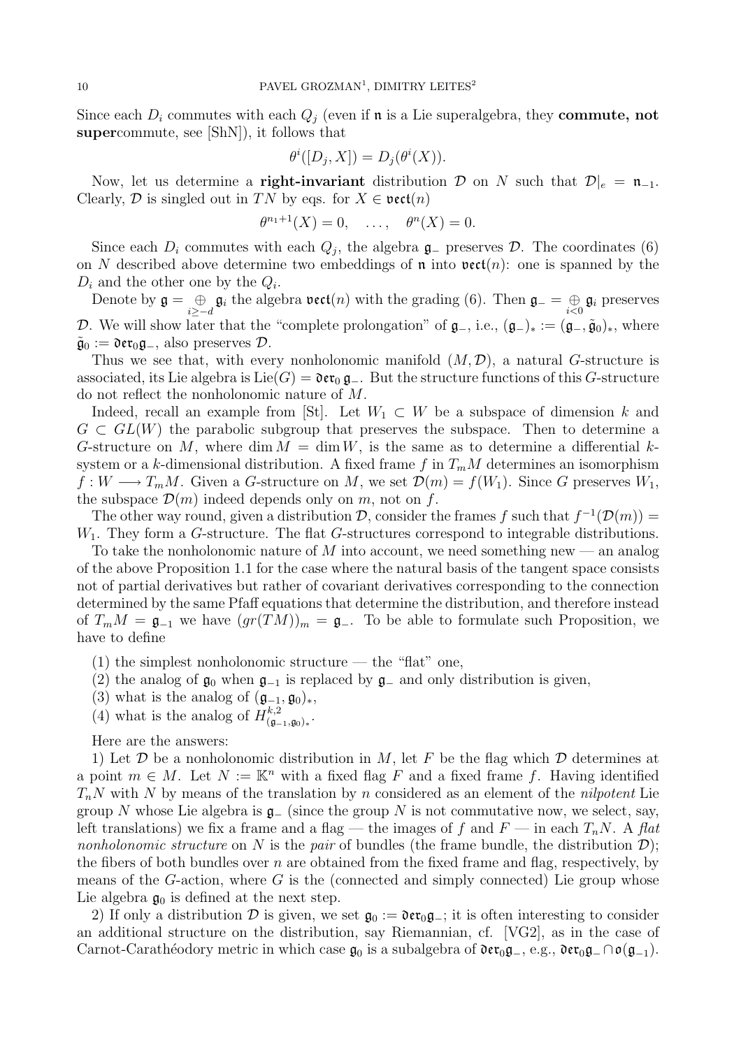Since each $D_i$ commutes with each $Q_j$ (even if $\mathfrak{n}$ is a Lie superalgebra, they **commute, not super**commute, see [ShN]), it follows that

$$\theta^i([D_j, X]) = D_j(\theta^i(X)).$$

Now, let us determine a **right-invariant** distribution $\mathcal{D}$ on $N$ such that $\mathcal{D}|_e = \mathfrak{n}_{-1}$. Clearly, $\mathcal{D}$ is singled out in $TN$ by eqs. for $X \in \mathfrak{vect}(n)$

$$\theta^{n_1+1}(X) = 0, \quad \dots, \quad \theta^n(X) = 0.$$

Since each $D_i$ commutes with each $Q_j$, the algebra $\mathfrak{g}_-$ preserves $\mathcal{D}$. The coordinates (6) on $N$ described above determine two embeddings of $\mathfrak{n}$ into $\mathfrak{vect}(n)$: one is spanned by the $D_i$ and the other one by the $Q_i$.

Denote by $\mathfrak{g} = \mathop{\oplus}\limits_{i\geq -d} \mathfrak{g}_i$ the algebra $\mathfrak{vect}(n)$ with the grading (6). Then $\mathfrak{g}_- = \mathop{\oplus}\limits_{i<0} \mathfrak{g}_i$ preserves $\mathcal{D}$. We will show later that the "complete prolongation" of $\mathfrak{g}_-$, i.e., $(\mathfrak{g}_-)_* := (\mathfrak{g}_-, \tilde{\mathfrak{g}}_0)_*$, where $\tilde{\mathfrak{g}}_0 := \mathfrak{der}_0\mathfrak{g}_-$, also preserves $\mathcal{D}$.

Thus we see that, with every nonholonomic manifold $(M, \mathcal{D})$, a natural $G$-structure is associated, its Lie algebra is $\mathrm{Lie}(G) = \mathfrak{der}_0\, \mathfrak{g}_-$. But the structure functions of this $G$-structure do not reflect the nonholonomic nature of $M$.

Indeed, recall an example from [St]. Let $W_1 \subset W$ be a subspace of dimension $k$ and $G \subset GL(W)$ the parabolic subgroup that preserves the subspace. Then to determine a $G$-structure on $M$, where $\dim M = \dim W$, is the same as to determine a differential $k$-system or a $k$-dimensional distribution. A fixed frame $f$ in $T_mM$ determines an isomorphism $f : W \longrightarrow T_mM$. Given a $G$-structure on $M$, we set $\mathcal{D}(m) = f(W_1)$. Since $G$ preserves $W_1$, the subspace $\mathcal{D}(m)$ indeed depends only on $m$, not on $f$.

The other way round, given a distribution $\mathcal{D}$, consider the frames $f$ such that $f^{-1}(\mathcal{D}(m)) = W_1$. They form a $G$-structure. The flat $G$-structures correspond to integrable distributions.

To take the nonholonomic nature of $M$ into account, we need something new — an analog of the above Proposition 1.1 for the case where the natural basis of the tangent space consists not of partial derivatives but rather of covariant derivatives corresponding to the connection determined by the same Pfaff equations that determine the distribution, and therefore instead of $T_mM = \mathfrak{g}_{-1}$ we have $(gr(TM))_m = \mathfrak{g}_-$. To be able to formulate such Proposition, we have to define

(1) the simplest nonholonomic structure — the "flat" one,
(2) the analog of $\mathfrak{g}_0$ when $\mathfrak{g}_{-1}$ is replaced by $\mathfrak{g}_-$ and only distribution is given,
(3) what is the analog of $(\mathfrak{g}_{-1}, \mathfrak{g}_0)_*$,
(4) what is the analog of $H^{k,2}_{(\mathfrak{g}_{-1}, \mathfrak{g}_0)_*}$.

Here are the answers:

1) Let $\mathcal{D}$ be a nonholonomic distribution in $M$, let $F$ be the flag which $\mathcal{D}$ determines at a point $m \in M$. Let $N := \mathbb{K}^n$ with a fixed flag $F$ and a fixed frame $f$. Having identified $T_nN$ with $N$ by means of the translation by $n$ considered as an element of the *nilpotent* Lie group $N$ whose Lie algebra is $\mathfrak{g}_-$ (since the group $N$ is not commutative now, we select, say, left translations) we fix a frame and a flag — the images of $f$ and $F$ — in each $T_nN$. A *flat nonholonomic structure* on $N$ is the *pair* of bundles (the frame bundle, the distribution $\mathcal{D}$); the fibers of both bundles over $n$ are obtained from the fixed frame and flag, respectively, by means of the $G$-action, where $G$ is the (connected and simply connected) Lie group whose Lie algebra $\mathfrak{g}_0$ is defined at the next step.

2) If only a distribution $\mathcal{D}$ is given, we set $\mathfrak{g}_0 := \mathfrak{der}_0\mathfrak{g}_-$; it is often interesting to consider an additional structure on the distribution, say Riemannian, cf. [VG2], as in the case of Carnot-Carathéodory metric in which case $\mathfrak{g}_0$ is a subalgebra of $\mathfrak{der}_0\mathfrak{g}_-$, e.g., $\mathfrak{der}_0\mathfrak{g}_- \cap \mathfrak{o}(\mathfrak{g}_{-1})$.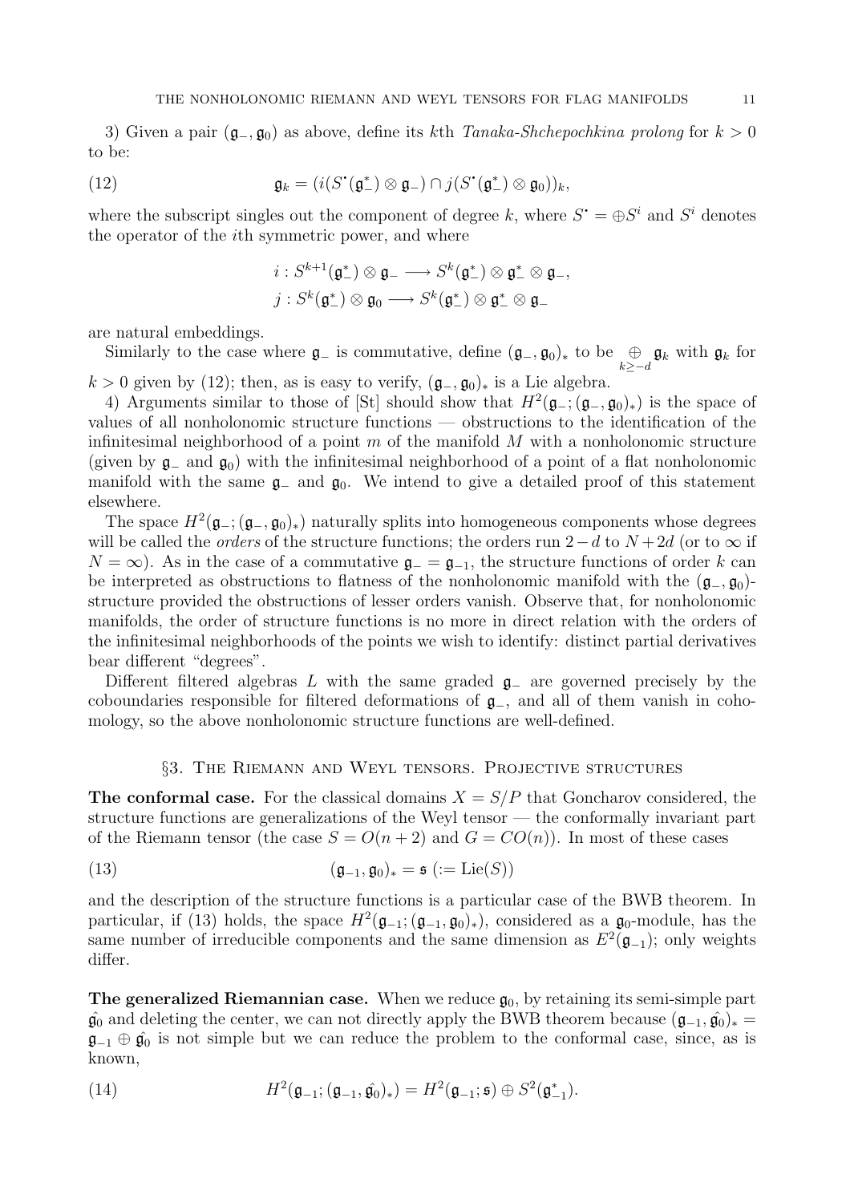3) Given a pair $(\mathfrak{g}_-, \mathfrak{g}_0)$ as above, define its $k$th *Tanaka-Shchepochkina prolong* for $k > 0$ to be:

$$\mathfrak{g}_k = (i(S^{\bullet}(\mathfrak{g}_-^*) \otimes \mathfrak{g}_-) \cap j(S^{\bullet}(\mathfrak{g}_-^*) \otimes \mathfrak{g}_0))_k, \tag{12}$$

where the subscript singles out the component of degree $k$, where $S^{\bullet} = \oplus S^i$ and $S^i$ denotes the operator of the $i$th symmetric power, and where

$$i : S^{k+1}(\mathfrak{g}_-^*) \otimes \mathfrak{g}_- \longrightarrow S^k(\mathfrak{g}_-^*) \otimes \mathfrak{g}_-^* \otimes \mathfrak{g}_-,$$
$$j : S^k(\mathfrak{g}_-^*) \otimes \mathfrak{g}_0 \longrightarrow S^k(\mathfrak{g}_-^*) \otimes \mathfrak{g}_-^* \otimes \mathfrak{g}_-$$

are natural embeddings.

Similarly to the case where $\mathfrak{g}_-$ is commutative, define $(\mathfrak{g}_-, \mathfrak{g}_0)_*$ to be $\underset{k \geq -d}{\oplus} \mathfrak{g}_k$ with $\mathfrak{g}_k$ for $k > 0$ given by (12); then, as is easy to verify, $(\mathfrak{g}_-, \mathfrak{g}_0)_*$ is a Lie algebra.

4) Arguments similar to those of [St] should show that $H^2(\mathfrak{g}_-; (\mathfrak{g}_-, \mathfrak{g}_0)_*)$ is the space of values of all nonholonomic structure functions — obstructions to the identification of the infinitesimal neighborhood of a point $m$ of the manifold $M$ with a nonholonomic structure (given by $\mathfrak{g}_-$ and $\mathfrak{g}_0$) with the infinitesimal neighborhood of a point of a flat nonholonomic manifold with the same $\mathfrak{g}_-$ and $\mathfrak{g}_0$. We intend to give a detailed proof of this statement elsewhere.

The space $H^2(\mathfrak{g}_-; (\mathfrak{g}_-, \mathfrak{g}_0)_*)$ naturally splits into homogeneous components whose degrees will be called the *orders* of the structure functions; the orders run $2 - d$ to $N + 2d$ (or to $\infty$ if $N = \infty$). As in the case of a commutative $\mathfrak{g}_- = \mathfrak{g}_{-1}$, the structure functions of order $k$ can be interpreted as obstructions to flatness of the nonholonomic manifold with the $(\mathfrak{g}_-, \mathfrak{g}_0)$-structure provided the obstructions of lesser orders vanish. Observe that, for nonholonomic manifolds, the order of structure functions is no more in direct relation with the orders of the infinitesimal neighborhoods of the points we wish to identify: distinct partial derivatives bear different "degrees".

Different filtered algebras $L$ with the same graded $\mathfrak{g}_-$ are governed precisely by the coboundaries responsible for filtered deformations of $\mathfrak{g}_-$, and all of them vanish in cohomology, so the above nonholonomic structure functions are well-defined.

## §3. The Riemann and Weyl tensors. Projective structures

**The conformal case.** For the classical domains $X = S/P$ that Goncharov considered, the structure functions are generalizations of the Weyl tensor — the conformally invariant part of the Riemann tensor (the case $S = O(n+2)$ and $G = CO(n)$). In most of these cases

$$(\mathfrak{g}_{-1}, \mathfrak{g}_0)_* = \mathfrak{s} \ (:= \mathrm{Lie}(S)) \tag{13}$$

and the description of the structure functions is a particular case of the BWB theorem. In particular, if (13) holds, the space $H^2(\mathfrak{g}_{-1}; (\mathfrak{g}_{-1}, \mathfrak{g}_0)_*)$, considered as a $\mathfrak{g}_0$-module, has the same number of irreducible components and the same dimension as $E^2(\mathfrak{g}_{-1})$; only weights differ.

**The generalized Riemannian case.** When we reduce $\mathfrak{g}_0$, by retaining its semi-simple part $\hat{\mathfrak{g}_0}$ and deleting the center, we can not directly apply the BWB theorem because $(\mathfrak{g}_{-1}, \hat{\mathfrak{g}_0})_* = \mathfrak{g}_{-1} \oplus \hat{\mathfrak{g}_0}$ is not simple but we can reduce the problem to the conformal case, since, as is known,

$$H^2(\mathfrak{g}_{-1}; (\mathfrak{g}_{-1}, \hat{\mathfrak{g}_0})_*) = H^2(\mathfrak{g}_{-1}; \mathfrak{s}) \oplus S^2(\mathfrak{g}_{-1}^*). \tag{14}$$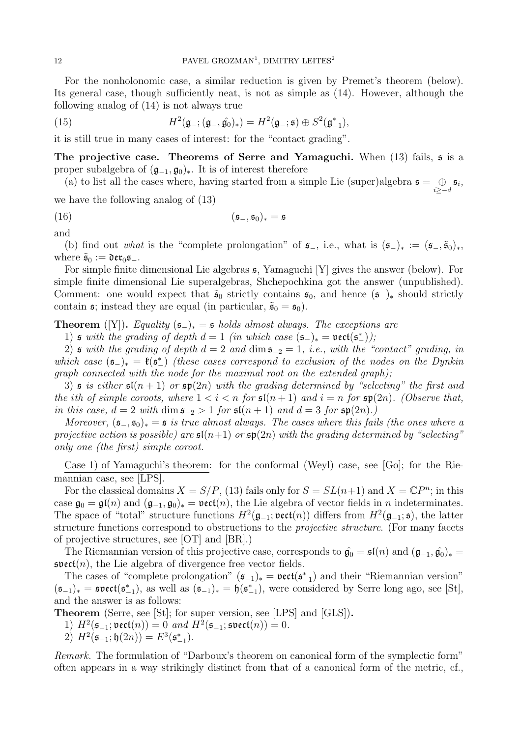For the nonholonomic case, a similar reduction is given by Premet's theorem (below). Its general case, though sufficiently neat, is not as simple as (14). However, although the following analog of (14) is not always true

$$H^2(\mathfrak{g}_-; (\mathfrak{g}_-, \hat{\mathfrak{g}}_0)_*) = H^2(\mathfrak{g}_-; \mathfrak{s}) \oplus S^2(\mathfrak{g}_{-1}^*), \tag{15}$$

it is still true in many cases of interest: for the "contact grading".

**The projective case. Theorems of Serre and Yamaguchi.** When (13) fails, $\mathfrak{s}$ is a proper subalgebra of $(\mathfrak{g}_{-1}, \mathfrak{g}_0)_*$. It is of interest therefore

(a) to list all the cases where, having started from a simple Lie (super)algebra $\mathfrak{s} = \underset{i \geq -d}{\oplus} \mathfrak{s}_i$, we have the following analog of (13)

$$(\mathfrak{s}_-, \mathfrak{s}_0)_* = \mathfrak{s} \tag{16}$$

and

(b) find out *what* is the "complete prolongation" of $\mathfrak{s}_-$, i.e., what is $(\mathfrak{s}_-)_* := (\mathfrak{s}_-, \tilde{\mathfrak{s}}_0)_*$, where $\tilde{\mathfrak{s}}_0 := \mathfrak{der}_0 \mathfrak{s}_-$.

For simple finite dimensional Lie algebras $\mathfrak{s}$, Yamaguchi [Y] gives the answer (below). For simple finite dimensional Lie superalgebras, Shchepochkina got the answer (unpublished). Comment: one would expect that $\tilde{\mathfrak{s}}_0$ strictly contains $\mathfrak{s}_0$, and hence $(\mathfrak{s}_-)_*$ should strictly contain $\mathfrak{s}$; instead they are equal (in particular, $\tilde{\mathfrak{s}}_0 = \mathfrak{s}_0$).

**Theorem** ([Y])**.** *Equality $(\mathfrak{s}_-)_* = \mathfrak{s}$ holds almost always. The exceptions are*

*1) $\mathfrak{s}$ with the grading of depth $d = 1$ (in which case $(\mathfrak{s}_-)_* = \mathfrak{vect}(\mathfrak{s}_-^*)$);*

*2) $\mathfrak{s}$ with the grading of depth $d = 2$ and $\dim \mathfrak{s}_{-2} = 1$, i.e., with the "contact" grading, in which case $(\mathfrak{s}_-)_* = \mathfrak{k}(\mathfrak{s}_-^*)$ (these cases correspond to exclusion of the nodes on the Dynkin graph connected with the node for the maximal root on the extended graph);*

*3) $\mathfrak{s}$ is either $\mathfrak{sl}(n+1)$ or $\mathfrak{sp}(2n)$ with the grading determined by "selecting" the first and the ith of simple coroots, where $1 < i < n$ for $\mathfrak{sl}(n+1)$ and $i = n$ for $\mathfrak{sp}(2n)$. (Observe that, in this case, $d = 2$ with $\dim \mathfrak{s}_{-2} > 1$ for $\mathfrak{sl}(n+1)$ and $d = 3$ for $\mathfrak{sp}(2n)$.)*

*Moreover, $(\mathfrak{s}_-, \mathfrak{s}_0)_* = \mathfrak{s}$ is true almost always. The cases where this fails (the ones where a projective action is possible) are $\mathfrak{sl}(n+1)$ or $\mathfrak{sp}(2n)$ with the grading determined by "selecting" only one (the first) simple coroot.*

Case 1) of Yamaguchi's theorem: for the conformal (Weyl) case, see [Go]; for the Riemannian case, see [LPS].

For the classical domains $X = S/P$, (13) fails only for $S = SL(n+1)$ and $X = \mathbb{C}P^n$; in this case $\mathfrak{g}_0 = \mathfrak{gl}(n)$ and $(\mathfrak{g}_{-1}, \mathfrak{g}_0)_* = \mathfrak{vect}(n)$, the Lie algebra of vector fields in $n$ indeterminates. The space of "total" structure functions $H^2(\mathfrak{g}_{-1}; \mathfrak{vect}(n))$ differs from $H^2(\mathfrak{g}_{-1}; \mathfrak{s})$, the latter structure functions correspond to obstructions to the *projective structure*. (For many facets of projective structures, see [OT] and [BR].)

The Riemannian version of this projective case, corresponds to $\hat{\mathfrak{g}}_0 = \mathfrak{sl}(n)$ and $(\mathfrak{g}_{-1}, \hat{\mathfrak{g}}_0)_* = \mathfrak{svect}(n)$, the Lie algebra of divergence free vector fields.

The cases of "complete prolongation" $(\mathfrak{s}_{-1})_* = \mathfrak{vect}(\mathfrak{s}_{-1}^*)$ and their "Riemannian version" $(\mathfrak{s}_{-1})_* = \mathfrak{svect}(\mathfrak{s}_{-1}^*)$, as well as $(\mathfrak{s}_{-1})_* = \mathfrak{h}(\mathfrak{s}_{-1}^*)$, were considered by Serre long ago, see [St], and the answer is as follows:

**Theorem** (Serre, see [St]; for super version, see [LPS] and [GLS])**.**

*1) $H^2(\mathfrak{s}_{-1}; \mathfrak{vect}(n)) = 0$ and $H^2(\mathfrak{s}_{-1}; \mathfrak{svect}(n)) = 0$.*

*2) $H^2(\mathfrak{s}_{-1}; \mathfrak{h}(2n)) = E^3(\mathfrak{s}_{-1}^*)$.*

*Remark.* The formulation of "Darboux's theorem on canonical form of the symplectic form" often appears in a way strikingly distinct from that of a canonical form of the metric, cf.,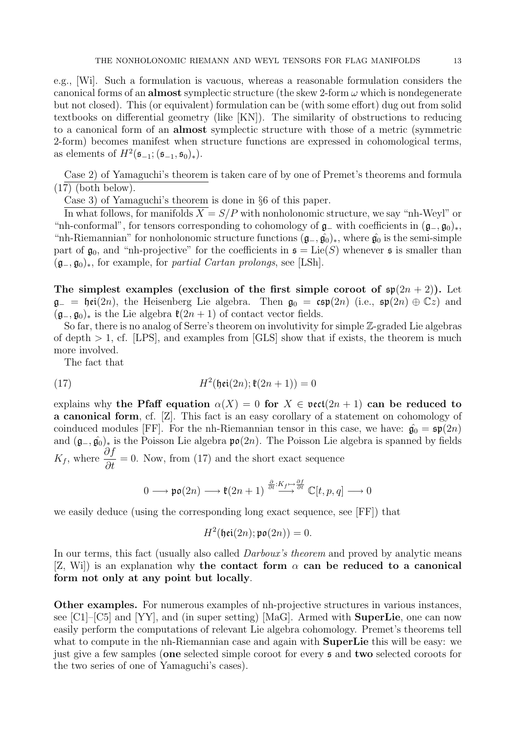e.g., [Wi]. Such a formulation is vacuous, whereas a reasonable formulation considers the canonical forms of an **almost** symplectic structure (the skew 2-form $\omega$ which is nondegenerate but not closed). This (or equivalent) formulation can be (with some effort) dug out from solid textbooks on differential geometry (like [KN]). The similarity of obstructions to reducing to a canonical form of an **almost** symplectic structure with those of a metric (symmetric 2-form) becomes manifest when structure functions are expressed in cohomological terms, as elements of $H^2(\mathfrak{s}_{-1}; (\mathfrak{s}_{-1}, \mathfrak{s}_0)_*)$.

Case 2) of Yamaguchi's theorem is taken care of by one of Premet's theorems and formula (17) (both below).

Case 3) of Yamaguchi's theorem is done in §6 of this paper.

In what follows, for manifolds $X = S/P$ with nonholonomic structure, we say "nh-Weyl" or "nh-conformal", for tensors corresponding to cohomology of $\mathfrak{g}_-$ with coefficients in $(\mathfrak{g}_-, \mathfrak{g}_0)_*$, "nh-Riemannian" for nonholonomic structure functions $(\mathfrak{g}_-, \hat{\mathfrak{g}_0})_*$, where $\hat{\mathfrak{g}_0}$ is the semi-simple part of $\mathfrak{g}_0$, and "nh-projective" for the coefficients in $\mathfrak{s} = \mathrm{Lie}(S)$ whenever $\mathfrak{s}$ is smaller than $(\mathfrak{g}_-, \mathfrak{g}_0)_*$, for example, for *partial Cartan prolongs*, see [LSh].

**The simplest examples (exclusion of the first simple coroot of $\mathfrak{sp}(2n+2)$).** Let $\mathfrak{g}_- = \mathfrak{hei}(2n)$, the Heisenberg Lie algebra. Then $\mathfrak{g}_0 = \mathfrak{csp}(2n)$ (i.e., $\mathfrak{sp}(2n) \oplus \mathbb{C}z$) and $(\mathfrak{g}_-, \mathfrak{g}_0)_*$ is the Lie algebra $\mathfrak{k}(2n+1)$ of contact vector fields.

So far, there is no analog of Serre's theorem on involutivity for simple $\mathbb{Z}$-graded Lie algebras of depth $> 1$, cf. [LPS], and examples from [GLS] show that if exists, the theorem is much more involved.

The fact that

$$H^2(\mathfrak{hei}(2n); \mathfrak{k}(2n+1)) = 0 \tag{17}$$

explains why **the Pfaff equation $\alpha(X) = 0$ for $X \in \mathfrak{vect}(2n+1)$ can be reduced to a canonical form**, cf. [Z]. This fact is an easy corollary of a statement on cohomology of coinduced modules [FF]. For the nh-Riemannian tensor in this case, we have: $\hat{\mathfrak{g}_0} = \mathfrak{sp}(2n)$ and $(\mathfrak{g}_-, \hat{\mathfrak{g}_0})_*$ is the Poisson Lie algebra $\mathfrak{po}(2n)$. The Poisson Lie algebra is spanned by fields $K_f$, where $\dfrac{\partial f}{\partial t} = 0$. Now, from (17) and the short exact sequence

$$0 \longrightarrow \mathfrak{po}(2n) \longrightarrow \mathfrak{k}(2n+1) \overset{\frac{\partial}{\partial t}: K_f \mapsto \frac{\partial f}{\partial t}}{\longrightarrow} \mathbb{C}[t, p, q] \longrightarrow 0$$

we easily deduce (using the corresponding long exact sequence, see [FF]) that

$$H^2(\mathfrak{hei}(2n); \mathfrak{po}(2n)) = 0.$$

In our terms, this fact (usually also called *Darboux's theorem* and proved by analytic means [Z, Wi]) is an explanation why **the contact form $\alpha$ can be reduced to a canonical form not only at any point but locally**.

**Other examples.** For numerous examples of nh-projective structures in various instances, see [C1]–[C5] and [YY], and (in super setting) [MaG]. Armed with **SuperLie**, one can now easily perform the computations of relevant Lie algebra cohomology. Premet's theorems tell what to compute in the nh-Riemannian case and again with **SuperLie** this will be easy: we just give a few samples (**one** selected simple coroot for every $\mathfrak{s}$ and **two** selected coroots for the two series of one of Yamaguchi's cases).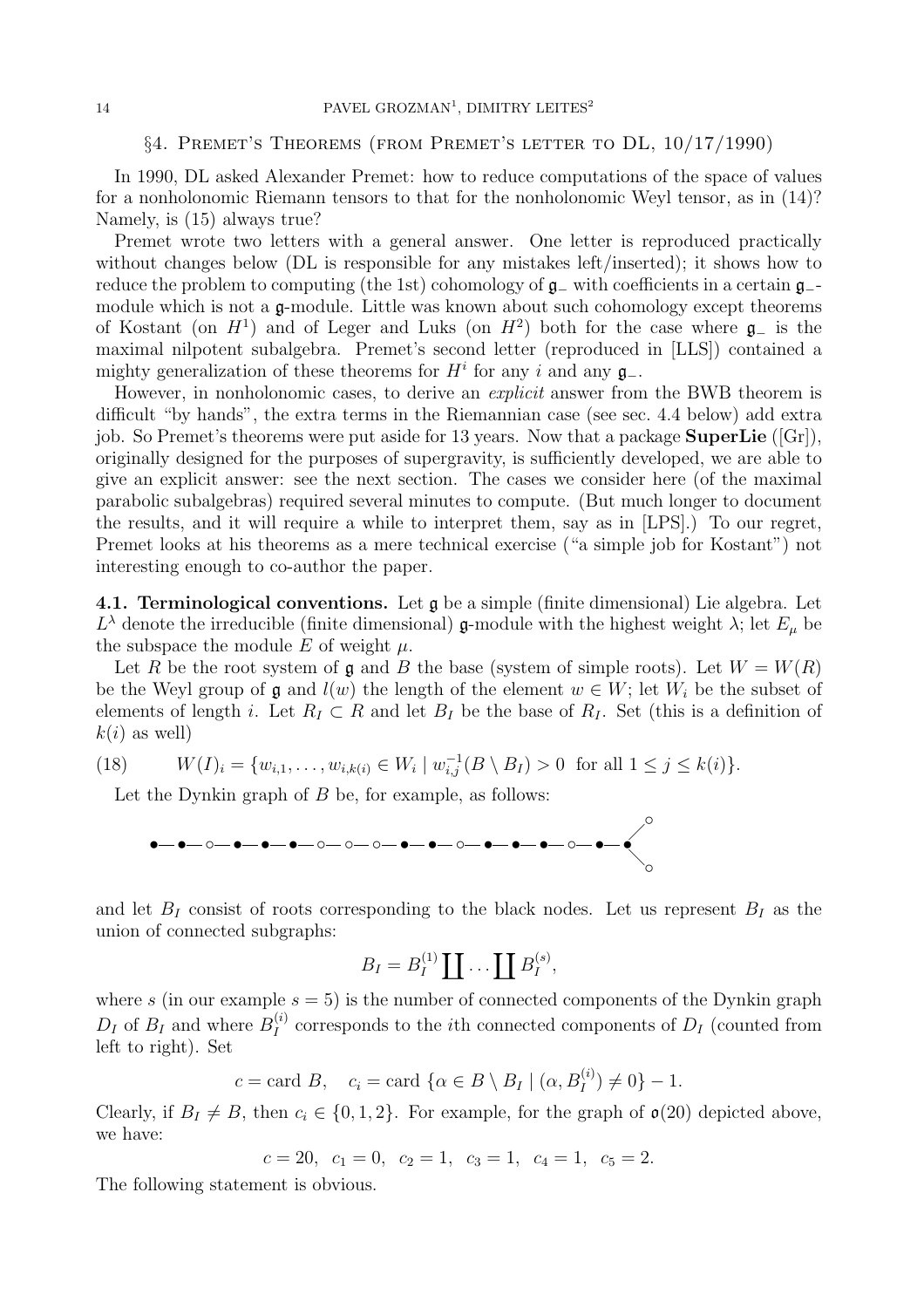## §4. Premet's Theorems (from Premet's letter to DL, 10/17/1990)

In 1990, DL asked Alexander Premet: how to reduce computations of the space of values for a nonholonomic Riemann tensors to that for the nonholonomic Weyl tensor, as in (14)? Namely, is (15) always true?

Premet wrote two letters with a general answer. One letter is reproduced practically without changes below (DL is responsible for any mistakes left/inserted); it shows how to reduce the problem to computing (the 1st) cohomology of $\mathfrak{g}_-$ with coefficients in a certain $\mathfrak{g}_-$-module which is not a $\mathfrak{g}$-module. Little was known about such cohomology except theorems of Kostant (on $H^1$) and of Leger and Luks (on $H^2$) both for the case where $\mathfrak{g}_-$ is the maximal nilpotent subalgebra. Premet's second letter (reproduced in [LLS]) contained a mighty generalization of these theorems for $H^i$ for any $i$ and any $\mathfrak{g}_-$.

However, in nonholonomic cases, to derive an *explicit* answer from the BWB theorem is difficult "by hands", the extra terms in the Riemannian case (see sec. 4.4 below) add extra job. So Premet's theorems were put aside for 13 years. Now that a package **SuperLie** ([Gr]), originally designed for the purposes of supergravity, is sufficiently developed, we are able to give an explicit answer: see the next section. The cases we consider here (of the maximal parabolic subalgebras) required several minutes to compute. (But much longer to document the results, and it will require a while to interpret them, say as in [LPS].) To our regret, Premet looks at his theorems as a mere technical exercise ("a simple job for Kostant") not interesting enough to co-author the paper.

**4.1. Terminological conventions.** Let $\mathfrak{g}$ be a simple (finite dimensional) Lie algebra. Let $L^\lambda$ denote the irreducible (finite dimensional) $\mathfrak{g}$-module with the highest weight $\lambda$; let $E_\mu$ be the subspace the module $E$ of weight $\mu$.

Let $R$ be the root system of $\mathfrak{g}$ and $B$ the base (system of simple roots). Let $W = W(R)$ be the Weyl group of $\mathfrak{g}$ and $l(w)$ the length of the element $w \in W$; let $W_i$ be the subset of elements of length $i$. Let $R_I \subset R$ and let $B_I$ be the base of $R_I$. Set (this is a definition of $k(i)$ as well)

$$W(I)_i = \{w_{i,1}, \dots, w_{i,k(i)} \in W_i \mid w_{i,j}^{-1}(B \setminus B_I) > 0 \ \text{ for all } 1 \leq j \leq k(i)\}. \tag{18}$$

Let the Dynkin graph of $B$ be, for example, as follows:

●—●—○—●—●—●—○—○—○—●—●—○—●—●—●—○—●—● (branching to ○ and ○)

and let $B_I$ consist of roots corresponding to the black nodes. Let us represent $B_I$ as the union of connected subgraphs:

$$B_I = B_I^{(1)} \coprod \dots \coprod B_I^{(s)},$$

where $s$ (in our example $s = 5$) is the number of connected components of the Dynkin graph $D_I$ of $B_I$ and where $B_I^{(i)}$ corresponds to the $i$th connected components of $D_I$ (counted from left to right). Set

$$c = \text{card } B, \quad c_i = \text{card } \{\alpha \in B \setminus B_I \mid (\alpha, B_I^{(i)}) \neq 0\} - 1.$$

Clearly, if $B_I \neq B$, then $c_i \in \{0, 1, 2\}$. For example, for the graph of $\mathfrak{o}(20)$ depicted above, we have:

$$c = 20, \ \ c_1 = 0, \ \ c_2 = 1, \ \ c_3 = 1, \ \ c_4 = 1, \ \ c_5 = 2.$$

The following statement is obvious.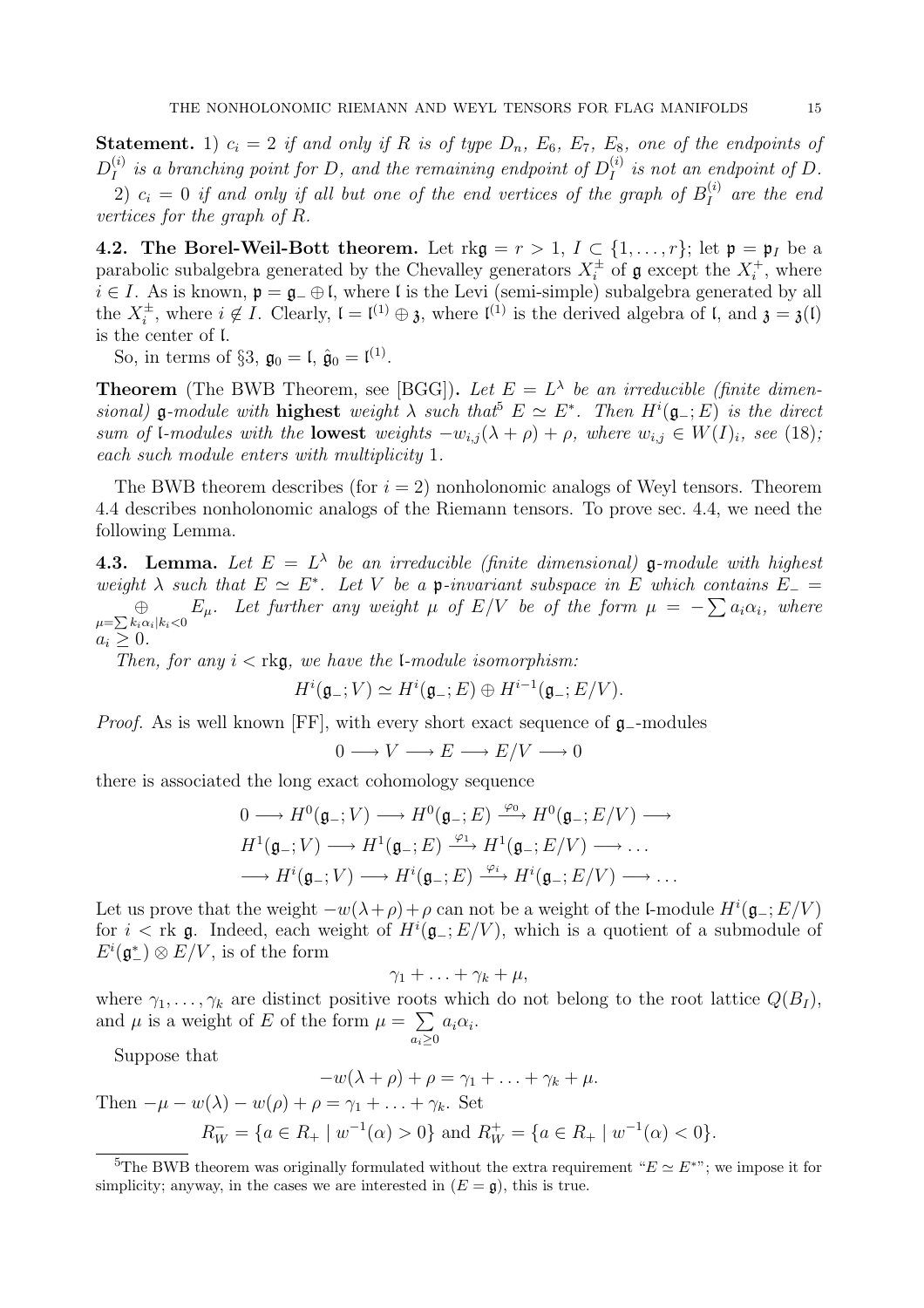**Statement.** 1) $c_i = 2$ *if and only if $R$ is of type $D_n$, $E_6$, $E_7$, $E_8$, one of the endpoints of $D_I^{(i)}$ is a branching point for $D$, and the remaining endpoint of $D_I^{(i)}$ is not an endpoint of $D$.*

2) $c_i = 0$ *if and only if all but one of the end vertices of the graph of $B_I^{(i)}$ are the end vertices for the graph of $R$.*

**4.2. The Borel-Weil-Bott theorem.** Let $\mathrm{rk}\mathfrak{g} = r > 1$, $I \subset \{1, \dots, r\}$; let $\mathfrak{p} = \mathfrak{p}_I$ be a parabolic subalgebra generated by the Chevalley generators $X_i^{\pm}$ of $\mathfrak{g}$ except the $X_i^+$, where $i \in I$. As is known, $\mathfrak{p} = \mathfrak{g}_- \oplus \mathfrak{l}$, where $\mathfrak{l}$ is the Levi (semi-simple) subalgebra generated by all the $X_i^{\pm}$, where $i \notin I$. Clearly, $\mathfrak{l} = \mathfrak{l}^{(1)} \oplus \mathfrak{z}$, where $\mathfrak{l}^{(1)}$ is the derived algebra of $\mathfrak{l}$, and $\mathfrak{z} = \mathfrak{z}(\mathfrak{l})$ is the center of $\mathfrak{l}$.

So, in terms of §3, $\mathfrak{g}_0 = \mathfrak{l}$, $\hat{\mathfrak{g}}_0 = \mathfrak{l}^{(1)}$.

**Theorem** (The BWB Theorem, see [BGG])**.** *Let $E = L^\lambda$ be an irreducible (finite dimensional) $\mathfrak{g}$-module with* **highest** *weight $\lambda$ such that*[5] *$E \simeq E^*$. Then $H^i(\mathfrak{g}_-; E)$ is the direct sum of $\mathfrak{l}$-modules with the* **lowest** *weights $-w_{i,j}(\lambda + \rho) + \rho$, where $w_{i,j} \in W(I)_i$, see (18); each such module enters with multiplicity 1.*

The BWB theorem describes (for $i = 2$) nonholonomic analogs of Weyl tensors. Theorem 4.4 describes nonholonomic analogs of the Riemann tensors. To prove sec. 4.4, we need the following Lemma.

**4.3. Lemma.** *Let $E = L^\lambda$ be an irreducible (finite dimensional) $\mathfrak{g}$-module with highest weight $\lambda$ such that $E \simeq E^*$. Let $V$ be a $\mathfrak{p}$-invariant subspace in $E$ which contains $E_- = \bigoplus\limits_{\mu = \sum k_i\alpha_i | k_i < 0} E_\mu$. Let further any weight $\mu$ of $E/V$ be of the form $\mu = -\sum a_i \alpha_i$, where $a_i \geq 0$.*

*Then, for any $i < \mathrm{rk}\mathfrak{g}$, we have the $\mathfrak{l}$-module isomorphism:*

$$H^i(\mathfrak{g}_-; V) \simeq H^i(\mathfrak{g}_-; E) \oplus H^{i-1}(\mathfrak{g}_-; E/V).$$

*Proof.* As is well known [FF], with every short exact sequence of $\mathfrak{g}_-$-modules

$$0 \longrightarrow V \longrightarrow E \longrightarrow E/V \longrightarrow 0$$

there is associated the long exact cohomology sequence

$$\begin{aligned} 0 \longrightarrow H^0(\mathfrak{g}_-; V) \longrightarrow H^0(\mathfrak{g}_-; E) &\xrightarrow{\varphi_0} H^0(\mathfrak{g}_-; E/V) \longrightarrow \\ H^1(\mathfrak{g}_-; V) \longrightarrow H^1(\mathfrak{g}_-; E) &\xrightarrow{\varphi_1} H^1(\mathfrak{g}_-; E/V) \longrightarrow \dots \\ \longrightarrow H^i(\mathfrak{g}_-; V) \longrightarrow H^i(\mathfrak{g}_-; E) &\xrightarrow{\varphi_i} H^i(\mathfrak{g}_-; E/V) \longrightarrow \dots \end{aligned}$$

Let us prove that the weight $-w(\lambda+\rho)+\rho$ can not be a weight of the $\mathfrak{l}$-module $H^i(\mathfrak{g}_-; E/V)$ for $i < \mathrm{rk}\,\mathfrak{g}$. Indeed, each weight of $H^i(\mathfrak{g}_-; E/V)$, which is a quotient of a submodule of $E^i(\mathfrak{g}_-^*) \otimes E/V$, is of the form

$$\gamma_1 + \dots + \gamma_k + \mu,$$

where $\gamma_1, \dots, \gamma_k$ are distinct positive roots which do not belong to the root lattice $Q(B_I)$, and $\mu$ is a weight of $E$ of the form $\mu = \sum\limits_{a_i \geq 0} a_i \alpha_i$.

Suppose that

$$-w(\lambda + \rho) + \rho = \gamma_1 + \dots + \gamma_k + \mu.$$

Then $-\mu - w(\lambda) - w(\rho) + \rho = \gamma_1 + \dots + \gamma_k$. Set

$$R_W^- = \{a \in R_+ \mid w^{-1}(\alpha) > 0\} \text{ and } R_W^+ = \{a \in R_+ \mid w^{-1}(\alpha) < 0\}.$$

---

[5] The BWB theorem was originally formulated without the extra requirement "$E \simeq E^*$"; we impose it for simplicity; anyway, in the cases we are interested in ($E = \mathfrak{g}$), this is true.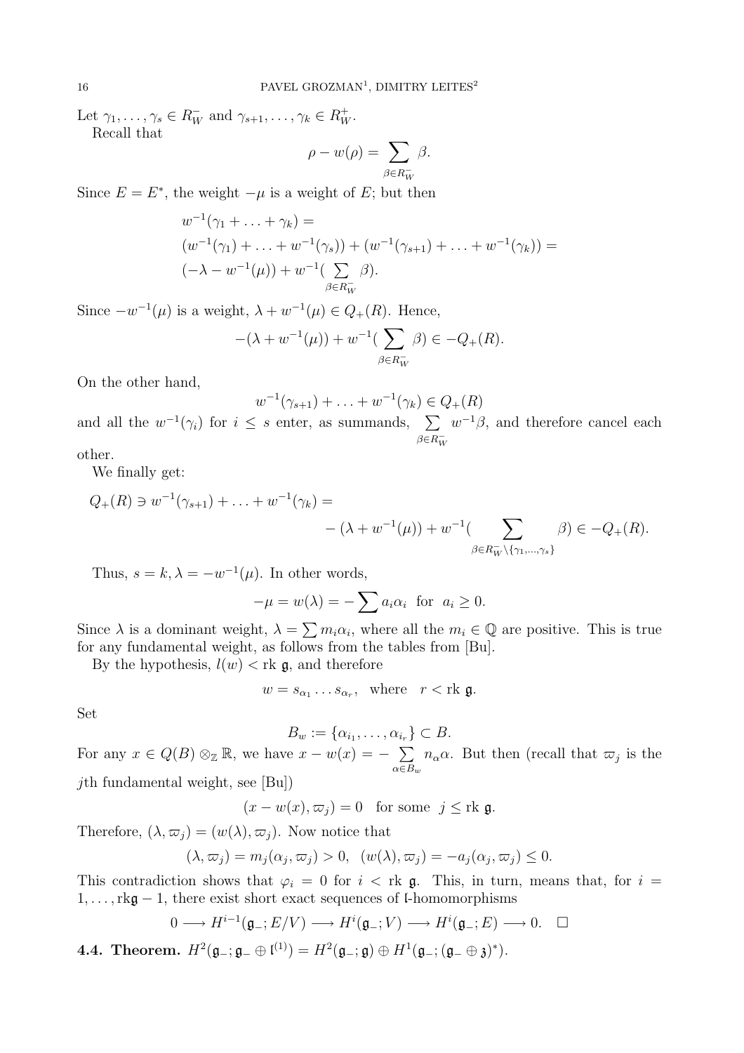Let $\gamma_1, \dots, \gamma_s \in R_W^-$ and $\gamma_{s+1}, \dots, \gamma_k \in R_W^+$.

Recall that

$$\rho - w(\rho) = \sum_{\beta \in R_W^-} \beta.$$

Since $E = E^*$, the weight $-\mu$ is a weight of $E$; but then

$$\begin{aligned}
&w^{-1}(\gamma_1 + \dots + \gamma_k) = \\
&(w^{-1}(\gamma_1) + \dots + w^{-1}(\gamma_s)) + (w^{-1}(\gamma_{s+1}) + \dots + w^{-1}(\gamma_k)) = \\
&(-\lambda - w^{-1}(\mu)) + w^{-1}(\sum_{\beta \in R_W^-} \beta).
\end{aligned}$$

Since $-w^{-1}(\mu)$ is a weight, $\lambda + w^{-1}(\mu) \in Q_+(R)$. Hence,

$$-(\lambda + w^{-1}(\mu)) + w^{-1}(\sum_{\beta \in R_W^-} \beta) \in -Q_+(R).$$

On the other hand,

$$w^{-1}(\gamma_{s+1}) + \dots + w^{-1}(\gamma_k) \in Q_+(R)$$

and all the $w^{-1}(\gamma_i)$ for $i \leq s$ enter, as summands, $\sum\limits_{\beta \in R_W^-} w^{-1}\beta$, and therefore cancel each other.

We finally get:

$$Q_+(R) \ni w^{-1}(\gamma_{s+1}) + \dots + w^{-1}(\gamma_k) = - (\lambda + w^{-1}(\mu)) + w^{-1}(\sum_{\beta \in R_W^- \setminus \{\gamma_1, \dots, \gamma_s\}} \beta) \in -Q_+(R).$$

Thus, $s = k, \lambda = -w^{-1}(\mu)$. In other words,

$$-\mu = w(\lambda) = -\sum a_i \alpha_i \ \text{ for } \ a_i \geq 0.$$

Since $\lambda$ is a dominant weight, $\lambda = \sum m_i \alpha_i$, where all the $m_i \in \mathbb{Q}$ are positive. This is true for any fundamental weight, as follows from the tables from [Bu].

By the hypothesis, $l(w) < \text{rk } \mathfrak{g}$, and therefore

$$w = s_{\alpha_1} \dots s_{\alpha_r}, \quad \text{where} \quad r < \text{rk } \mathfrak{g}.$$

Set

$$B_w := \{\alpha_{i_1}, \dots, \alpha_{i_r}\} \subset B.$$

For any $x \in Q(B) \otimes_{\mathbb{Z}} \mathbb{R}$, we have $x - w(x) = -\sum\limits_{\alpha \in B_w} n_\alpha \alpha$. But then (recall that $\varpi_j$ is the $j$th fundamental weight, see [Bu])

$$(x - w(x), \varpi_j) = 0 \quad \text{for some} \ \ j \leq \text{rk } \mathfrak{g}.$$

Therefore, $(\lambda, \varpi_j) = (w(\lambda), \varpi_j)$. Now notice that

$$(\lambda, \varpi_j) = m_j(\alpha_j, \varpi_j) > 0, \ \ (w(\lambda), \varpi_j) = -a_j(\alpha_j, \varpi_j) \leq 0.$$

This contradiction shows that $\varphi_i = 0$ for $i < \text{rk } \mathfrak{g}$. This, in turn, means that, for $i = 1, \dots, \text{rk}\mathfrak{g} - 1$, there exist short exact sequences of $\mathfrak{l}$-homomorphisms

$$0 \longrightarrow H^{i-1}(\mathfrak{g}_-; E/V) \longrightarrow H^i(\mathfrak{g}_-; V) \longrightarrow H^i(\mathfrak{g}_-; E) \longrightarrow 0. \quad \square$$

**4.4. Theorem.** $H^2(\mathfrak{g}_-; \mathfrak{g}_- \oplus \mathfrak{l}^{(1)}) = H^2(\mathfrak{g}_-; \mathfrak{g}) \oplus H^1(\mathfrak{g}_-; (\mathfrak{g}_- \oplus \mathfrak{z})^*)$.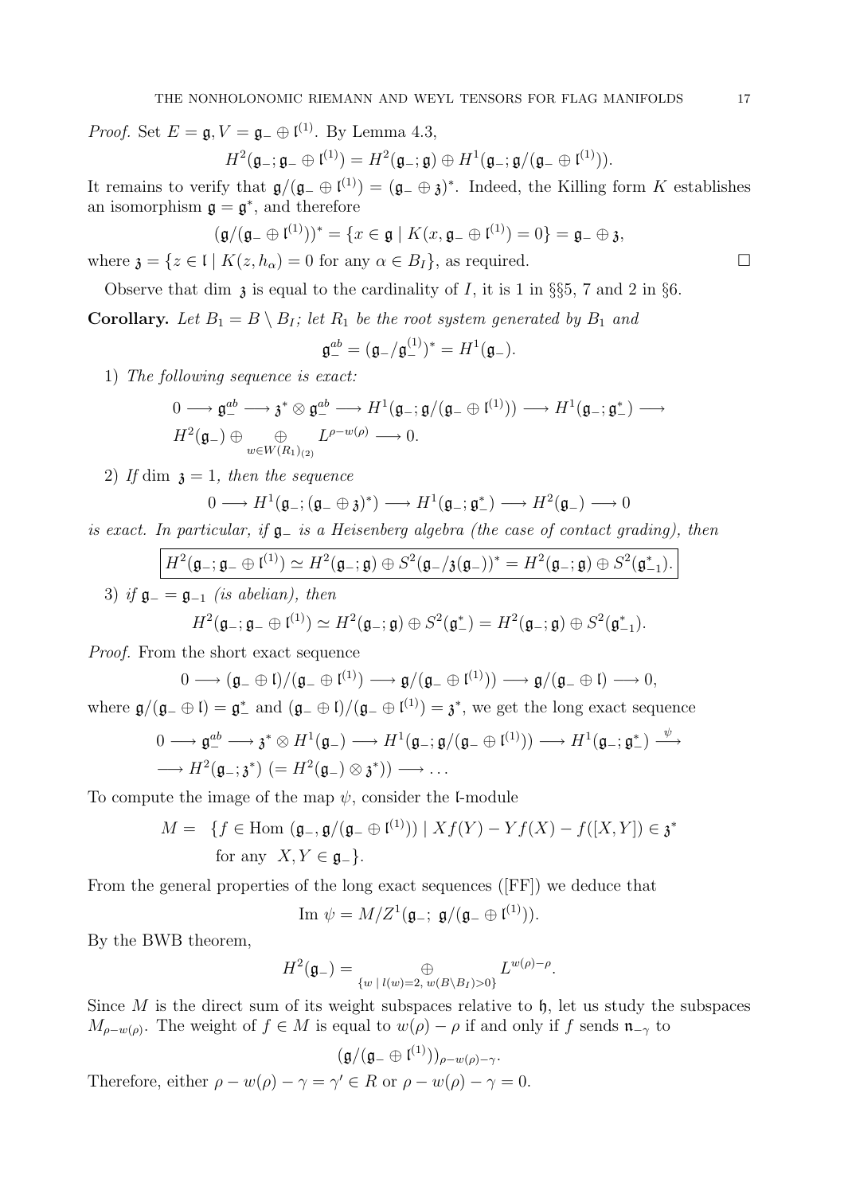*Proof.* Set $E = \mathfrak{g}, V = \mathfrak{g}_- \oplus \mathfrak{l}^{(1)}$. By Lemma 4.3,

$$H^2(\mathfrak{g}_-; \mathfrak{g}_- \oplus \mathfrak{l}^{(1)}) = H^2(\mathfrak{g}_-; \mathfrak{g}) \oplus H^1(\mathfrak{g}_-; \mathfrak{g}/(\mathfrak{g}_- \oplus \mathfrak{l}^{(1)})).$$

It remains to verify that $\mathfrak{g}/(\mathfrak{g}_- \oplus \mathfrak{l}^{(1)}) = (\mathfrak{g}_- \oplus \mathfrak{z})^*$. Indeed, the Killing form $K$ establishes an isomorphism $\mathfrak{g} = \mathfrak{g}^*$, and therefore

$$(\mathfrak{g}/(\mathfrak{g}_- \oplus \mathfrak{l}^{(1)}))^* = \{x \in \mathfrak{g} \mid K(x, \mathfrak{g}_- \oplus \mathfrak{l}^{(1)}) = 0\} = \mathfrak{g}_- \oplus \mathfrak{z},$$

where $\mathfrak{z} = \{z \in \mathfrak{l} \mid K(z, h_\alpha) = 0 \text{ for any } \alpha \in B_I\}$, as required. $\square$

Observe that dim $\mathfrak{z}$ is equal to the cardinality of $I$, it is 1 in §§5, 7 and 2 in §6.

**Corollary.** *Let $B_1 = B \setminus B_I$; let $R_1$ be the root system generated by $B_1$ and*

$$\mathfrak{g}_-^{ab} = (\mathfrak{g}_-/\mathfrak{g}_-^{(1)})^* = H^1(\mathfrak{g}_-).$$

1) *The following sequence is exact:*

$$0 \longrightarrow \mathfrak{g}_-^{ab} \longrightarrow \mathfrak{z}^* \otimes \mathfrak{g}_-^{ab} \longrightarrow H^1(\mathfrak{g}_-; \mathfrak{g}/(\mathfrak{g}_- \oplus \mathfrak{l}^{(1)})) \longrightarrow H^1(\mathfrak{g}_-; \mathfrak{g}_-^*) \longrightarrow$$
$$H^2(\mathfrak{g}_-) \oplus \bigoplus_{w \in W(R_1)_{(2)}} L^{\rho - w(\rho)} \longrightarrow 0.$$

2) *If* dim $\mathfrak{z} = 1$, *then the sequence*

$$0 \longrightarrow H^1(\mathfrak{g}_-; (\mathfrak{g}_- \oplus \mathfrak{z})^*) \longrightarrow H^1(\mathfrak{g}_-; \mathfrak{g}_-^*) \longrightarrow H^2(\mathfrak{g}_-) \longrightarrow 0$$

*is exact. In particular, if $\mathfrak{g}_-$ is a Heisenberg algebra (the case of contact grading), then*

$$\boxed{H^2(\mathfrak{g}_-; \mathfrak{g}_- \oplus \mathfrak{l}^{(1)}) \simeq H^2(\mathfrak{g}_-; \mathfrak{g}) \oplus S^2(\mathfrak{g}_-/\mathfrak{z}(\mathfrak{g}_-))^* = H^2(\mathfrak{g}_-; \mathfrak{g}) \oplus S^2(\mathfrak{g}_{-1}^*).}$$

3) *if $\mathfrak{g}_- = \mathfrak{g}_{-1}$ (is abelian), then*

$$H^2(\mathfrak{g}_-; \mathfrak{g}_- \oplus \mathfrak{l}^{(1)}) \simeq H^2(\mathfrak{g}_-; \mathfrak{g}) \oplus S^2(\mathfrak{g}_-^*) = H^2(\mathfrak{g}_-; \mathfrak{g}) \oplus S^2(\mathfrak{g}_{-1}^*).$$

*Proof.* From the short exact sequence

$$0 \longrightarrow (\mathfrak{g}_- \oplus \mathfrak{l})/(\mathfrak{g}_- \oplus \mathfrak{l}^{(1)}) \longrightarrow \mathfrak{g}/(\mathfrak{g}_- \oplus \mathfrak{l}^{(1)})) \longrightarrow \mathfrak{g}/(\mathfrak{g}_- \oplus \mathfrak{l}) \longrightarrow 0,$$

where $\mathfrak{g}/(\mathfrak{g}_- \oplus \mathfrak{l}) = \mathfrak{g}_-^*$ and $(\mathfrak{g}_- \oplus \mathfrak{l})/(\mathfrak{g}_- \oplus \mathfrak{l}^{(1)}) = \mathfrak{z}^*$, we get the long exact sequence

$$0 \longrightarrow \mathfrak{g}_-^{ab} \longrightarrow \mathfrak{z}^* \otimes H^1(\mathfrak{g}_-) \longrightarrow H^1(\mathfrak{g}_-; \mathfrak{g}/(\mathfrak{g}_- \oplus \mathfrak{l}^{(1)})) \longrightarrow H^1(\mathfrak{g}_-; \mathfrak{g}_-^*) \xrightarrow{\ \psi\ }$$
$$\longrightarrow H^2(\mathfrak{g}_-; \mathfrak{z}^*) \; (= H^2(\mathfrak{g}_-) \otimes \mathfrak{z}^*)) \longrightarrow \dots$$

To compute the image of the map $\psi$, consider the $\mathfrak{l}$-module

$$M = \; \{f \in \text{Hom}\,(\mathfrak{g}_-, \mathfrak{g}/(\mathfrak{g}_- \oplus \mathfrak{l}^{(1)})) \mid Xf(Y) - Yf(X) - f([X, Y]) \in \mathfrak{z}^*$$
$$\text{for any } \; X, Y \in \mathfrak{g}_-\}.$$

From the general properties of the long exact sequences ([FF]) we deduce that

$$\text{Im}\ \psi = M/Z^1(\mathfrak{g}_-;\ \mathfrak{g}/(\mathfrak{g}_- \oplus \mathfrak{l}^{(1)})).$$

By the BWB theorem,

$$H^2(\mathfrak{g}_-) = \bigoplus_{\{w \mid l(w)=2,\ w(B \setminus B_I) > 0\}} L^{w(\rho) - \rho}.$$

Since $M$ is the direct sum of its weight subspaces relative to $\mathfrak{h}$, let us study the subspaces $M_{\rho - w(\rho)}$. The weight of $f \in M$ is equal to $w(\rho) - \rho$ if and only if $f$ sends $\mathfrak{n}_{-\gamma}$ to

$$(\mathfrak{g}/(\mathfrak{g}_- \oplus \mathfrak{l}^{(1)}))_{\rho - w(\rho) - \gamma}.$$

Therefore, either $\rho - w(\rho) - \gamma = \gamma' \in R$ or $\rho - w(\rho) - \gamma = 0$.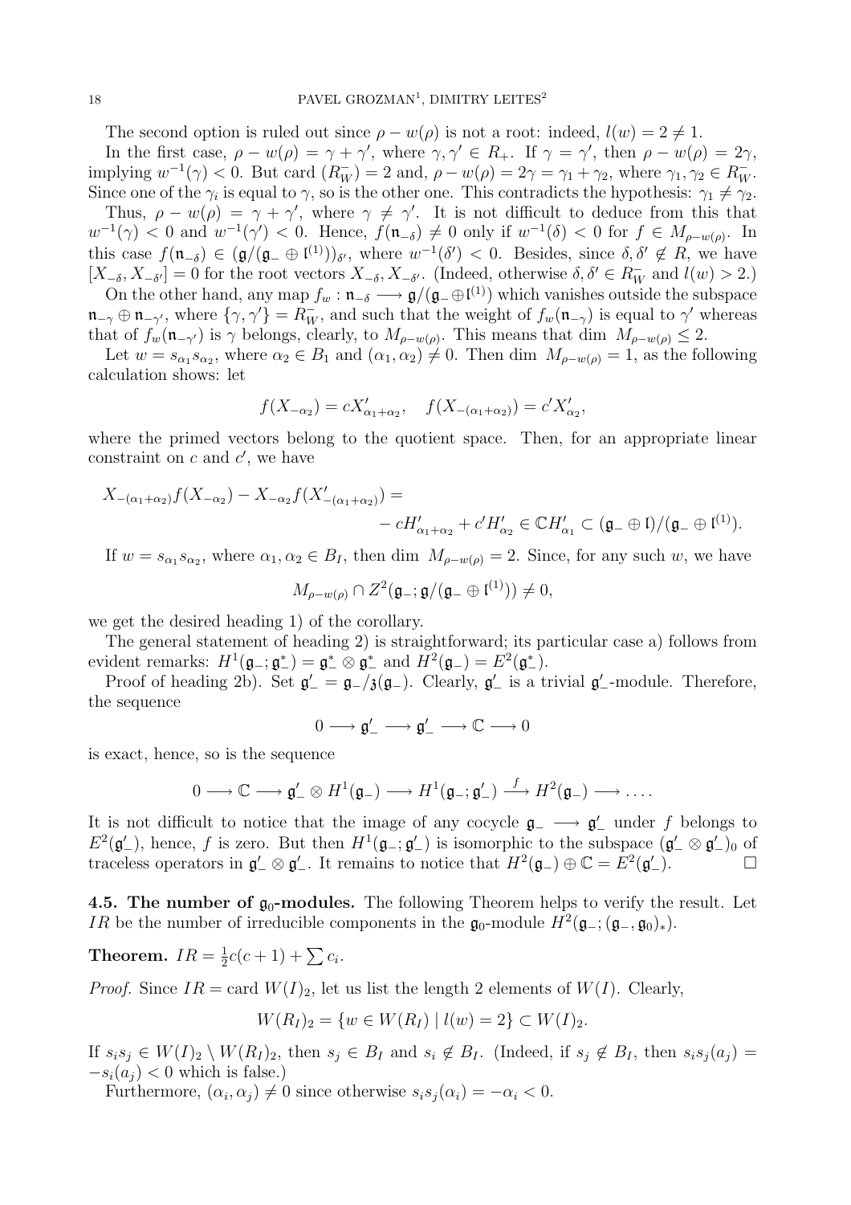The second option is ruled out since $\rho - w(\rho)$ is not a root: indeed, $l(w) = 2 \neq 1$.

In the first case, $\rho - w(\rho) = \gamma + \gamma'$, where $\gamma, \gamma' \in R_+$. If $\gamma = \gamma'$, then $\rho - w(\rho) = 2\gamma$, implying $w^{-1}(\gamma) < 0$. But card $(R^-_W) = 2$ and, $\rho - w(\rho) = 2\gamma = \gamma_1 + \gamma_2$, where $\gamma_1, \gamma_2 \in R^-_W$. Since one of the $\gamma_i$ is equal to $\gamma$, so is the other one. This contradicts the hypothesis: $\gamma_1 \neq \gamma_2$.

Thus, $\rho - w(\rho) = \gamma + \gamma'$, where $\gamma \neq \gamma'$. It is not difficult to deduce from this that $w^{-1}(\gamma) < 0$ and $w^{-1}(\gamma') < 0$. Hence, $f(\mathfrak{n}_{-\delta}) \neq 0$ only if $w^{-1}(\delta) < 0$ for $f \in M_{\rho - w(\rho)}$. In this case $f(\mathfrak{n}_{-\delta}) \in (\mathfrak{g}/(\mathfrak{g}_- \oplus \mathfrak{l}^{(1)}))_{\delta'}$, where $w^{-1}(\delta') < 0$. Besides, since $\delta, \delta' \notin R$, we have $[X_{-\delta}, X_{-\delta'}] = 0$ for the root vectors $X_{-\delta}, X_{-\delta'}$. (Indeed, otherwise $\delta, \delta' \in R^-_W$ and $l(w) > 2$.)

On the other hand, any map $f_w : \mathfrak{n}_{-\delta} \longrightarrow \mathfrak{g}/(\mathfrak{g}_- \oplus \mathfrak{l}^{(1)})$ which vanishes outside the subspace $\mathfrak{n}_{-\gamma} \oplus \mathfrak{n}_{-\gamma'}$, where $\{\gamma, \gamma'\} = R^-_W$, and such that the weight of $f_w(\mathfrak{n}_{-\gamma})$ is equal to $\gamma'$ whereas that of $f_w(\mathfrak{n}_{-\gamma'})$ is $\gamma$ belongs, clearly, to $M_{\rho - w(\rho)}$. This means that dim $M_{\rho - w(\rho)} \leq 2$.

Let $w = s_{\alpha_1} s_{\alpha_2}$, where $\alpha_2 \in B_1$ and $(\alpha_1, \alpha_2) \neq 0$. Then dim $M_{\rho - w(\rho)} = 1$, as the following calculation shows: let

$$f(X_{-\alpha_2}) = cX'_{\alpha_1 + \alpha_2}, \quad f(X_{-(\alpha_1 + \alpha_2)}) = c' X'_{\alpha_2},$$

where the primed vectors belong to the quotient space. Then, for an appropriate linear constraint on $c$ and $c'$, we have

$$X_{-(\alpha_1+\alpha_2)} f(X_{-\alpha_2}) - X_{-\alpha_2} f(X'_{-(\alpha_1+\alpha_2)}) = \\ - cH'_{\alpha_1+\alpha_2} + c' H'_{\alpha_2} \in \mathbb{C} H'_{\alpha_1} \subset (\mathfrak{g}_- \oplus \mathfrak{l})/(\mathfrak{g}_- \oplus \mathfrak{l}^{(1)}).$$

If $w = s_{\alpha_1} s_{\alpha_2}$, where $\alpha_1, \alpha_2 \in B_I$, then dim $M_{\rho - w(\rho)} = 2$. Since, for any such $w$, we have

$$M_{\rho - w(\rho)} \cap Z^2(\mathfrak{g}_-; \mathfrak{g}/(\mathfrak{g}_- \oplus \mathfrak{l}^{(1)})) \neq 0,$$

we get the desired heading 1) of the corollary.

The general statement of heading 2) is straightforward; its particular case a) follows from evident remarks: $H^1(\mathfrak{g}_-; \mathfrak{g}^*_-) = \mathfrak{g}^*_- \otimes \mathfrak{g}^*_-$ and $H^2(\mathfrak{g}_-) = E^2(\mathfrak{g}^*_-)$.

Proof of heading 2b). Set $\mathfrak{g}'_- = \mathfrak{g}_-/\mathfrak{z}(\mathfrak{g}_-)$. Clearly, $\mathfrak{g}'_-$ is a trivial $\mathfrak{g}'_-$-module. Therefore, the sequence

$$0 \longrightarrow \mathfrak{g}'_- \longrightarrow \mathfrak{g}'_- \longrightarrow \mathbb{C} \longrightarrow 0$$

is exact, hence, so is the sequence

$$0 \longrightarrow \mathbb{C} \longrightarrow \mathfrak{g}'_- \otimes H^1(\mathfrak{g}_-) \longrightarrow H^1(\mathfrak{g}_-; \mathfrak{g}'_-) \stackrel{f}{\longrightarrow} H^2(\mathfrak{g}_-) \longrightarrow \dots .$$

It is not difficult to notice that the image of any cocycle $\mathfrak{g}_- \longrightarrow \mathfrak{g}'_-$ under $f$ belongs to $E^2(\mathfrak{g}'_-)$, hence, $f$ is zero. But then $H^1(\mathfrak{g}_-; \mathfrak{g}'_-)$ is isomorphic to the subspace $(\mathfrak{g}'_- \otimes \mathfrak{g}'_-)_0$ of traceless operators in $\mathfrak{g}'_- \otimes \mathfrak{g}'_-$. It remains to notice that $H^2(\mathfrak{g}_-) \oplus \mathbb{C} = E^2(\mathfrak{g}'_-)$. $\square$

**4.5. The number of $\mathfrak{g}_0$-modules.** The following Theorem helps to verify the result. Let $IR$ be the number of irreducible components in the $\mathfrak{g}_0$-module $H^2(\mathfrak{g}_-; (\mathfrak{g}_-, \mathfrak{g}_0)_*)$.

**Theorem.** $IR = \frac{1}{2}c(c+1) + \sum c_i$.

*Proof.* Since $IR = \text{card } W(I)_2$, let us list the length 2 elements of $W(I)$. Clearly,

$$W(R_I)_2 = \{w \in W(R_I) \mid l(w) = 2\} \subset W(I)_2.$$

If $s_i s_j \in W(I)_2 \setminus W(R_I)_2$, then $s_j \in B_I$ and $s_i \notin B_I$. (Indeed, if $s_j \notin B_I$, then $s_i s_j(a_j) = -s_i(a_j) < 0$ which is false.)

Furthermore, $(\alpha_i, \alpha_j) \neq 0$ since otherwise $s_i s_j(\alpha_i) = -\alpha_i < 0$.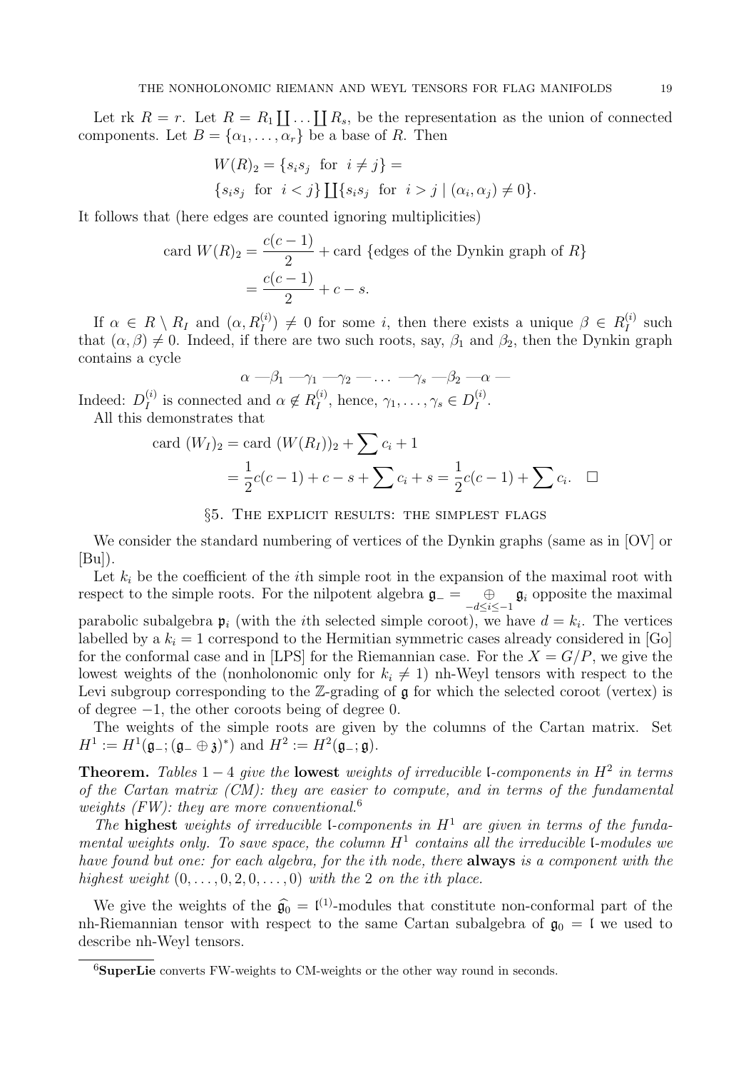Let rk $R = r$. Let $R = R_1 \coprod \dots \coprod R_s$, be the representation as the union of connected components. Let $B = \{\alpha_1, \dots, \alpha_r\}$ be a base of $R$. Then

$$
\begin{aligned}
W(R)_2 &= \{s_i s_j \ \text{ for } \ i \neq j\} = \\
&\{s_i s_j \ \text{ for } \ i < j\} \coprod \{s_i s_j \ \text{ for } \ i > j \mid (\alpha_i, \alpha_j) \neq 0\}.
\end{aligned}
$$

It follows that (here edges are counted ignoring multiplicities)

$$
\begin{aligned}
\text{card } W(R)_2 &= \frac{c(c-1)}{2} + \text{card } \{\text{edges of the Dynkin graph of } R\} \\
&= \frac{c(c-1)}{2} + c - s.
\end{aligned}
$$

If $\alpha \in R \setminus R_I$ and $(\alpha, R_I^{(i)}) \neq 0$ for some $i$, then there exists a unique $\beta \in R_I^{(i)}$ such that $(\alpha, \beta) \neq 0$. Indeed, if there are two such roots, say, $\beta_1$ and $\beta_2$, then the Dynkin graph contains a cycle

$$
\alpha - \beta_1 - \gamma_1 - \gamma_2 - \dots - \gamma_s - \beta_2 - \alpha -
$$

Indeed: $D_I^{(i)}$ is connected and $\alpha \notin R_I^{(i)}$, hence, $\gamma_1, \dots, \gamma_s \in D_I^{(i)}$.

All this demonstrates that

$$
\begin{aligned}
\text{card } (W_I)_2 &= \text{card } (W(R_I))_2 + \sum c_i + 1 \\
&= \frac{1}{2}c(c-1) + c - s + \sum c_i + s = \frac{1}{2}c(c-1) + \sum c_i. \quad \square
\end{aligned}
$$

## §5. The explicit results: the simplest flags

We consider the standard numbering of vertices of the Dynkin graphs (same as in [OV] or [Bu]).

Let $k_i$ be the coefficient of the $i$th simple root in the expansion of the maximal root with respect to the simple roots. For the nilpotent algebra $\mathfrak{g}_- = \underset{-d \leq i \leq -1}{\oplus} \mathfrak{g}_i$ opposite the maximal parabolic subalgebra $\mathfrak{p}_i$ (with the $i$th selected simple coroot), we have $d = k_i$. The vertices labelled by a $k_i = 1$ correspond to the Hermitian symmetric cases already considered in [Go] for the conformal case and in [LPS] for the Riemannian case. For the $X = G/P$, we give the lowest weights of the (nonholonomic only for $k_i \neq 1$) nh-Weyl tensors with respect to the Levi subgroup corresponding to the $\mathbb{Z}$-grading of $\mathfrak{g}$ for which the selected coroot (vertex) is of degree $-1$, the other coroots being of degree 0.

The weights of the simple roots are given by the columns of the Cartan matrix. Set $H^1 := H^1(\mathfrak{g}_-; (\mathfrak{g}_- \oplus \mathfrak{z})^*)$ and $H^2 := H^2(\mathfrak{g}_-; \mathfrak{g})$.

**Theorem.** *Tables* $1-4$ *give the* **lowest** *weights of irreducible* $\mathfrak{l}$*-components in* $H^2$ *in terms of the Cartan matrix (CM): they are easier to compute, and in terms of the fundamental weights (FW): they are more conventional.*[6]

*The* **highest** *weights of irreducible* $\mathfrak{l}$*-components in* $H^1$ *are given in terms of the fundamental weights only. To save space, the column* $H^1$ *contains all the irreducible* $\mathfrak{l}$*-modules we have found but one: for each algebra, for the* $i$*th node, there* **always** *is a component with the highest weight* $(0, \dots, 0, 2, 0, \dots, 0)$ *with the* 2 *on the* $i$*th place.*

We give the weights of the $\widehat{\mathfrak{g}}_0 = \mathfrak{l}^{(1)}$-modules that constitute non-conformal part of the nh-Riemannian tensor with respect to the same Cartan subalgebra of $\mathfrak{g}_0 = \mathfrak{l}$ we used to describe nh-Weyl tensors.

---

[6] **SuperLie** converts FW-weights to CM-weights or the other way round in seconds.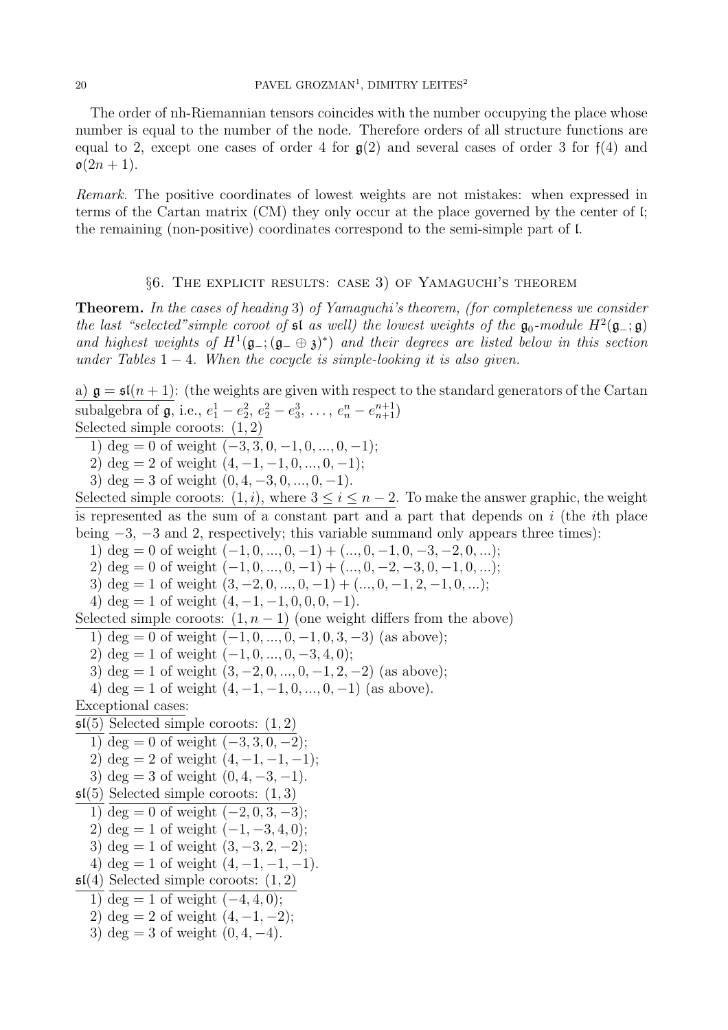The order of nh-Riemannian tensors coincides with the number occupying the place whose number is equal to the number of the node. Therefore orders of all structure functions are equal to 2, except one cases of order 4 for $\mathfrak{g}(2)$ and several cases of order 3 for $\mathfrak{f}(4)$ and $\mathfrak{o}(2n+1)$.

*Remark.* The positive coordinates of lowest weights are not mistakes: when expressed in terms of the Cartan matrix (CM) they only occur at the place governed by the center of $\mathfrak{l}$; the remaining (non-positive) coordinates correspond to the semi-simple part of $\mathfrak{l}$.

## §6. The explicit results: case 3) of Yamaguchi's theorem

**Theorem.** *In the cases of heading* 3) *of Yamaguchi's theorem, (for completeness we consider the last "selected" simple coroot of* $\mathfrak{sl}$ *as well) the lowest weights of the* $\mathfrak{g}_0$*-module* $H^2(\mathfrak{g}_-;\mathfrak{g})$ *and highest weights of* $H^1(\mathfrak{g}_-;(\mathfrak{g}_-\oplus\mathfrak{z})^*)$ *and their degrees are listed below in this section under Tables* $1-4$*. When the cocycle is simple-looking it is also given.*

<u>a) $\mathfrak{g}=\mathfrak{sl}(n+1)$:</u> (the weights are given with respect to the standard generators of the Cartan subalgebra of $\mathfrak{g}$, i.e., $e_1^1-e_2^2$, $e_2^2-e_3^3$, $\dots$, $e_n^n-e_{n+1}^{n+1}$)

<u>Selected simple coroots: $(1,2)$</u>

1) $\deg=0$ of weight $(-3,3,0,-1,0,...,0,-1)$;
2) $\deg=2$ of weight $(4,-1,-1,0,...,0,-1)$;
3) $\deg=3$ of weight $(0,4,-3,0,...,0,-1)$.

<u>Selected simple coroots: $(1,i)$, where $3\le i\le n-2$.</u> To make the answer graphic, the weight is represented as the sum of a constant part and a part that depends on $i$ (the $i$th place being $-3$, $-3$ and $2$, respectively; this variable summand only appears three times):

1) $\deg=0$ of weight $(-1,0,...,0,-1)+(...,0,-1,0,-3,-2,0,...)$;
2) $\deg=0$ of weight $(-1,0,...,0,-1)+(...,0,-2,-3,0,-1,0,...)$;
3) $\deg=1$ of weight $(3,-2,0,...,0,-1)+(...,0,-1,2,-1,0,...)$;
4) $\deg=1$ of weight $(4,-1,-1,0,0,0,-1)$.

<u>Selected simple coroots: $(1,n-1)$</u> (one weight differs from the above)

1) $\deg=0$ of weight $(-1,0,...,0,-1,0,3,-3)$ (as above);
2) $\deg=1$ of weight $(-1,0,...,0,-3,4,0)$;
3) $\deg=1$ of weight $(3,-2,0,...,0,-1,2,-2)$ (as above);
4) $\deg=1$ of weight $(4,-1,-1,0,...,0,-1)$ (as above).

<u>Exceptional cases:</u>

<u>$\mathfrak{sl}(5)$ Selected simple coroots: $(1,2)$</u>

1) $\deg=0$ of weight $(-3,3,0,-2)$;
2) $\deg=2$ of weight $(4,-1,-1,-1)$;
3) $\deg=3$ of weight $(0,4,-3,-1)$.

<u>$\mathfrak{sl}(5)$ Selected simple coroots: $(1,3)$</u>

1) $\deg=0$ of weight $(-2,0,3,-3)$;
2) $\deg=1$ of weight $(-1,-3,4,0)$;
3) $\deg=1$ of weight $(3,-3,2,-2)$;
4) $\deg=1$ of weight $(4,-1,-1,-1)$.

<u>$\mathfrak{sl}(4)$ Selected simple coroots: $(1,2)$</u>

1) $\deg=1$ of weight $(-4,4,0)$;
2) $\deg=2$ of weight $(4,-1,-2)$;
3) $\deg=3$ of weight $(0,4,-4)$.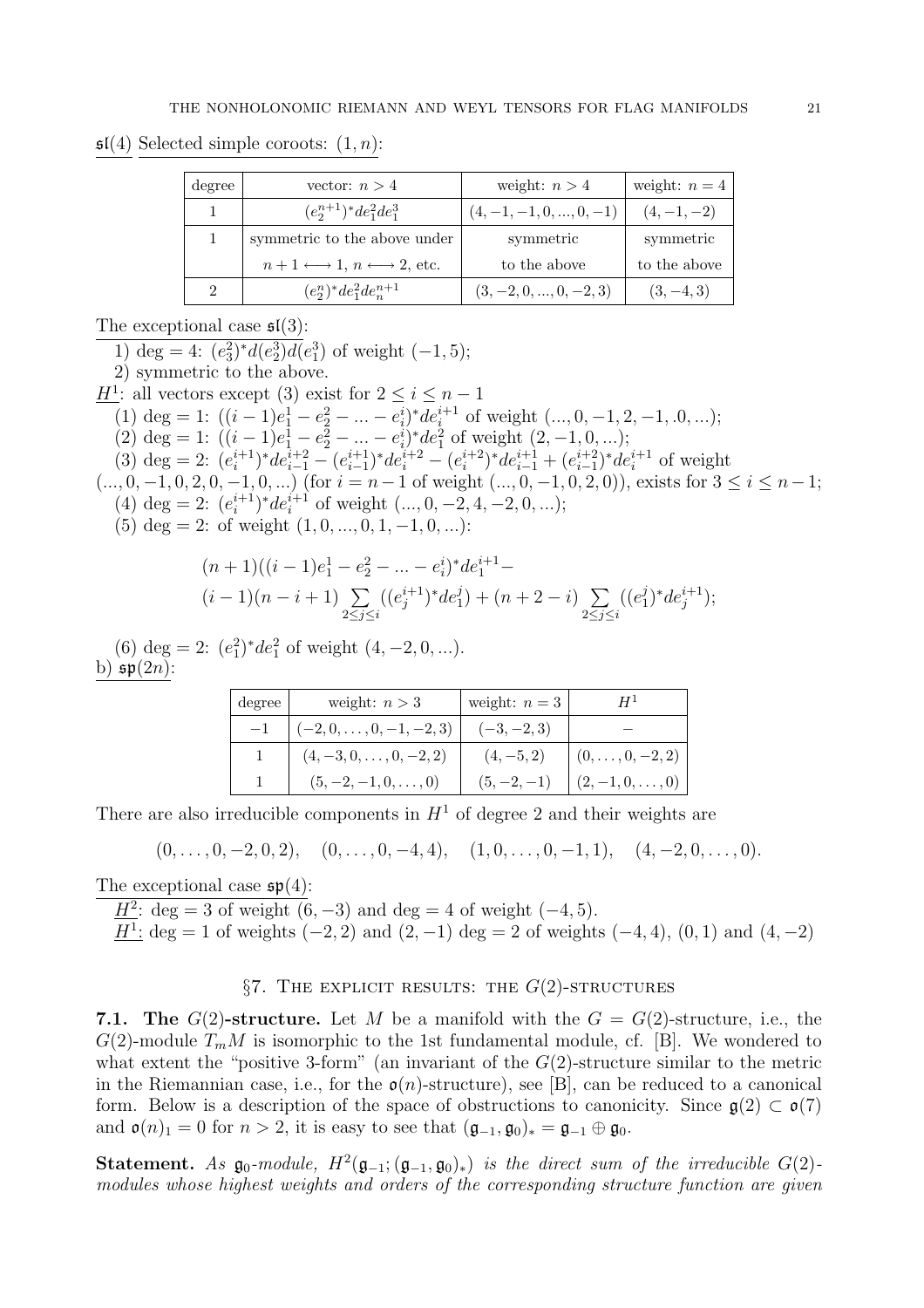$\mathfrak{sl}(4)$ Selected simple coroots: $(1, n)$:

| degree | vector: $n > 4$ | weight: $n > 4$ | weight: $n = 4$ |
|---|---|---|---|
| 1 | $(e_2^{n+1})^* de_1^2 de_1^3$ | $(4, -1, -1, 0, ..., 0, -1)$ | $(4, -1, -2)$ |
| 1 | symmetric to the above under $n+1 \longleftrightarrow 1$, $n \longleftrightarrow 2$, etc. | symmetric to the above | symmetric to the above |
| 2 | $(e_2^n)^* de_1^2 de_n^{n+1}$ | $(3, -2, 0, ..., 0, -2, 3)$ | $(3, -4, 3)$ |

The exceptional case $\mathfrak{sl}(3)$:

1) deg $= 4$: $(e_3^2)^* d(e_2^3) d(e_1^3)$ of weight $(-1, 5)$;

2) symmetric to the above.

$H^1$: all vectors except (3) exist for $2 \leq i \leq n-1$

(1) deg $= 1$: $((i-1)e_1^1 - e_2^2 - ... - e_i^i)^* de_i^{i+1}$ of weight $(..., 0, -1, 2, -1, .0, ...)$;

(2) deg $= 1$: $((i-1)e_1^1 - e_2^2 - ... - e_i^i)^* de_1^2$ of weight $(2, -1, 0, ...)$;

(3) deg $= 2$: $(e_i^{i+1})^* de_{i-1}^{i+2} - (e_{i-1}^{i+1})^* de_i^{i+2} - (e_i^{i+2})^* de_{i-1}^{i+1} + (e_{i-1}^{i+2})^* de_i^{i+1}$ of weight $(..., 0, -1, 0, 2, 0, -1, 0, ...)$ (for $i = n-1$ of weight $(..., 0, -1, 0, 2, 0)$), exists for $3 \leq i \leq n-1$;

(4) deg $= 2$: $(e_i^{i+1})^* de_i^{i+1}$ of weight $(..., 0, -2, 4, -2, 0, ...)$;

(5) deg $= 2$: of weight $(1, 0, ..., 0, 1, -1, 0, ...)$:

$$(n+1)((i-1)e_1^1 - e_2^2 - ... - e_i^i)^* de_1^{i+1} -$$
$$(i-1)(n-i+1) \sum_{2 \leq j \leq i} ((e_j^{i+1})^* de_1^j) + (n+2-i) \sum_{2 \leq j \leq i} ((e_1^j)^* de_j^{i+1});$$

(6) deg $= 2$: $(e_1^2)^* de_1^2$ of weight $(4, -2, 0, ...)$.

b) $\mathfrak{sp}(2n)$:

| degree | weight: $n > 3$ | weight: $n = 3$ | $H^1$ |
|---|---|---|---|
| $-1$ | $(-2, 0, \dots, 0, -1, -2, 3)$ | $(-3, -2, 3)$ | $-$ |
| 1 | $(4, -3, 0, \dots, 0, -2, 2)$ | $(4, -5, 2)$ | $(0, \dots, 0, -2, 2)$ |
| 1 | $(5, -2, -1, 0, \dots, 0)$ | $(5, -2, -1)$ | $(2, -1, 0, \dots, 0)$ |

There are also irreducible components in $H^1$ of degree 2 and their weights are

$$(0, \dots, 0, -2, 0, 2), \quad (0, \dots, 0, -4, 4), \quad (1, 0, \dots, 0, -1, 1), \quad (4, -2, 0, \dots, 0).$$

The exceptional case $\mathfrak{sp}(4)$:

$H^2$: deg $= 3$ of weight $(6, -3)$ and deg $= 4$ of weight $(-4, 5)$.

$H^1$: deg $= 1$ of weights $(-2, 2)$ and $(2, -1)$ deg $= 2$ of weights $(-4, 4)$, $(0, 1)$ and $(4, -2)$

## §7. The explicit results: the $G(2)$-structures

**7.1. The $G(2)$-structure.** Let $M$ be a manifold with the $G = G(2)$-structure, i.e., the $G(2)$-module $T_m M$ is isomorphic to the 1st fundamental module, cf. [B]. We wondered to what extent the "positive 3-form" (an invariant of the $G(2)$-structure similar to the metric in the Riemannian case, i.e., for the $\mathfrak{o}(n)$-structure), see [B], can be reduced to a canonical form. Below is a description of the space of obstructions to canonicity. Since $\mathfrak{g}(2) \subset \mathfrak{o}(7)$ and $\mathfrak{o}(n)_1 = 0$ for $n > 2$, it is easy to see that $(\mathfrak{g}_{-1}, \mathfrak{g}_0)_* = \mathfrak{g}_{-1} \oplus \mathfrak{g}_0$.

**Statement.** *As $\mathfrak{g}_0$-module, $H^2(\mathfrak{g}_{-1}; (\mathfrak{g}_{-1}, \mathfrak{g}_0)_*)$ is the direct sum of the irreducible $G(2)$-modules whose highest weights and orders of the corresponding structure function are given*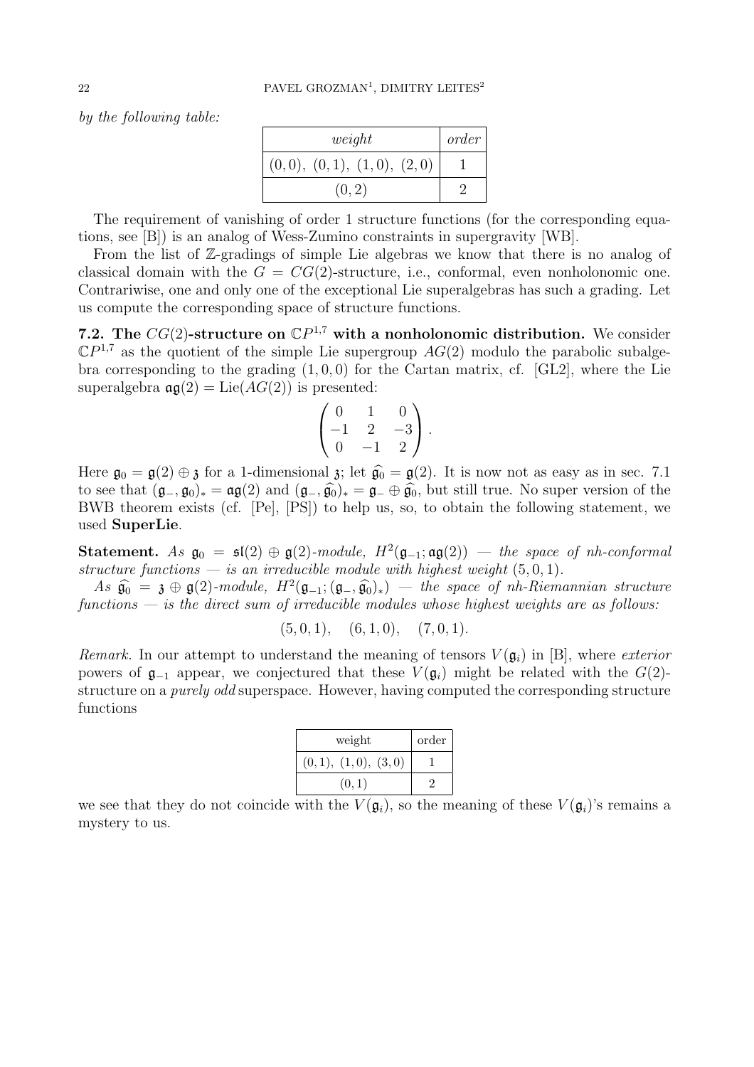*by the following table:*

| *weight* | *order* |
|---|---|
| $(0,0),\ (0,1),\ (1,0),\ (2,0)$ | 1 |
| $(0,2)$ | 2 |

The requirement of vanishing of order 1 structure functions (for the corresponding equations, see [B]) is an analog of Wess-Zumino constraints in supergravity [WB].

From the list of $\mathbb{Z}$-gradings of simple Lie algebras we know that there is no analog of classical domain with the $G = CG(2)$-structure, i.e., conformal, even nonholonomic one. Contrariwise, one and only one of the exceptional Lie superalgebras has such a grading. Let us compute the corresponding space of structure functions.

**7.2. The $CG(2)$-structure on $\mathbb{C}P^{1,7}$ with a nonholonomic distribution.** We consider $\mathbb{C}P^{1,7}$ as the quotient of the simple Lie supergroup $AG(2)$ modulo the parabolic subalgebra corresponding to the grading $(1,0,0)$ for the Cartan matrix, cf. [GL2], where the Lie superalgebra $\mathfrak{ag}(2) = \mathrm{Lie}(AG(2))$ is presented:

$$\begin{pmatrix} 0 & 1 & 0 \\ -1 & 2 & -3 \\ 0 & -1 & 2 \end{pmatrix}.$$

Here $\mathfrak{g}_0 = \mathfrak{g}(2) \oplus \mathfrak{z}$ for a 1-dimensional $\mathfrak{z}$; let $\widehat{\mathfrak{g}_0} = \mathfrak{g}(2)$. It is now not as easy as in sec. 7.1 to see that $(\mathfrak{g}_-, \mathfrak{g}_0)_* = \mathfrak{ag}(2)$ and $(\mathfrak{g}_-, \widehat{\mathfrak{g}_0})_* = \mathfrak{g}_- \oplus \widehat{\mathfrak{g}_0}$, but still true. No super version of the BWB theorem exists (cf. [Pe], [PS]) to help us, so, to obtain the following statement, we used **SuperLie**.

**Statement.** *As $\mathfrak{g}_0 = \mathfrak{sl}(2) \oplus \mathfrak{g}(2)$-module, $H^2(\mathfrak{g}_{-1}; \mathfrak{ag}(2))$ — the space of nh-conformal structure functions — is an irreducible module with highest weight $(5,0,1)$.*

*As $\widehat{\mathfrak{g}_0} = \mathfrak{z} \oplus \mathfrak{g}(2)$-module, $H^2(\mathfrak{g}_{-1}; (\mathfrak{g}_-, \widehat{\mathfrak{g}_0})_*)$ — the space of nh-Riemannian structure functions — is the direct sum of irreducible modules whose highest weights are as follows:*

$$(5,0,1), \quad (6,1,0), \quad (7,0,1).$$

*Remark.* In our attempt to understand the meaning of tensors $V(\mathfrak{g}_i)$ in [B], where *exterior* powers of $\mathfrak{g}_{-1}$ appear, we conjectured that these $V(\mathfrak{g}_i)$ might be related with the $G(2)$-structure on a *purely odd* superspace. However, having computed the corresponding structure functions

| weight | order |
|---|---|
| $(0,1),\ (1,0),\ (3,0)$ | 1 |
| $(0,1)$ | 2 |

we see that they do not coincide with the $V(\mathfrak{g}_i)$, so the meaning of these $V(\mathfrak{g}_i)$'s remains a mystery to us.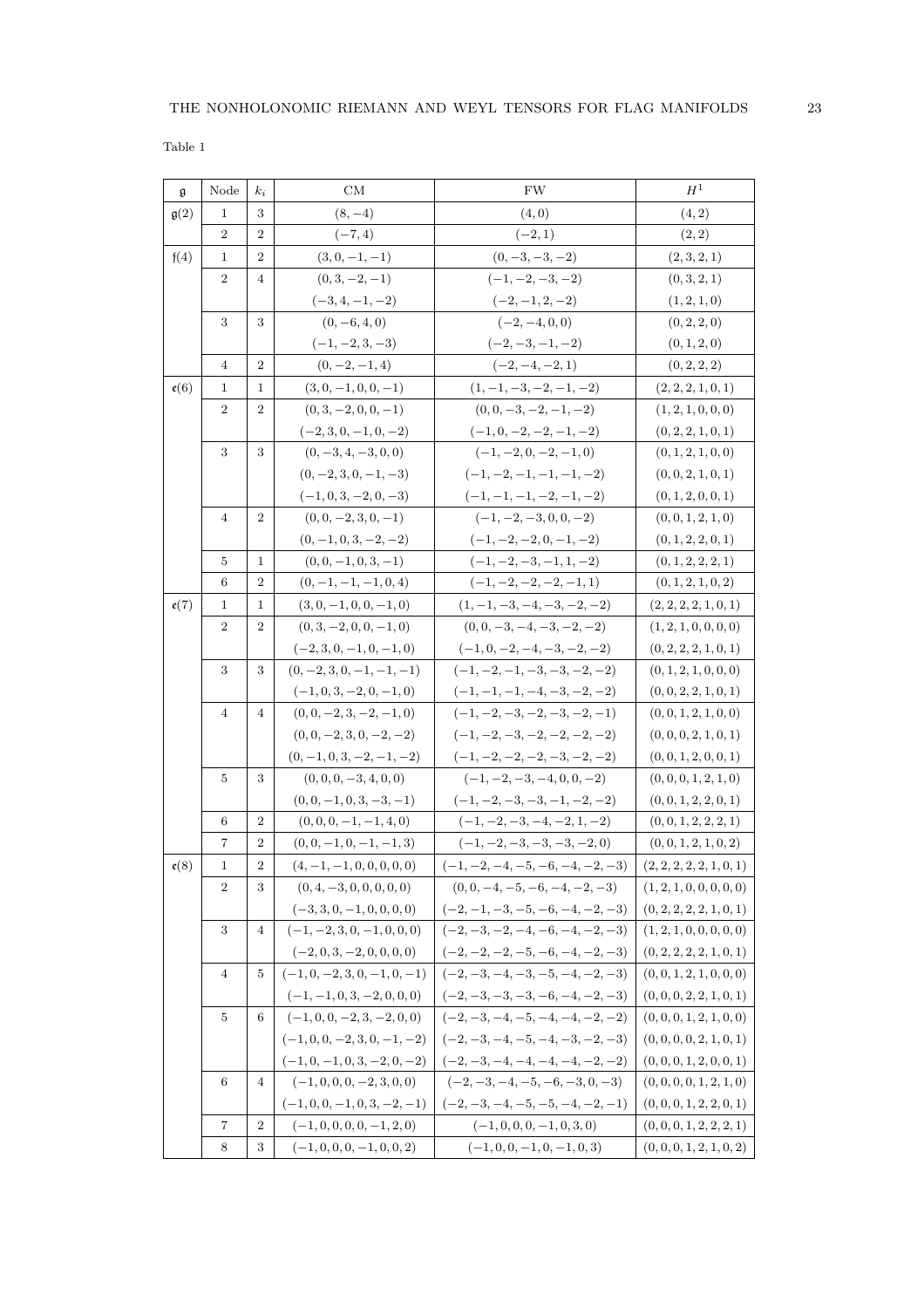Table 1

| $\mathfrak{g}$ | Node | $k_i$ | CM | FW | $H^1$ |
|---|---|---|---|---|---|
| $\mathfrak{g}(2)$ | 1 | 3 | $(8,-4)$ | $(4,0)$ | $(4,2)$ |
| | 2 | 2 | $(-7,4)$ | $(-2,1)$ | $(2,2)$ |
| $\mathfrak{f}(4)$ | 1 | 2 | $(3,0,-1,-1)$ | $(0,-3,-3,-2)$ | $(2,3,2,1)$ |
| | 2 | 4 | $(0,3,-2,-1)$ | $(-1,-2,-3,-2)$ | $(0,3,2,1)$ |
| | | | $(-3,4,-1,-2)$ | $(-2,-1,2,-2)$ | $(1,2,1,0)$ |
| | 3 | 3 | $(0,-6,4,0)$ | $(-2,-4,0,0)$ | $(0,2,2,0)$ |
| | | | $(-1,-2,3,-3)$ | $(-2,-3,-1,-2)$ | $(0,1,2,0)$ |
| | 4 | 2 | $(0,-2,-1,4)$ | $(-2,-4,-2,1)$ | $(0,2,2,2)$ |
| $\mathfrak{e}(6)$ | 1 | 1 | $(3,0,-1,0,0,-1)$ | $(1,-1,-3,-2,-1,-2)$ | $(2,2,2,1,0,1)$ |
| | 2 | 2 | $(0,3,-2,0,0,-1)$ | $(0,0,-3,-2,-1,-2)$ | $(1,2,1,0,0,0)$ |
| | | | $(-2,3,0,-1,0,-2)$ | $(-1,0,-2,-2,-1,-2)$ | $(0,2,2,1,0,1)$ |
| | 3 | 3 | $(0,-3,4,-3,0,0)$ | $(-1,-2,0,-2,-1,0)$ | $(0,1,2,1,0,0)$ |
| | | | $(0,-2,3,0,-1,-3)$ | $(-1,-2,-1,-1,-1,-2)$ | $(0,0,2,1,0,1)$ |
| | | | $(-1,0,3,-2,0,-3)$ | $(-1,-1,-1,-2,-1,-2)$ | $(0,1,2,0,0,1)$ |
| | 4 | 2 | $(0,0,-2,3,0,-1)$ | $(-1,-2,-3,0,0,-2)$ | $(0,0,1,2,1,0)$ |
| | | | $(0,-1,0,3,-2,-2)$ | $(-1,-2,-2,0,-1,-2)$ | $(0,1,2,2,0,1)$ |
| | 5 | 1 | $(0,0,-1,0,3,-1)$ | $(-1,-2,-3,-1,1,-2)$ | $(0,1,2,2,2,1)$ |
| | 6 | 2 | $(0,-1,-1,-1,0,4)$ | $(-1,-2,-2,-2,-1,1)$ | $(0,1,2,1,0,2)$ |
| $\mathfrak{e}(7)$ | 1 | 1 | $(3,0,-1,0,0,-1,0)$ | $(1,-1,-3,-4,-3,-2,-2)$ | $(2,2,2,2,1,0,1)$ |
| | 2 | 2 | $(0,3,-2,0,0,-1,0)$ | $(0,0,-3,-4,-3,-2,-2)$ | $(1,2,1,0,0,0,0)$ |
| | | | $(-2,3,0,-1,0,-1,0)$ | $(-1,0,-2,-4,-3,-2,-2)$ | $(0,2,2,2,1,0,1)$ |
| | 3 | 3 | $(0,-2,3,0,-1,-1,-1)$ | $(-1,-2,-1,-3,-3,-2,-2)$ | $(0,1,2,1,0,0,0)$ |
| | | | $(-1,0,3,-2,0,-1,0)$ | $(-1,-1,-1,-4,-3,-2,-2)$ | $(0,0,2,2,1,0,1)$ |
| | 4 | 4 | $(0,0,-2,3,-2,-1,0)$ | $(-1,-2,-3,-2,-3,-2,-1)$ | $(0,0,1,2,1,0,0)$ |
| | | | $(0,0,-2,3,0,-2,-2)$ | $(-1,-2,-3,-2,-2,-2,-2)$ | $(0,0,0,2,1,0,1)$ |
| | | | $(0,-1,0,3,-2,-1,-2)$ | $(-1,-2,-2,-2,-3,-2,-2)$ | $(0,0,1,2,0,0,1)$ |
| | 5 | 3 | $(0,0,0,-3,4,0,0)$ | $(-1,-2,-3,-4,0,0,-2)$ | $(0,0,0,1,2,1,0)$ |
| | | | $(0,0,-1,0,3,-3,-1)$ | $(-1,-2,-3,-3,-1,-2,-2)$ | $(0,0,1,2,2,0,1)$ |
| | 6 | 2 | $(0,0,0,-1,-1,4,0)$ | $(-1,-2,-3,-4,-2,1,-2)$ | $(0,0,1,2,2,2,1)$ |
| | 7 | 2 | $(0,0,-1,0,-1,-1,3)$ | $(-1,-2,-3,-3,-3,-2,0)$ | $(0,0,1,2,1,0,2)$ |
| $\mathfrak{e}(8)$ | 1 | 2 | $(4,-1,-1,0,0,0,0,0)$ | $(-1,-2,-4,-5,-6,-4,-2,-3)$ | $(2,2,2,2,2,1,0,1)$ |
| | 2 | 3 | $(0,4,-3,0,0,0,0,0)$ | $(0,0,-4,-5,-6,-4,-2,-3)$ | $(1,2,1,0,0,0,0,0)$ |
| | | | $(-3,3,0,-1,0,0,0,0)$ | $(-2,-1,-3,-5,-6,-4,-2,-3)$ | $(0,2,2,2,2,1,0,1)$ |
| | 3 | 4 | $(-1,-2,3,0,-1,0,0,0)$ | $(-2,-3,-2,-4,-6,-4,-2,-3)$ | $(1,2,1,0,0,0,0,0)$ |
| | | | $(-2,0,3,-2,0,0,0,0)$ | $(-2,-2,-2,-5,-6,-4,-2,-3)$ | $(0,2,2,2,2,1,0,1)$ |
| | 4 | 5 | $(-1,0,-2,3,0,-1,0,-1)$ | $(-2,-3,-4,-3,-5,-4,-2,-3)$ | $(0,0,1,2,1,0,0,0)$ |
| | | | $(-1,-1,0,3,-2,0,0,0)$ | $(-2,-3,-3,-3,-6,-4,-2,-3)$ | $(0,0,0,2,2,1,0,1)$ |
| | 5 | 6 | $(-1,0,0,-2,3,-2,0,0)$ | $(-2,-3,-4,-5,-4,-4,-2,-2)$ | $(0,0,0,1,2,1,0,0)$ |
| | | | $(-1,0,0,-2,3,0,-1,-2)$ | $(-2,-3,-4,-5,-4,-3,-2,-3)$ | $(0,0,0,0,2,1,0,1)$ |
| | | | $(-1,0,-1,0,3,-2,0,-2)$ | $(-2,-3,-4,-4,-4,-4,-2,-2)$ | $(0,0,0,1,2,0,0,1)$ |
| | 6 | 4 | $(-1,0,0,0,-2,3,0,0)$ | $(-2,-3,-4,-5,-6,-3,0,-3)$ | $(0,0,0,0,1,2,1,0)$ |
| | | | $(-1,0,0,-1,0,3,-2,-1)$ | $(-2,-3,-4,-5,-5,-4,-2,-1)$ | $(0,0,0,1,2,2,0,1)$ |
| | 7 | 2 | $(-1,0,0,0,0,-1,2,0)$ | $(-1,0,0,0,-1,0,3,0)$ | $(0,0,0,1,2,2,2,1)$ |
| | 8 | 3 | $(-1,0,0,0,-1,0,0,2)$ | $(-1,0,0,-1,0,-1,0,3)$ | $(0,0,0,1,2,1,0,2)$ |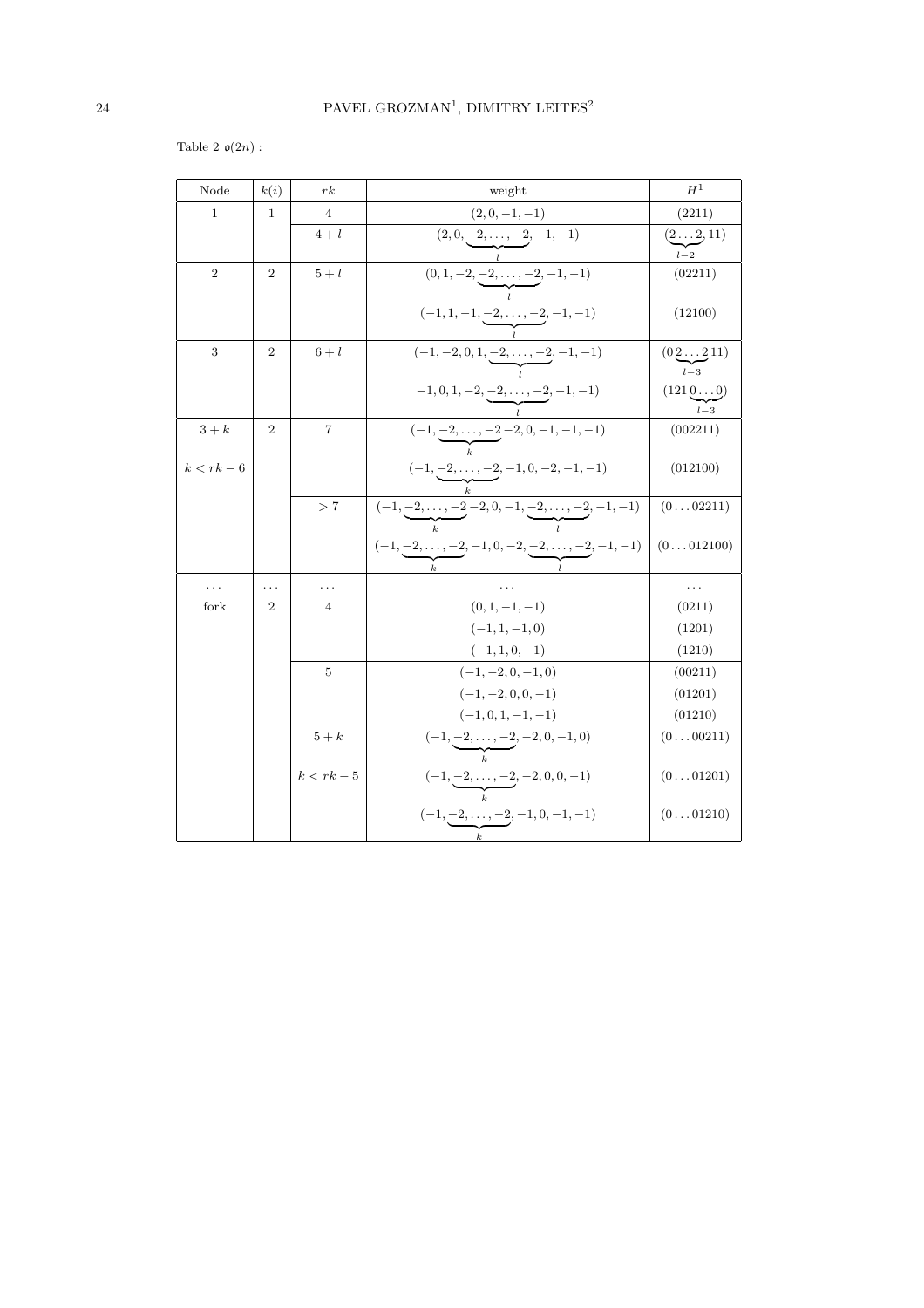Table 2 $\mathfrak{o}(2n)$ :

| Node | $k(i)$ | $rk$ | weight | $H^1$ |
|---|---|---|---|---|
| 1 | 1 | 4 | $(2,0,-1,-1)$ | $(2211)$ |
| | | $4+l$ | $(2,0,\underbrace{-2,\dots,-2}_{l},-1,-1)$ | $(\underbrace{2\dots2}_{l-2},11)$ |
| 2 | 2 | $5+l$ | $(0,1,-2,\underbrace{-2,\dots,-2}_{l},-1,-1)$ | $(02211)$ |
| | | | $(-1,1,-1,\underbrace{-2,\dots,-2}_{l},-1,-1)$ | $(12100)$ |
| 3 | 2 | $6+l$ | $(-1,-2,0,1,\underbrace{-2,\dots,-2}_{l},-1,-1)$ | $(0\underbrace{2\dots2}_{l-3}11)$ |
| | | | $-1,0,1,-2,\underbrace{-2,\dots,-2}_{l},-1,-1)$ | $(121\underbrace{0\dots0}_{l-3})$ |
| $3+k$ | 2 | 7 | $(-1,\underbrace{-2,\dots,-2}_{k}-2,0,-1,-1,-1)$ | $(002211)$ |
| $k<rk-6$ | | | $(-1,\underbrace{-2,\dots,-2}_{k},-1,0,-2,-1,-1)$ | $(012100)$ |
| | | $>7$ | $(-1,\underbrace{-2,\dots,-2}_{k}-2,0,-1,\underbrace{-2,\dots,-2}_{l},-1,-1)$ | $(0\dots02211)$ |
| | | | $(-1,\underbrace{-2,\dots,-2}_{k},-1,0,-2,\underbrace{-2,\dots,-2}_{l},-1,-1)$ | $(0\dots012100)$ |
| $\dots$ | $\dots$ | $\dots$ | $\dots$ | $\dots$ |
| fork | 2 | 4 | $(0,1,-1,-1)$ | $(0211)$ |
| | | | $(-1,1,-1,0)$ | $(1201)$ |
| | | | $(-1,1,0,-1)$ | $(1210)$ |
| | | 5 | $(-1,-2,0,-1,0)$ | $(00211)$ |
| | | | $(-1,-2,0,0,-1)$ | $(01201)$ |
| | | | $(-1,0,1,-1,-1)$ | $(01210)$ |
| | | $5+k$ | $(-1,\underbrace{-2,\dots,-2}_{k},-2,0,-1,0)$ | $(0\dots00211)$ |
| | | $k<rk-5$ | $(-1,\underbrace{-2,\dots,-2}_{k},-2,0,0,-1)$ | $(0\dots01201)$ |
| | | | $(-1,\underbrace{-2,\dots,-2}_{k},-1,0,-1,-1)$ | $(0\dots01210)$ |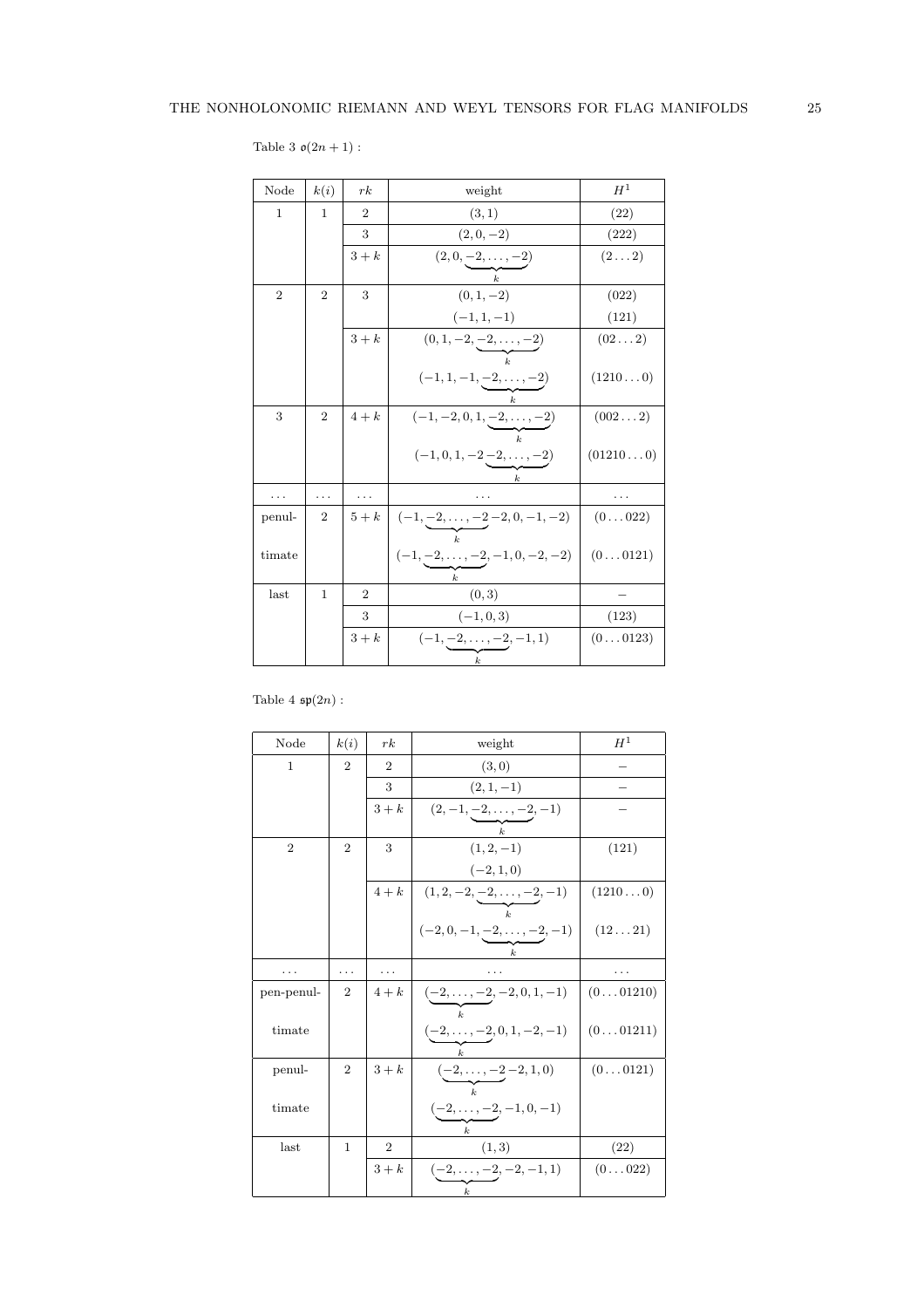Table 3 $\mathfrak{o}(2n+1)$ :

| Node | $k(i)$ | $rk$ | weight | $H^1$ |
|---|---|---|---|---|
| 1 | 1 | 2 | $(3,1)$ | $(22)$ |
| | | 3 | $(2,0,-2)$ | $(222)$ |
| | | $3+k$ | $(2,0,\underbrace{-2,\dots,-2}_{k})$ | $(2\dots2)$ |
| 2 | 2 | 3 | $(0,1,-2)$ | $(022)$ |
| | | | $(-1,1,-1)$ | $(121)$ |
| | | $3+k$ | $(0,1,-2,\underbrace{-2,\dots,-2}_{k})$ | $(02\dots2)$ |
| | | | $(-1,1,-1,\underbrace{-2,\dots,-2}_{k})$ | $(1210\dots0)$ |
| 3 | 2 | $4+k$ | $(-1,-2,0,1,\underbrace{-2,\dots,-2}_{k})$ | $(002\dots2)$ |
| | | | $(-1,0,1,-2\underbrace{-2,\dots,-2}_{k})$ | $(01210\dots0)$ |
| $\dots$ | $\dots$ | $\dots$ | $\dots$ | $\dots$ |
| penul- | 2 | $5+k$ | $(-1,\underbrace{-2,\dots,-2}_{k}-2,0,-1,-2)$ | $(0\dots022)$ |
| timate | | | $(-1,\underbrace{-2,\dots,-2}_{k},-1,0,-2,-2)$ | $(0\dots0121)$ |
| last | 1 | 2 | $(0,3)$ | $-$ |
| | | 3 | $(-1,0,3)$ | $(123)$ |
| | | $3+k$ | $(-1,\underbrace{-2,\dots,-2}_{k},-1,1)$ | $(0\dots0123)$ |

Table 4 $\mathfrak{sp}(2n)$ :

| Node | $k(i)$ | $rk$ | weight | $H^1$ |
|---|---|---|---|---|
| 1 | 2 | 2 | $(3,0)$ | $-$ |
| | | 3 | $(2,1,-1)$ | $-$ |
| | | $3+k$ | $(2,-1,\underbrace{-2,\dots,-2}_{k},-1)$ | $-$ |
| 2 | 2 | 3 | $(1,2,-1)$ | $(121)$ |
| | | | $(-2,1,0)$ | |
| | | $4+k$ | $(1,2,-2,\underbrace{-2,\dots,-2}_{k},-1)$ | $(1210\dots0)$ |
| | | | $(-2,0,-1,\underbrace{-2,\dots,-2}_{k},-1)$ | $(12\dots21)$ |
| $\dots$ | $\dots$ | $\dots$ | $\dots$ | $\dots$ |
| pen-penul- | 2 | $4+k$ | $(\underbrace{-2,\dots,-2}_{k},-2,0,1,-1)$ | $(0\dots01210)$ |
| timate | | | $(\underbrace{-2,\dots,-2}_{k},0,1,-2,-1)$ | $(0\dots01211)$ |
| penul- | 2 | $3+k$ | $(\underbrace{-2,\dots,-2}_{k}-2,1,0)$ | $(0\dots0121)$ |
| timate | | | $(\underbrace{-2,\dots,-2}_{k},-1,0,-1)$ | |
| last | 1 | 2 | $(1,3)$ | $(22)$ |
| | | $3+k$ | $(\underbrace{-2,\dots,-2}_{k},-2,-1,1)$ | $(0\dots022)$ |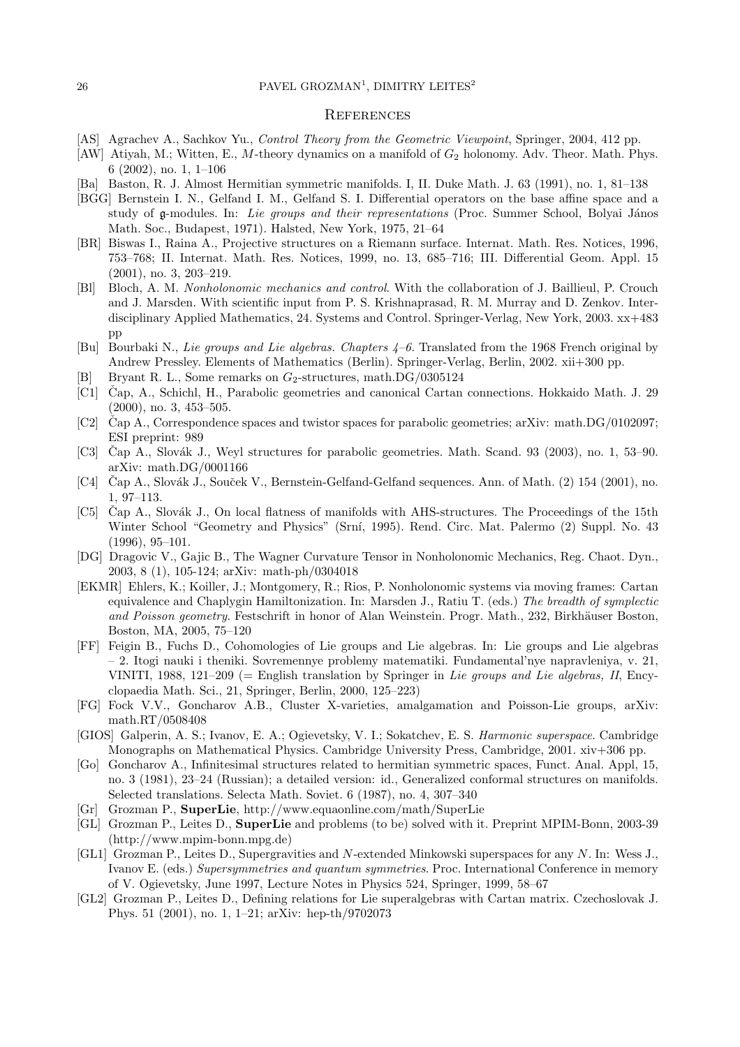## References

- [AS] Agrachev A., Sachkov Yu., *Control Theory from the Geometric Viewpoint*, Springer, 2004, 412 pp.
- [AW] Atiyah, M.; Witten, E., $M$-theory dynamics on a manifold of $G_2$ holonomy. Adv. Theor. Math. Phys. 6 (2002), no. 1, 1–106
- [Ba] Baston, R. J. Almost Hermitian symmetric manifolds. I, II. Duke Math. J. 63 (1991), no. 1, 81–138
- [BGG] Bernstein I. N., Gelfand I. M., Gelfand S. I. Differential operators on the base affine space and a study of $\mathfrak{g}$-modules. In: *Lie groups and their representations* (Proc. Summer School, Bolyai János Math. Soc., Budapest, 1971). Halsted, New York, 1975, 21–64
- [BR] Biswas I., Raina A., Projective structures on a Riemann surface. Internat. Math. Res. Notices, 1996, 753–768; II. Internat. Math. Res. Notices, 1999, no. 13, 685–716; III. Differential Geom. Appl. 15 (2001), no. 3, 203–219.
- [Bl] Bloch, A. M. *Nonholonomic mechanics and control*. With the collaboration of J. Baillieul, P. Crouch and J. Marsden. With scientific input from P. S. Krishnaprasad, R. M. Murray and D. Zenkov. Interdisciplinary Applied Mathematics, 24. Systems and Control. Springer-Verlag, New York, 2003. xx+483 pp
- [Bu] Bourbaki N., *Lie groups and Lie algebras. Chapters 4–6.* Translated from the 1968 French original by Andrew Pressley. Elements of Mathematics (Berlin). Springer-Verlag, Berlin, 2002. xii+300 pp.
- [B] Bryant R. L., Some remarks on $G_2$-structures, math.DG/0305124
- [C1] Čap, A., Schichl, H., Parabolic geometries and canonical Cartan connections. Hokkaido Math. J. 29 (2000), no. 3, 453–505.
- [C2] Čap A., Correspondence spaces and twistor spaces for parabolic geometries; arXiv: math.DG/0102097; ESI preprint: 989
- [C3] Čap A., Slovák J., Weyl structures for parabolic geometries. Math. Scand. 93 (2003), no. 1, 53–90. arXiv: math.DG/0001166
- [C4] Čap A., Slovák J., Souček V., Bernstein-Gelfand-Gelfand sequences. Ann. of Math. (2) 154 (2001), no. 1, 97–113.
- [C5] Čap A., Slovák J., On local flatness of manifolds with AHS-structures. The Proceedings of the 15th Winter School "Geometry and Physics" (Srní, 1995). Rend. Circ. Mat. Palermo (2) Suppl. No. 43 (1996), 95–101.
- [DG] Dragovic V., Gajic B., The Wagner Curvature Tensor in Nonholonomic Mechanics, Reg. Chaot. Dyn., 2003, 8 (1), 105-124; arXiv: math-ph/0304018
- [EKMR] Ehlers, K.; Koiller, J.; Montgomery, R.; Rios, P. Nonholonomic systems via moving frames: Cartan equivalence and Chaplygin Hamiltonization. In: Marsden J., Ratiu T. (eds.) *The breadth of symplectic and Poisson geometry*. Festschrift in honor of Alan Weinstein. Progr. Math., 232, Birkhäuser Boston, Boston, MA, 2005, 75–120
- [FF] Feigin B., Fuchs D., Cohomologies of Lie groups and Lie algebras. In: Lie groups and Lie algebras – 2. Itogi nauki i theniki. Sovremennye problemy matematiki. Fundamental'nye napravleniya, v. 21, VINITI, 1988, 121–209 (= English translation by Springer in *Lie groups and Lie algebras, II*, Encyclopaedia Math. Sci., 21, Springer, Berlin, 2000, 125–223)
- [FG] Fock V.V., Goncharov A.B., Cluster X-varieties, amalgamation and Poisson-Lie groups, arXiv: math.RT/0508408
- [GIOS] Galperin, A. S.; Ivanov, E. A.; Ogievetsky, V. I.; Sokatchev, E. S. *Harmonic superspace*. Cambridge Monographs on Mathematical Physics. Cambridge University Press, Cambridge, 2001. xiv+306 pp.
- [Go] Goncharov A., Infinitesimal structures related to hermitian symmetric spaces, Funct. Anal. Appl, 15, no. 3 (1981), 23–24 (Russian); a detailed version: id., Generalized conformal structures on manifolds. Selected translations. Selecta Math. Soviet. 6 (1987), no. 4, 307–340
- [Gr] Grozman P., **SuperLie**, http://www.equaonline.com/math/SuperLie
- [GL] Grozman P., Leites D., **SuperLie** and problems (to be) solved with it. Preprint MPIM-Bonn, 2003-39 (http://www.mpim-bonn.mpg.de)
- [GL1] Grozman P., Leites D., Supergravities and $N$-extended Minkowski superspaces for any $N$. In: Wess J., Ivanov E. (eds.) *Supersymmetries and quantum symmetries*. Proc. International Conference in memory of V. Ogievetsky, June 1997, Lecture Notes in Physics 524, Springer, 1999, 58–67
- [GL2] Grozman P., Leites D., Defining relations for Lie superalgebras with Cartan matrix. Czechoslovak J. Phys. 51 (2001), no. 1, 1–21; arXiv: hep-th/9702073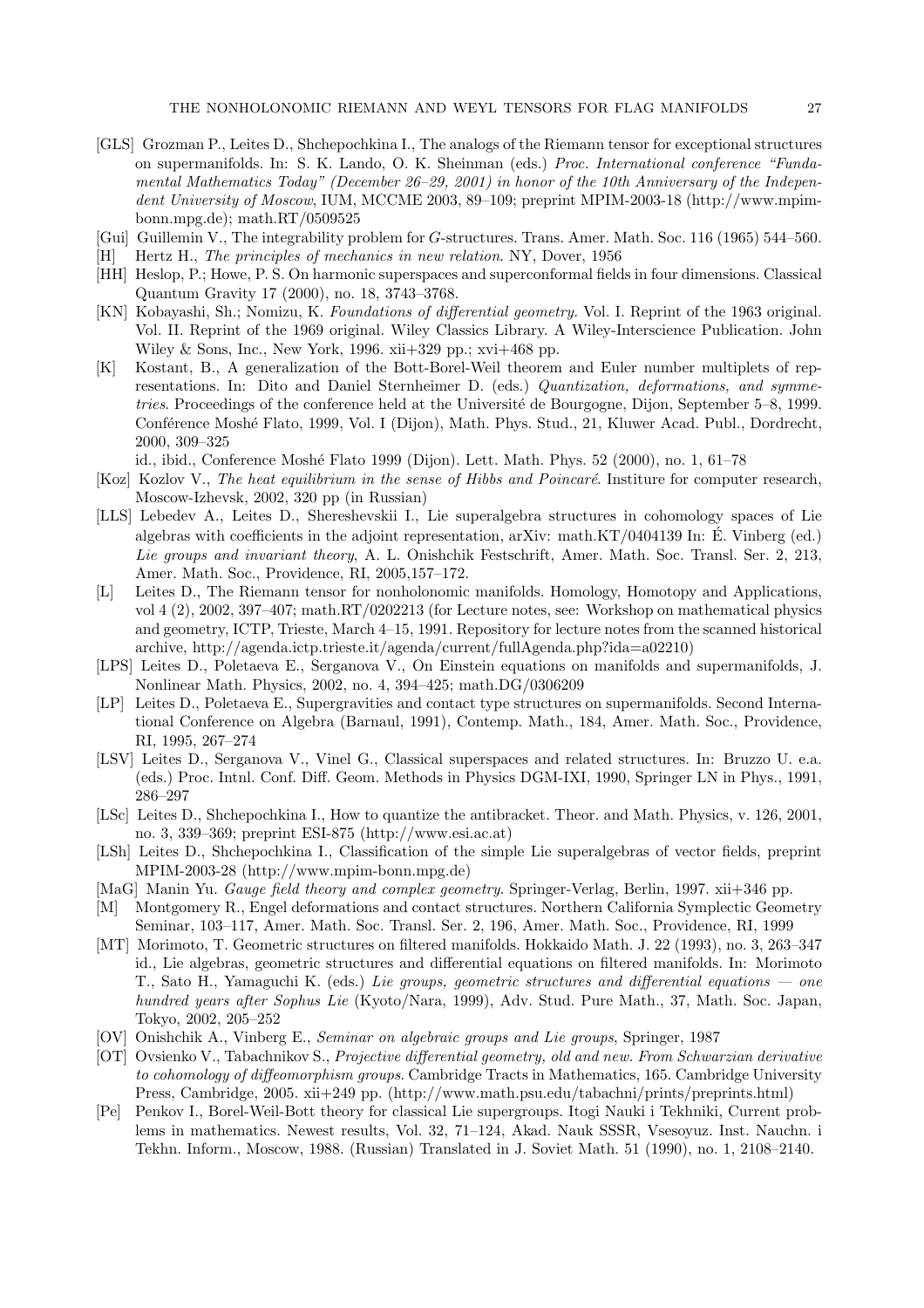- [GLS] Grozman P., Leites D., Shchepochkina I., The analogs of the Riemann tensor for exceptional structures on supermanifolds. In: S. K. Lando, O. K. Sheinman (eds.) *Proc. International conference "Fundamental Mathematics Today" (December 26–29, 2001) in honor of the 10th Anniversary of the Independent University of Moscow*, IUM, MCCME 2003, 89–109; preprint MPIM-2003-18 (http://www.mpim-bonn.mpg.de); math.RT/0509525
- [Gui] Guillemin V., The integrability problem for $G$-structures. Trans. Amer. Math. Soc. 116 (1965) 544–560.
- [H] Hertz H., *The principles of mechanics in new relation*. NY, Dover, 1956
- [HH] Heslop, P.; Howe, P. S. On harmonic superspaces and superconformal fields in four dimensions. Classical Quantum Gravity 17 (2000), no. 18, 3743–3768.
- [KN] Kobayashi, Sh.; Nomizu, K. *Foundations of differential geometry*. Vol. I. Reprint of the 1963 original. Vol. II. Reprint of the 1969 original. Wiley Classics Library. A Wiley-Interscience Publication. John Wiley & Sons, Inc., New York, 1996. xii+329 pp.; xvi+468 pp.
- [K] Kostant, B., A generalization of the Bott-Borel-Weil theorem and Euler number multiplets of representations. In: Dito and Daniel Sternheimer D. (eds.) *Quantization, deformations, and symmetries*. Proceedings of the conference held at the Université de Bourgogne, Dijon, September 5–8, 1999. Conférence Moshé Flato, 1999, Vol. I (Dijon), Math. Phys. Stud., 21, Kluwer Acad. Publ., Dordrecht, 2000, 309–325

  id., ibid., Conference Moshé Flato 1999 (Dijon). Lett. Math. Phys. 52 (2000), no. 1, 61–78
- [Koz] Kozlov V., *The heat equilibrium in the sense of Hibbs and Poincaré*. Institure for computer research, Moscow-Izhevsk, 2002, 320 pp (in Russian)
- [LLS] Lebedev A., Leites D., Shereshevskii I., Lie superalgebra structures in cohomology spaces of Lie algebras with coefficients in the adjoint representation, arXiv: math.KT/0404139 In: É. Vinberg (ed.) *Lie groups and invariant theory*, A. L. Onishchik Festschrift, Amer. Math. Soc. Transl. Ser. 2, 213, Amer. Math. Soc., Providence, RI, 2005,157–172.
- [L] Leites D., The Riemann tensor for nonholonomic manifolds. Homology, Homotopy and Applications, vol 4 (2), 2002, 397–407; math.RT/0202213 (for Lecture notes, see: Workshop on mathematical physics and geometry, ICTP, Trieste, March 4–15, 1991. Repository for lecture notes from the scanned historical archive, http://agenda.ictp.trieste.it/agenda/current/fullAgenda.php?ida=a02210)
- [LPS] Leites D., Poletaeva E., Serganova V., On Einstein equations on manifolds and supermanifolds, J. Nonlinear Math. Physics, 2002, no. 4, 394–425; math.DG/0306209
- [LP] Leites D., Poletaeva E., Supergravities and contact type structures on supermanifolds. Second International Conference on Algebra (Barnaul, 1991), Contemp. Math., 184, Amer. Math. Soc., Providence, RI, 1995, 267–274
- [LSV] Leites D., Serganova V., Vinel G., Classical superspaces and related structures. In: Bruzzo U. e.a. (eds.) Proc. Intnl. Conf. Diff. Geom. Methods in Physics DGM-IXI, 1990, Springer LN in Phys., 1991, 286–297
- [LSc] Leites D., Shchepochkina I., How to quantize the antibracket. Theor. and Math. Physics, v. 126, 2001, no. 3, 339–369; preprint ESI-875 (http://www.esi.ac.at)
- [LSh] Leites D., Shchepochkina I., Classification of the simple Lie superalgebras of vector fields, preprint MPIM-2003-28 (http://www.mpim-bonn.mpg.de)
- [MaG] Manin Yu. *Gauge field theory and complex geometry*. Springer-Verlag, Berlin, 1997. xii+346 pp.
- [M] Montgomery R., Engel deformations and contact structures. Northern California Symplectic Geometry Seminar, 103–117, Amer. Math. Soc. Transl. Ser. 2, 196, Amer. Math. Soc., Providence, RI, 1999
- [MT] Morimoto, T. Geometric structures on filtered manifolds. Hokkaido Math. J. 22 (1993), no. 3, 263–347

  id., Lie algebras, geometric structures and differential equations on filtered manifolds. In: Morimoto T., Sato H., Yamaguchi K. (eds.) *Lie groups, geometric structures and differential equations — one hundred years after Sophus Lie* (Kyoto/Nara, 1999), Adv. Stud. Pure Math., 37, Math. Soc. Japan, Tokyo, 2002, 205–252
- [OV] Onishchik A., Vinberg E., *Seminar on algebraic groups and Lie groups*, Springer, 1987
- [OT] Ovsienko V., Tabachnikov S., *Projective differential geometry, old and new. From Schwarzian derivative to cohomology of diffeomorphism groups*. Cambridge Tracts in Mathematics, 165. Cambridge University Press, Cambridge, 2005. xii+249 pp. (http://www.math.psu.edu/tabachni/prints/preprints.html)
- [Pe] Penkov I., Borel-Weil-Bott theory for classical Lie supergroups. Itogi Nauki i Tekhniki, Current problems in mathematics. Newest results, Vol. 32, 71–124, Akad. Nauk SSSR, Vsesoyuz. Inst. Nauchn. i Tekhn. Inform., Moscow, 1988. (Russian) Translated in J. Soviet Math. 51 (1990), no. 1, 2108–2140.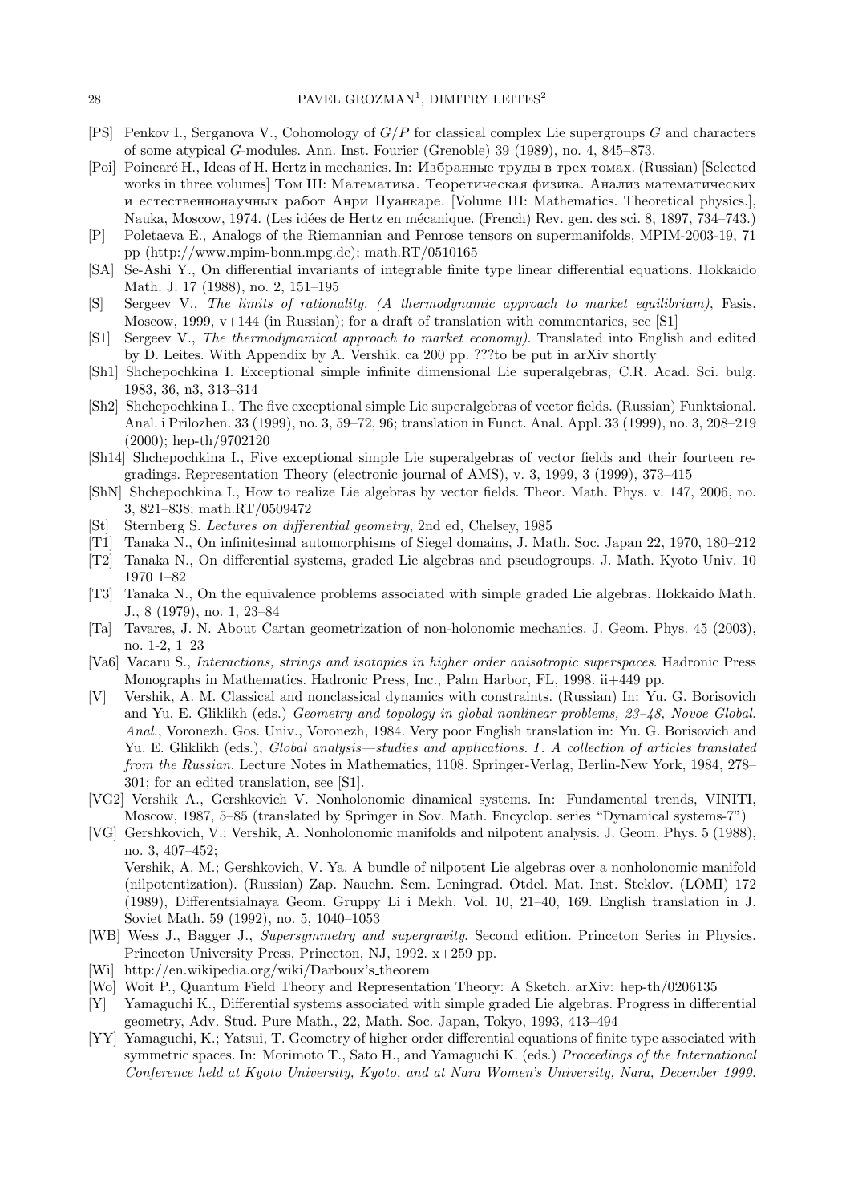- [PS] Penkov I., Serganova V., Cohomology of $G/P$ for classical complex Lie supergroups $G$ and characters of some atypical $G$-modules. Ann. Inst. Fourier (Grenoble) 39 (1989), no. 4, 845–873.
- [Poi] Poincaré H., Ideas of H. Hertz in mechanics. In: Избранные труды в трех томах. (Russian) [Selected works in three volumes] Том III: Математика. Теоретическая физика. Анализ математических и естественнонаучных работ Анри Пуанкаре. [Volume III: Mathematics. Theoretical physics.], Nauka, Moscow, 1974. (Les idées de Hertz en mécanique. (French) Rev. gen. des sci. 8, 1897, 734–743.)
- [P] Poletaeva E., Analogs of the Riemannian and Penrose tensors on supermanifolds, MPIM-2003-19, 71 pp (http://www.mpim-bonn.mpg.de); math.RT/0510165
- [SA] Se-Ashi Y., On differential invariants of integrable finite type linear differential equations. Hokkaido Math. J. 17 (1988), no. 2, 151–195
- [S] Sergeev V., *The limits of rationality. (A thermodynamic approach to market equilibrium)*, Fasis, Moscow, 1999, v+144 (in Russian); for a draft of translation with commentaries, see [S1]
- [S1] Sergeev V., *The thermodynamical approach to market economy)*. Translated into English and edited by D. Leites. With Appendix by A. Vershik. ca 200 pp. ???to be put in arXiv shortly
- [Sh1] Shchepochkina I. Exceptional simple infinite dimensional Lie superalgebras, C.R. Acad. Sci. bulg. 1983, 36, n3, 313–314
- [Sh2] Shchepochkina I., The five exceptional simple Lie superalgebras of vector fields. (Russian) Funktsional. Anal. i Prilozhen. 33 (1999), no. 3, 59–72, 96; translation in Funct. Anal. Appl. 33 (1999), no. 3, 208–219 (2000); hep-th/9702120
- [Sh14] Shchepochkina I., Five exceptional simple Lie superalgebras of vector fields and their fourteen regradings. Representation Theory (electronic journal of AMS), v. 3, 1999, 3 (1999), 373–415
- [ShN] Shchepochkina I., How to realize Lie algebras by vector fields. Theor. Math. Phys. v. 147, 2006, no. 3, 821–838; math.RT/0509472
- [St] Sternberg S. *Lectures on differential geometry*, 2nd ed, Chelsey, 1985
- [T1] Tanaka N., On infinitesimal automorphisms of Siegel domains, J. Math. Soc. Japan 22, 1970, 180–212
- [T2] Tanaka N., On differential systems, graded Lie algebras and pseudogroups. J. Math. Kyoto Univ. 10 1970 1–82
- [T3] Tanaka N., On the equivalence problems associated with simple graded Lie algebras. Hokkaido Math. J., 8 (1979), no. 1, 23–84
- [Ta] Tavares, J. N. About Cartan geometrization of non-holonomic mechanics. J. Geom. Phys. 45 (2003), no. 1-2, 1–23
- [Va6] Vacaru S., *Interactions, strings and isotopies in higher order anisotropic superspaces*. Hadronic Press Monographs in Mathematics. Hadronic Press, Inc., Palm Harbor, FL, 1998. ii+449 pp.
- [V] Vershik, A. M. Classical and nonclassical dynamics with constraints. (Russian) In: Yu. G. Borisovich and Yu. E. Gliklikh (eds.) *Geometry and topology in global nonlinear problems, 23–48, Novoe Global. Anal.*, Voronezh. Gos. Univ., Voronezh, 1984. Very poor English translation in: Yu. G. Borisovich and Yu. E. Gliklikh (eds.), *Global analysis—studies and applications. I. A collection of articles translated from the Russian.* Lecture Notes in Mathematics, 1108. Springer-Verlag, Berlin-New York, 1984, 278–301; for an edited translation, see [S1].
- [VG2] Vershik A., Gershkovich V. Nonholonomic dinamical systems. In: Fundamental trends, VINITI, Moscow, 1987, 5–85 (translated by Springer in Sov. Math. Encyclop. series "Dynamical systems-7")
- [VG] Gershkovich, V.; Vershik, A. Nonholonomic manifolds and nilpotent analysis. J. Geom. Phys. 5 (1988), no. 3, 407–452;
  Vershik, A. M.; Gershkovich, V. Ya. A bundle of nilpotent Lie algebras over a nonholonomic manifold (nilpotentization). (Russian) Zap. Nauchn. Sem. Leningrad. Otdel. Mat. Inst. Steklov. (LOMI) 172 (1989), Differentsialnaya Geom. Gruppy Li i Mekh. Vol. 10, 21–40, 169. English translation in J. Soviet Math. 59 (1992), no. 5, 1040–1053
- [WB] Wess J., Bagger J., *Supersymmetry and supergravity*. Second edition. Princeton Series in Physics. Princeton University Press, Princeton, NJ, 1992. x+259 pp.
- [Wi] http://en.wikipedia.org/wiki/Darboux's_theorem
- [Wo] Woit P., Quantum Field Theory and Representation Theory: A Sketch. arXiv: hep-th/0206135
- [Y] Yamaguchi K., Differential systems associated with simple graded Lie algebras. Progress in differential geometry, Adv. Stud. Pure Math., 22, Math. Soc. Japan, Tokyo, 1993, 413–494
- [YY] Yamaguchi, K.; Yatsui, T. Geometry of higher order differential equations of finite type associated with symmetric spaces. In: Morimoto T., Sato H., and Yamaguchi K. (eds.) *Proceedings of the International Conference held at Kyoto University, Kyoto, and at Nara Women's University, Nara, December 1999.*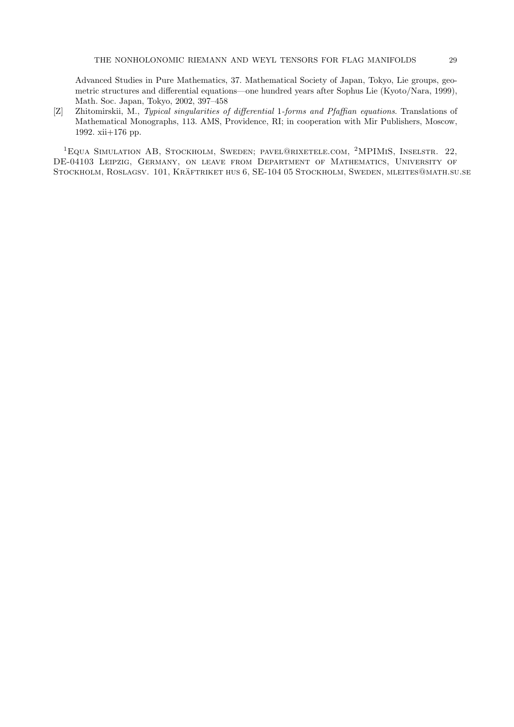Advanced Studies in Pure Mathematics, 37. Mathematical Society of Japan, Tokyo, Lie groups, geometric structures and differential equations—one hundred years after Sophus Lie (Kyoto/Nara, 1999), Math. Soc. Japan, Tokyo, 2002, 397–458

[Z] Zhitomirskii, M., *Typical singularities of differential* 1*-forms and Pfaffian equations*. Translations of Mathematical Monographs, 113. AMS, Providence, RI; in cooperation with Mir Publishers, Moscow, 1992. xii+176 pp.

[1]Equa Simulation AB, Stockholm, Sweden; pavel@rixetele.com, [2]MPIMiS, Inselstr. 22, DE-04103 Leipzig, Germany, on leave from Department of Mathematics, University of Stockholm, Roslagsv. 101, Kräftriket hus 6, SE-104 05 Stockholm, Sweden, mleites@math.su.se